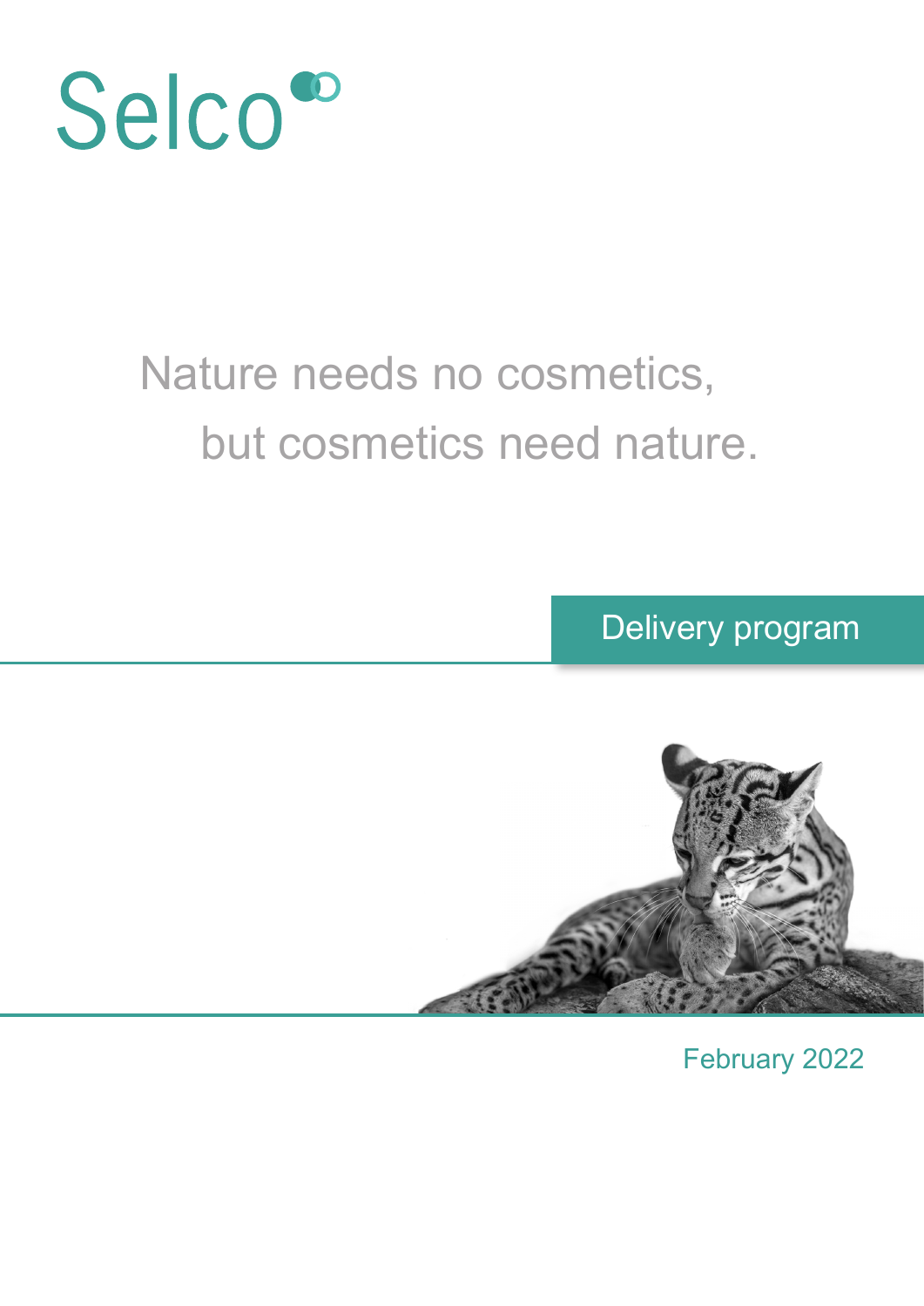# Selco

Nature needs no cosmetics,
but cosmetics need nature.

## Delivery program

February 2022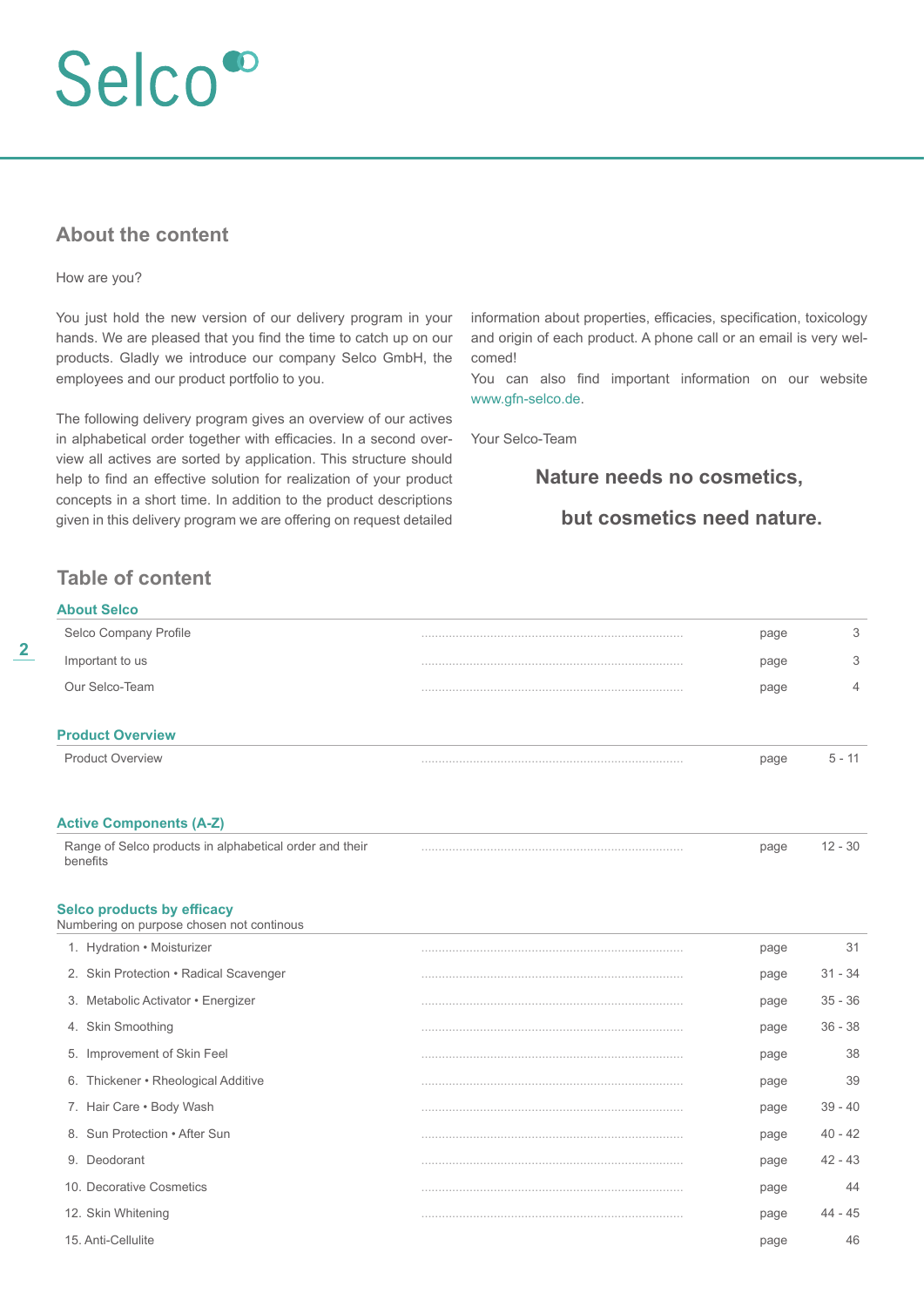# Selco

## About the content

How are you?

You just hold the new version of our delivery program in your hands. We are pleased that you find the time to catch up on our products. Gladly we introduce our company Selco GmbH, the employees and our product portfolio to you.

The following delivery program gives an overview of our actives in alphabetical order together with efficacies. In a second overview all actives are sorted by application. This structure should help to find an effective solution for realization of your product concepts in a short time. In addition to the product descriptions given in this delivery program we are offering on request detailed information about properties, efficacies, specification, toxicology and origin of each product. A phone call or an email is very welcomed!

You can also find important information on our website www.gfn-selco.de.

Your Selco-Team

**Nature needs no cosmetics,**

**but cosmetics need nature.**

## Table of content

### About Selco

| | | | |
|---|---|---|---|
| Selco Company Profile | ........................................ | page | 3 |
| Important to us | ........................................ | page | 3 |
| Our Selco-Team | ........................................ | page | 4 |

### Product Overview

| | | | |
|---|---|---|---|
| Product Overview | ........................................ | page | 5 - 11 |

### Active Components (A-Z)

| | | | |
|---|---|---|---|
| Range of Selco products in alphabetical order and their benefits | ........................................ | page | 12 - 30 |

### Selco products by efficacy

Numbering on purpose chosen not continous

| | | | |
|---|---|---|---|
| 1. Hydration • Moisturizer | ........................................ | page | 31 |
| 2. Skin Protection • Radical Scavenger | ........................................ | page | 31 - 34 |
| 3. Metabolic Activator • Energizer | ........................................ | page | 35 - 36 |
| 4. Skin Smoothing | ........................................ | page | 36 - 38 |
| 5. Improvement of Skin Feel | ........................................ | page | 38 |
| 6. Thickener • Rheological Additive | ........................................ | page | 39 |
| 7. Hair Care • Body Wash | ........................................ | page | 39 - 40 |
| 8. Sun Protection • After Sun | ........................................ | page | 40 - 42 |
| 9. Deodorant | ........................................ | page | 42 - 43 |
| 10. Decorative Cosmetics | ........................................ | page | 44 |
| 12. Skin Whitening | ........................................ | page | 44 - 45 |
| 15. Anti-Cellulite | | page | 46 |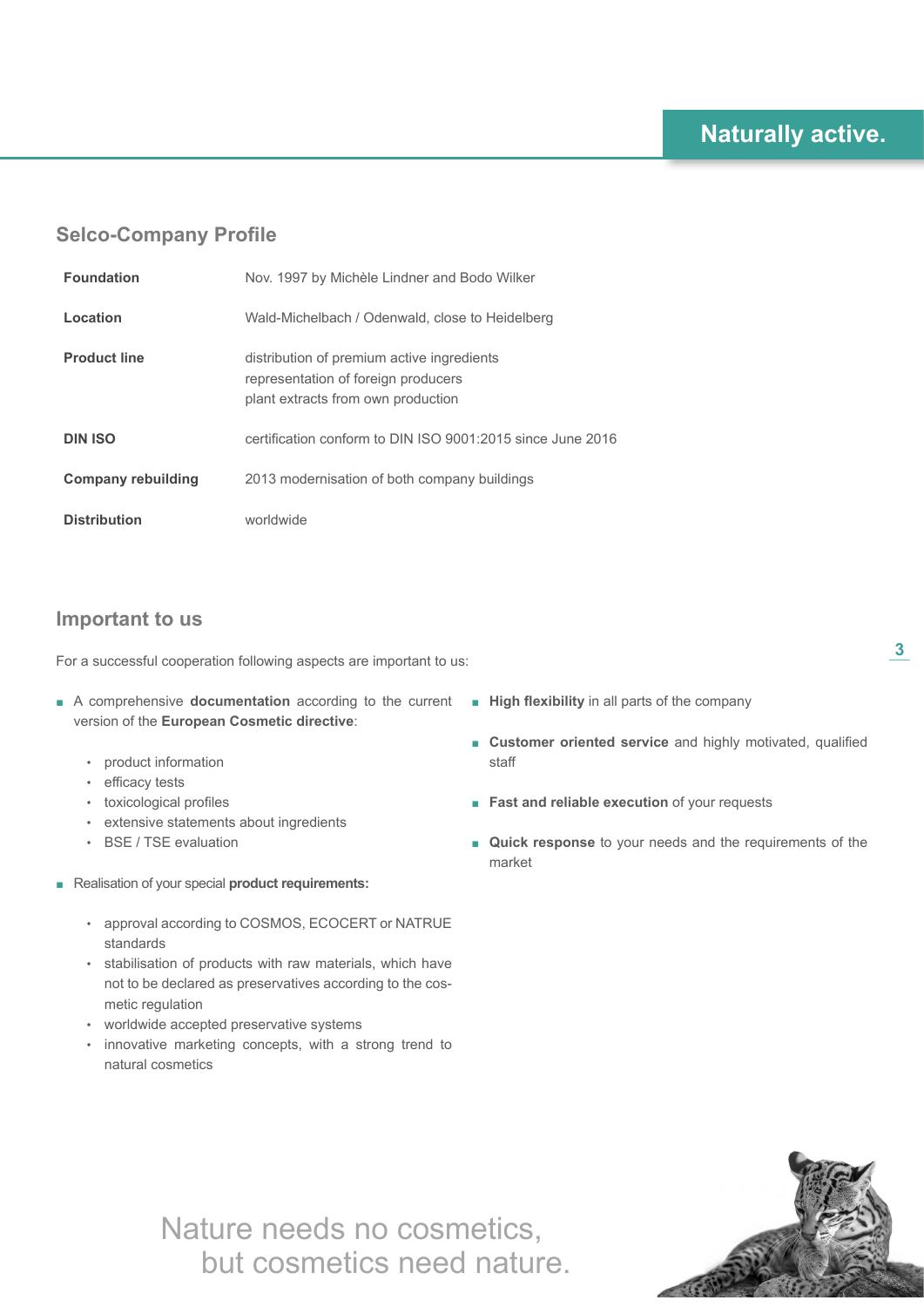## Selco-Company Profile

| | |
|---|---|
| **Foundation** | Nov. 1997 by Michèle Lindner and Bodo Wilker |
| **Location** | Wald-Michelbach / Odenwald, close to Heidelberg |
| **Product line** | distribution of premium active ingredients<br>representation of foreign producers<br>plant extracts from own production |
| **DIN ISO** | certification conform to DIN ISO 9001:2015 since June 2016 |
| **Company rebuilding** | 2013 modernisation of both company buildings |
| **Distribution** | worldwide |

## Important to us

For a successful cooperation following aspects are important to us:

- A comprehensive **documentation** according to the current version of the **European Cosmetic directive**:
  - product information
  - efficacy tests
  - toxicological profiles
  - extensive statements about ingredients
  - BSE / TSE evaluation
- Realisation of your special **product requirements:**
  - approval according to COSMOS, ECOCERT or NATRUE standards
  - stabilisation of products with raw materials, which have not to be declared as preservatives according to the cosmetic regulation
  - worldwide accepted preservative systems
  - innovative marketing concepts, with a strong trend to natural cosmetics
- **High flexibility** in all parts of the company
- **Customer oriented service** and highly motivated, qualified staff
- **Fast and reliable execution** of your requests
- **Quick response** to your needs and the requirements of the market

Nature needs no cosmetics,
but cosmetics need nature.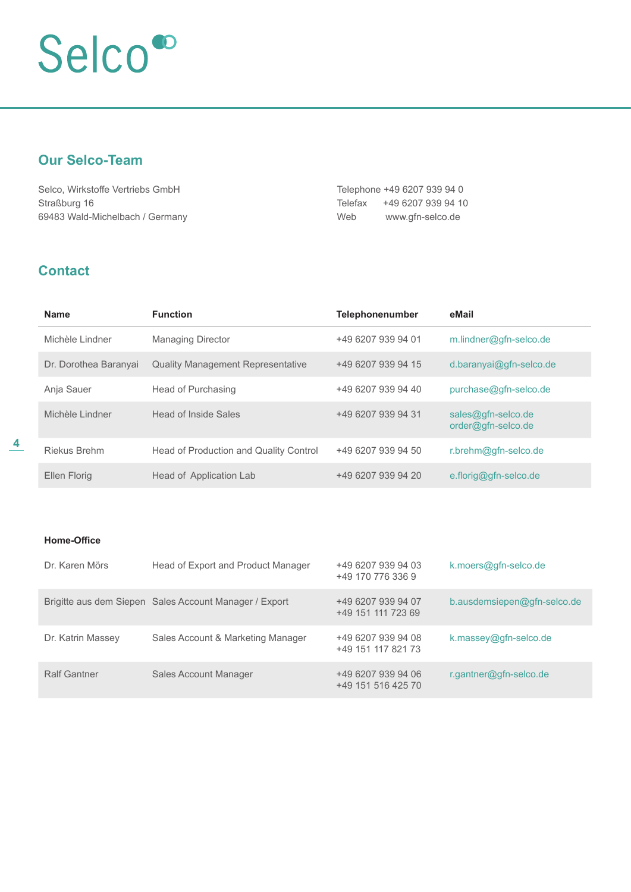Selco

## Our Selco-Team

Selco, Wirkstoffe Vertriebs GmbH
Straßburg 16
69483 Wald-Michelbach / Germany

Telephone +49 6207 939 94 0
Telefax +49 6207 939 94 10
Web www.gfn-selco.de

## Contact

| Name | Function | Telephonenumber | eMail |
|---|---|---|---|
| Michèle Lindner | Managing Director | +49 6207 939 94 01 | m.lindner@gfn-selco.de |
| Dr. Dorothea Baranyai | Quality Management Representative | +49 6207 939 94 15 | d.baranyai@gfn-selco.de |
| Anja Sauer | Head of Purchasing | +49 6207 939 94 40 | purchase@gfn-selco.de |
| Michèle Lindner | Head of Inside Sales | +49 6207 939 94 31 | sales@gfn-selco.de<br>order@gfn-selco.de |
| Riekus Brehm | Head of Production and Quality Control | +49 6207 939 94 50 | r.brehm@gfn-selco.de |
| Ellen Florig | Head of Application Lab | +49 6207 939 94 20 | e.florig@gfn-selco.de |

**Home-Office**

| Name | Function | Telephonenumber | eMail |
|---|---|---|---|
| Dr. Karen Mörs | Head of Export and Product Manager | +49 6207 939 94 03<br>+49 170 776 336 9 | k.moers@gfn-selco.de |
| Brigitte aus dem Siepen | Sales Account Manager / Export | +49 6207 939 94 07<br>+49 151 111 723 69 | b.ausdemsiepen@gfn-selco.de |
| Dr. Katrin Massey | Sales Account & Marketing Manager | +49 6207 939 94 08<br>+49 151 117 821 73 | k.massey@gfn-selco.de |
| Ralf Gantner | Sales Account Manager | +49 6207 939 94 06<br>+49 151 516 425 70 | r.gantner@gfn-selco.de |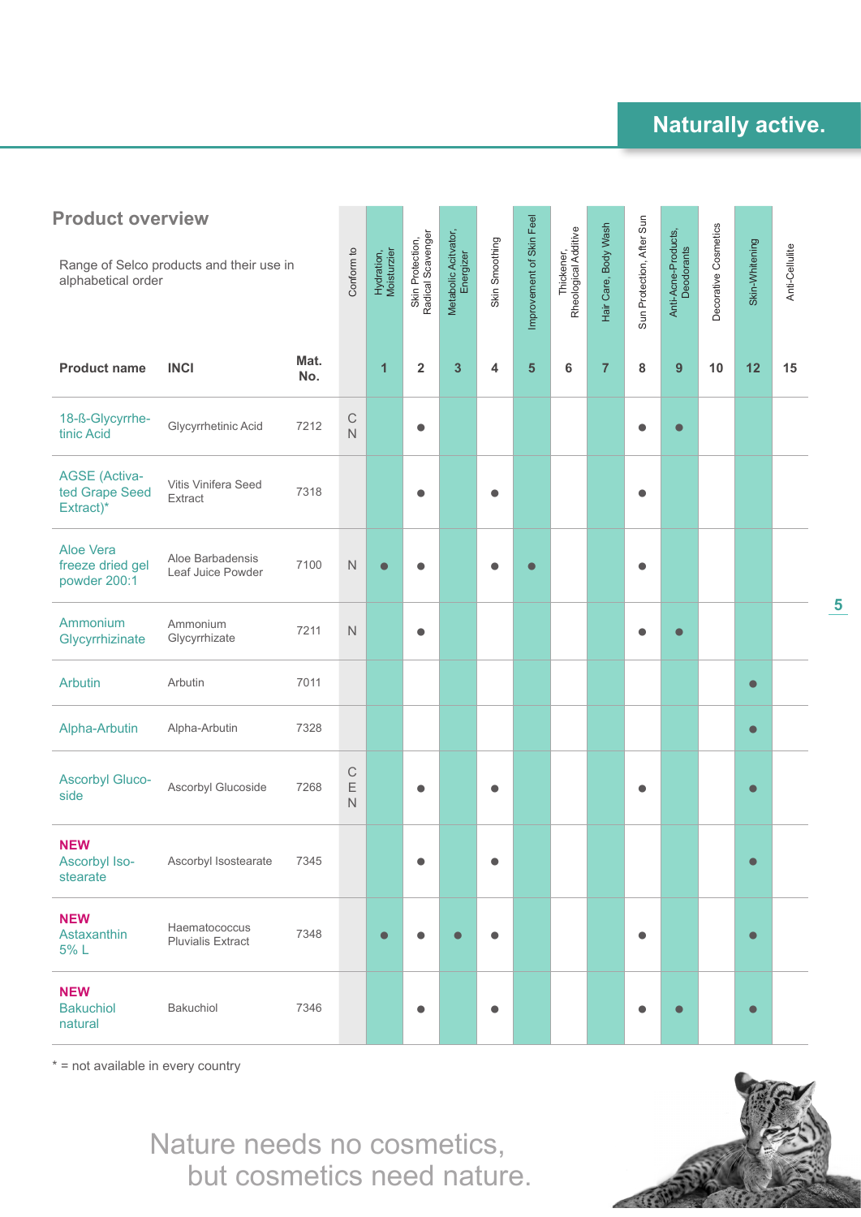## Naturally active.

## Product overview

Range of Selco products and their use in alphabetical order

| Product name | INCI | Mat. No. | Conform to | Hydration, Moisturzier 1 | Skin Protection, Radical Scavenger 2 | Metabolic Acitvator, Energizer 3 | Skin Smoothing 4 | Improvement of Skin Feel 5 | Thickener, Rheological Additive 6 | Hair Care, Body Wash 7 | Sun Protection, After Sun 8 | Anti-Acne-Products, Deodorants 9 | Decorative Cosmetics 10 | Skin-Whitening 12 | Anti-Cellulite 15 |
|---|---|---|---|---|---|---|---|---|---|---|---|---|---|---|---|
| 18-ß-Glycyrrhetinic Acid | Glycyrrhetinic Acid | 7212 | C N | | ● | | | | | | ● | ● | | | |
| AGSE (Activated Grape Seed Extract)* | Vitis Vinifera Seed Extract | 7318 | | | ● | | ● | | | | ● | | | | |
| Aloe Vera freeze dried gel powder 200:1 | Aloe Barbadensis Leaf Juice Powder | 7100 | N | ● | ● | | ● | ● | | | ● | | | | |
| Ammonium Glycyrrhizinate | Ammonium Glycyrrhizate | 7211 | N | | ● | | | | | | ● | ● | | | |
| Arbutin | Arbutin | 7011 | | | | | | | | | | | | ● | |
| Alpha-Arbutin | Alpha-Arbutin | 7328 | | | | | | | | | | | | ● | |
| Ascorbyl Glucoside | Ascorbyl Glucoside | 7268 | C E N | | ● | | ● | | | | ● | | | ● | |
| **NEW** Ascorbyl Isostearate | Ascorbyl Isostearate | 7345 | | | ● | | ● | | | | | | | ● | |
| **NEW** Astaxanthin 5% L | Haematococcus Pluvialis Extract | 7348 | | ● | ● | ● | ● | | | | ● | | | ● | |
| **NEW** Bakuchiol natural | Bakuchiol | 7346 | | | ● | | ● | | | | ● | ● | | ● | |

* = not available in every country

Nature needs no cosmetics,
but cosmetics need nature.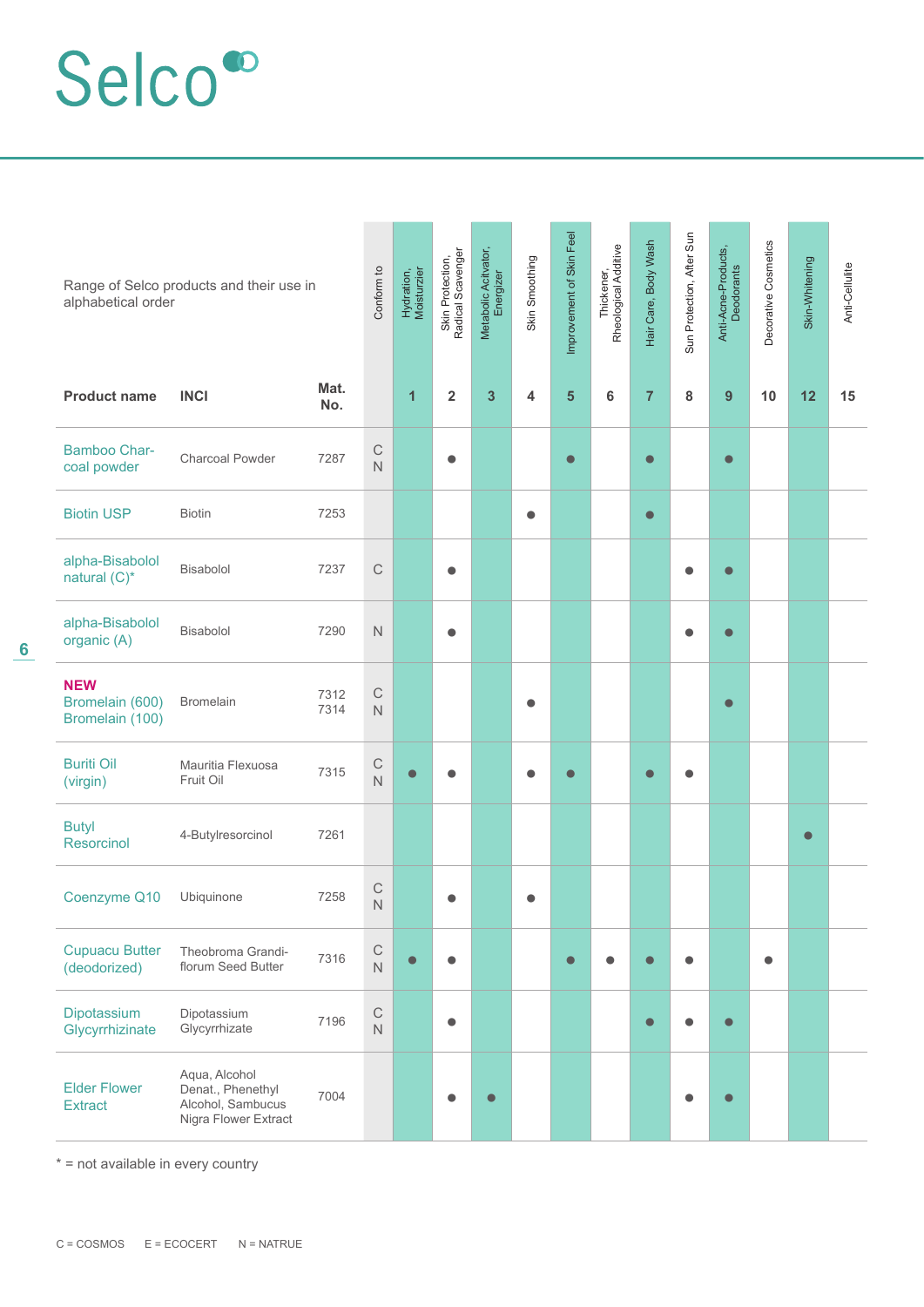# Selco

Range of Selco products and their use in alphabetical order

| Product name | INCI | Mat. No. | Conform to | Hydration, Moisturzier 1 | Skin Protection, Radical Scavenger 2 | Metabolic Acitvator, Energizer 3 | Skin Smoothing 4 | Improvement of Skin Feel 5 | Thickener, Rheological Additive 6 | Hair Care, Body Wash 7 | Sun Protection, After Sun 8 | Anti-Acne-Products, Deodorants 9 | Decorative Cosmetics 10 | Skin-Whitening 12 | Anti-Cellulite 15 |
|---|---|---|---|---|---|---|---|---|---|---|---|---|---|---|---|
| Bamboo Char-coal powder | Charcoal Powder | 7287 | C N | | ● | | | ● | | ● | | ● | | | |
| Biotin USP | Biotin | 7253 | | | | | ● | | | ● | | | | | |
| alpha-Bisabolol natural (C)* | Bisabolol | 7237 | C | | ● | | | | | | ● | ● | | | |
| alpha-Bisabolol organic (A) | Bisabolol | 7290 | N | | ● | | | | | | ● | ● | | | |
| **NEW** Bromelain (600) Bromelain (100) | Bromelain | 7312 7314 | C N | | | | ● | | | | | ● | | | |
| Buriti Oil (virgin) | Mauritia Flexuosa Fruit Oil | 7315 | C N | ● | ● | | ● | ● | | ● | ● | | | | |
| Butyl Resorcinol | 4-Butylresorcinol | 7261 | | | | | | | | | | | | ● | |
| Coenzyme Q10 | Ubiquinone | 7258 | C N | | ● | | ● | | | | | | | | |
| Cupuacu Butter (deodorized) | Theobroma Grandi-florum Seed Butter | 7316 | C N | ● | ● | | | ● | ● | ● | ● | | ● | | |
| Dipotassium Glycyrrhizinate | Dipotassium Glycyrrhizate | 7196 | C N | | ● | | | | | ● | ● | ● | | | |
| Elder Flower Extract | Aqua, Alcohol Denat., Phenethyl Alcohol, Sambucus Nigra Flower Extract | 7004 | | | ● | ● | | | | | ● | ● | | | |

* = not available in every country

C = COSMOS E = ECOCERT N = NATRUE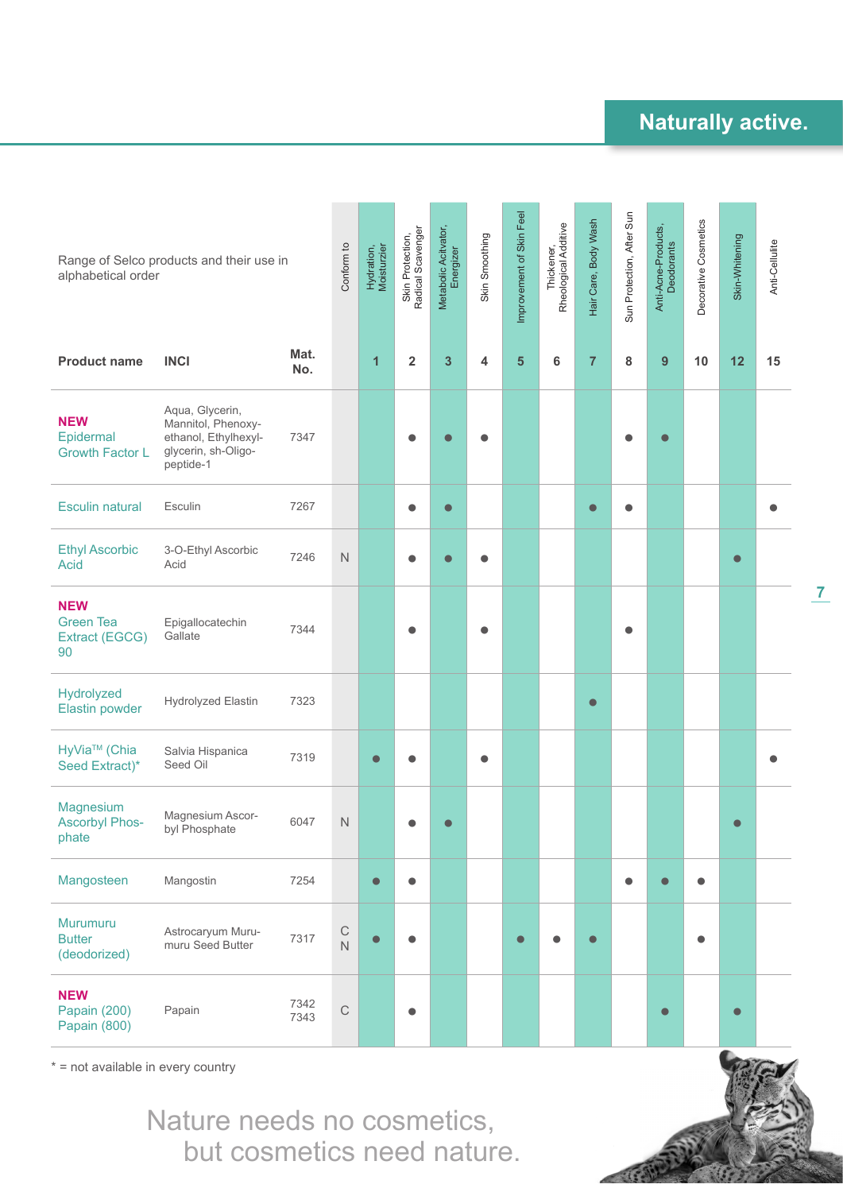## Naturally active.

Range of Selco products and their use in alphabetical order

| Product name | INCI | Mat. No. | Conform to | Hydration, Moisturzier 1 | Skin Protection, Radical Scavenger 2 | Metabolic Acivtator, Energizer 3 | Skin Smoothing 4 | Improvement of Skin Feel 5 | Thickener, Rheological Additive 6 | Hair Care, Body Wash 7 | Sun Protection, After Sun 8 | Anti-Acne-Products, Deodorants 9 | Decorative Cosmetics 10 | Skin-Whitening 12 | Anti-Cellulite 15 |
|---|---|---|---|---|---|---|---|---|---|---|---|---|---|---|---|
| **NEW** Epidermal Growth Factor L | Aqua, Glycerin, Mannitol, Phenoxy-ethanol, Ethylhexyl-glycerin, sh-Oligo-peptide-1 | 7347 | | | ● | ● | ● | | | | ● | ● | | | |
| Esculin natural | Esculin | 7267 | | | ● | ● | | | | ● | ● | | | | ● |
| Ethyl Ascorbic Acid | 3-O-Ethyl Ascorbic Acid | 7246 | N | | ● | ● | ● | | | | | | | ● | |
| **NEW** Green Tea Extract (EGCG) 90 | Epigallocatechin Gallate | 7344 | | | ● | | ● | | | | ● | | | | |
| Hydrolyzed Elastin powder | Hydrolyzed Elastin | 7323 | | | | | | | | ● | | | | | |
| HyVia™ (Chia Seed Extract)* | Salvia Hispanica Seed Oil | 7319 | | ● | ● | | ● | | | | | | | | ● |
| Magnesium Ascorbyl Phos-phate | Magnesium Ascor-byl Phosphate | 6047 | N | | ● | ● | | | | | | | | ● | |
| Mangosteen | Mangostin | 7254 | | ● | ● | | | | | | ● | ● | ● | | |
| Murumuru Butter (deodorized) | Astrocaryum Muru-muru Seed Butter | 7317 | C N | ● | ● | | | ● | ● | ● | | | ● | | |
| **NEW** Papain (200) Papain (800) | Papain | 7342 7343 | C | | ● | | | | | | | ● | | ● | |

* = not available in every country

Nature needs no cosmetics,
but cosmetics need nature.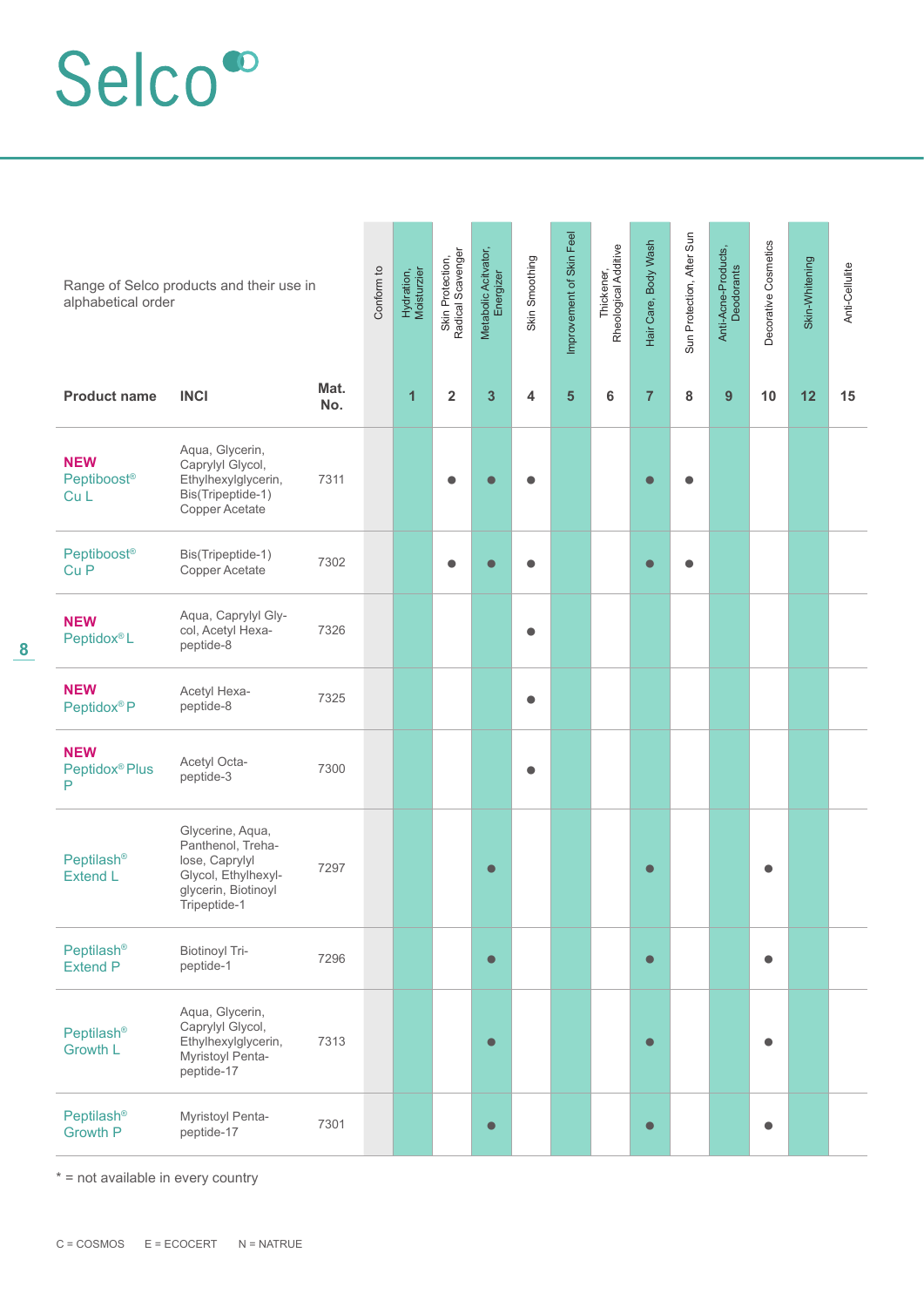Selco

Range of Selco products and their use in alphabetical order

| Product name | INCI | Mat. No. | Conform to | Hydration, Moisturzier | Skin Protection, Radical Scavenger | Metabolic Acitvator, Energizer | Skin Smoothing | Improvement of Skin Feel | Thickener, Rheological Additive | Hair Care, Body Wash | Sun Protection, After Sun | Anti-Acne-Products, Deodorants | Decorative Cosmetics | Skin-Whitening | Anti-Cellulite |
|---|---|---|---|---|---|---|---|---|---|---|---|---|---|---|---|
| | | | | 1 | 2 | 3 | 4 | 5 | 6 | 7 | 8 | 9 | 10 | 12 | 15 |
| **NEW** Peptiboost® Cu L | Aqua, Glycerin, Caprylyl Glycol, Ethylhexylglycerin, Bis(Tripeptide-1) Copper Acetate | 7311 | | | ● | ● | ● | | | ● | ● | | | | |
| Peptiboost® Cu P | Bis(Tripeptide-1) Copper Acetate | 7302 | | | ● | ● | ● | | | ● | ● | | | | |
| **NEW** Peptidox® L | Aqua, Caprylyl Glycol, Acetyl Hexapeptide-8 | 7326 | | | | | ● | | | | | | | | |
| **NEW** Peptidox® P | Acetyl Hexapeptide-8 | 7325 | | | | | ● | | | | | | | | |
| **NEW** Peptidox® Plus P | Acetyl Octapeptide-3 | 7300 | | | | | ● | | | | | | | | |
| Peptilash® Extend L | Glycerine, Aqua, Panthenol, Trehalose, Caprylyl Glycol, Ethylhexylglycerin, Biotinoyl Tripeptide-1 | 7297 | | | | ● | | | | ● | | | ● | | |
| Peptilash® Extend P | Biotinoyl Tripeptide-1 | 7296 | | | | ● | | | | ● | | | ● | | |
| Peptilash® Growth L | Aqua, Glycerin, Caprylyl Glycol, Ethylhexylglycerin, Myristoyl Pentapeptide-17 | 7313 | | | | ● | | | | ● | | | ● | | |
| Peptilash® Growth P | Myristoyl Pentapeptide-17 | 7301 | | | | ● | | | | ● | | | ● | | |

* = not available in every country

C = COSMOS E = ECOCERT N = NATRUE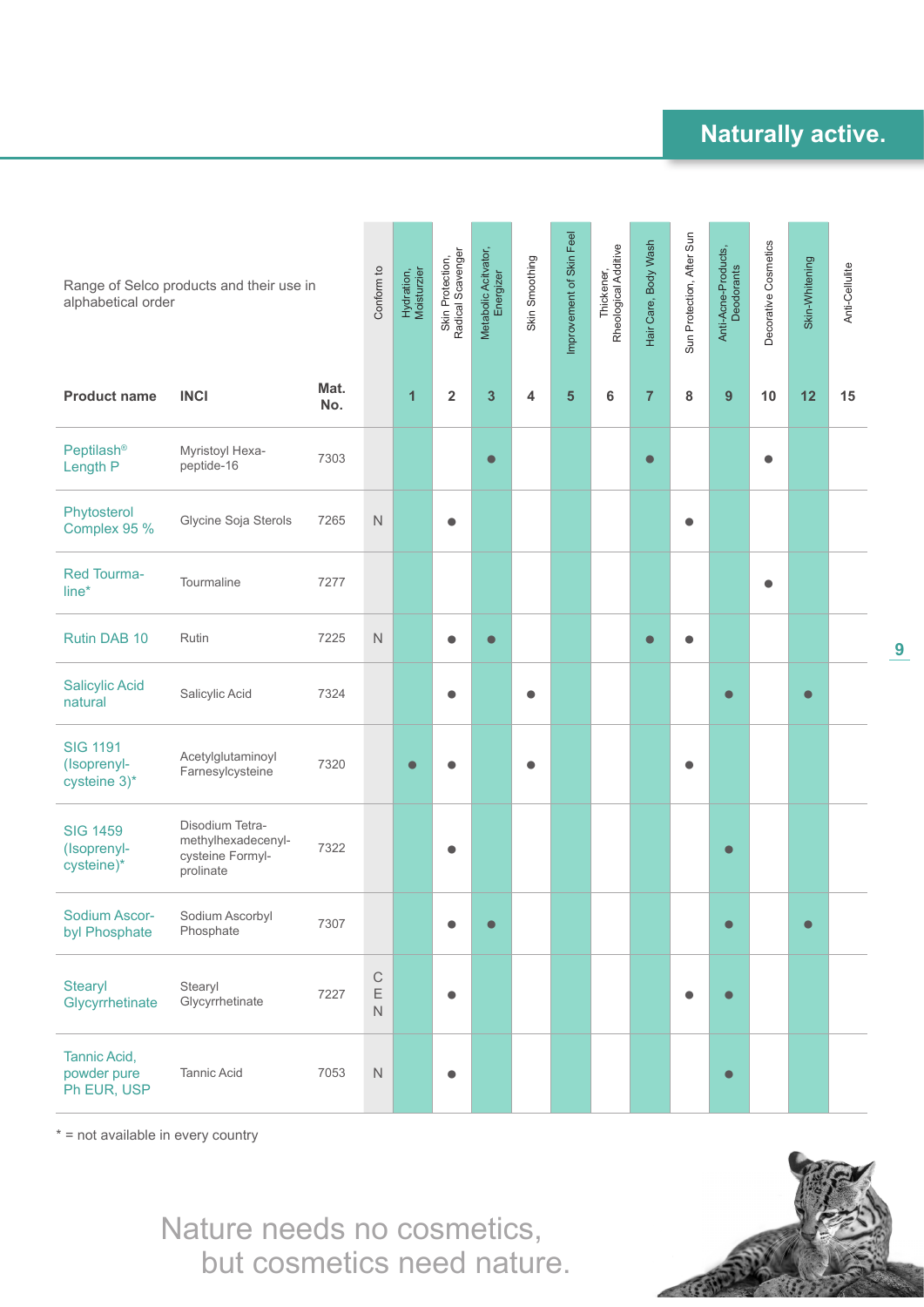## Naturally active.

Range of Selco products and their use in alphabetical order

| Product name | INCI | Mat. No. | Conform to | Hydration, Moisturzier 1 | Skin Protection, Radical Scavenger 2 | Metabolic Acitvator, Energizer 3 | Skin Smoothing 4 | Improvement of Skin Feel 5 | Thickener, Rheological Additive 6 | Hair Care, Body Wash 7 | Sun Protection, After Sun 8 | Anti-Acne-Products, Deodorants 9 | Decorative Cosmetics 10 | Skin-Whitening 12 | Anti-Cellulite 15 |
|---|---|---|---|---|---|---|---|---|---|---|---|---|---|---|---|
| Peptilash® Length P | Myristoyl Hexa-peptide-16 | 7303 | | | | ● | | | | ● | | | ● | | |
| Phytosterol Complex 95 % | Glycine Soja Sterols | 7265 | N | | ● | | | | | | ● | | | | |
| Red Tourma-line* | Tourmaline | 7277 | | | | | | | | | | | ● | | |
| Rutin DAB 10 | Rutin | 7225 | N | | ● | ● | | | | ● | ● | | | | |
| Salicylic Acid natural | Salicylic Acid | 7324 | | | ● | | ● | | | | | ● | | ● | |
| SIG 1191 (Isoprenyl-cysteine 3)* | Acetylglutaminoyl Farnesylcysteine | 7320 | | ● | ● | | ● | | | | ● | | | | |
| SIG 1459 (Isoprenyl-cysteine)* | Disodium Tetra-methylhexadecenyl-cysteine Formyl-prolinate | 7322 | | | ● | | | | | | | ● | | | |
| Sodium Ascor-byl Phosphate | Sodium Ascorbyl Phosphate | 7307 | | | ● | ● | | | | | | ● | | ● | |
| Stearyl Glycyrrhetinate | Stearyl Glycyrrhetinate | 7227 | C E N | | ● | | | | | | ● | ● | | | |
| Tannic Acid, powder pure Ph EUR, USP | Tannic Acid | 7053 | N | | ● | | | | | | | ● | | | |

* = not available in every country

Nature needs no cosmetics, but cosmetics need nature.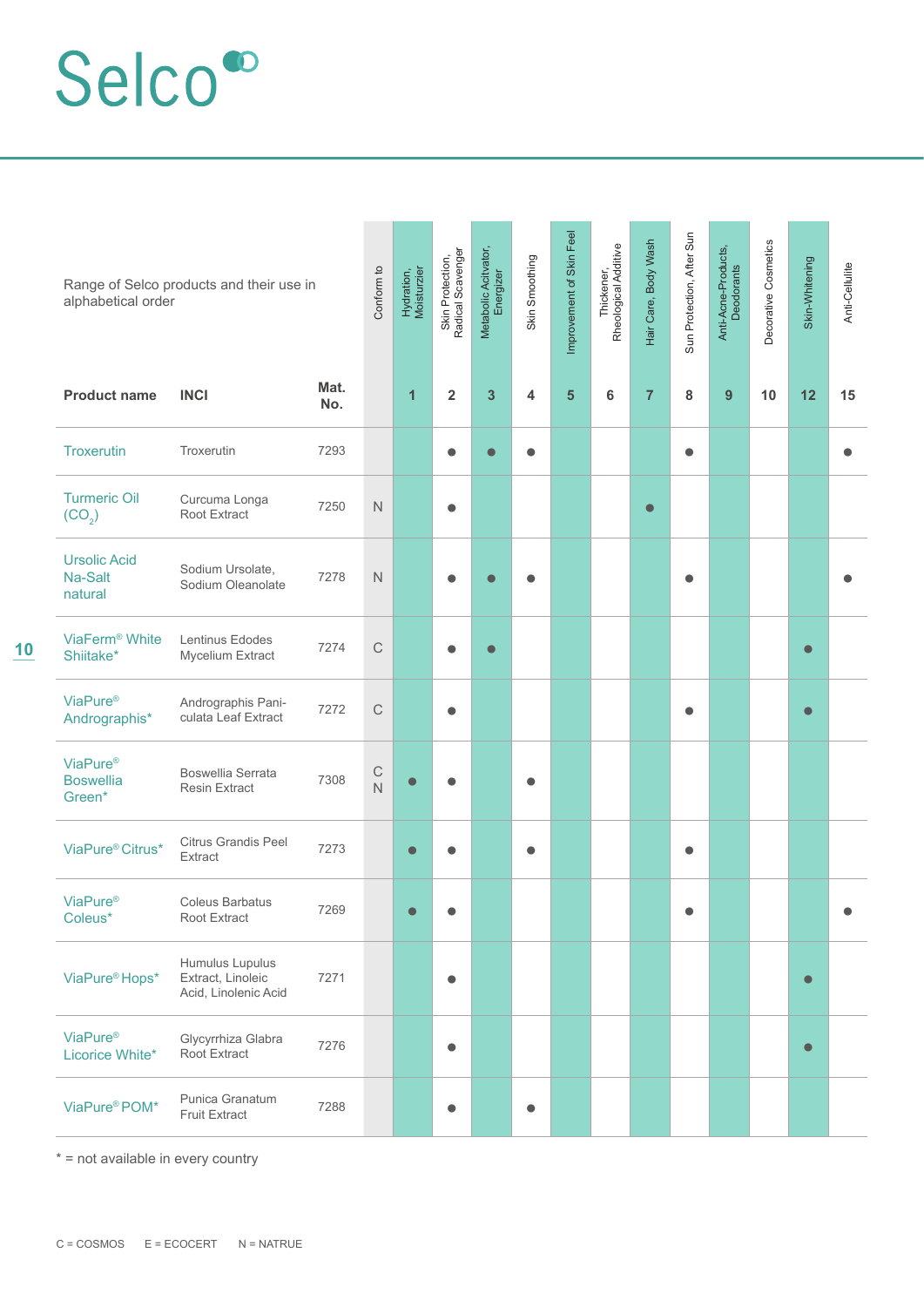# Selco

Range of Selco products and their use in alphabetical order

| Product name | INCI | Mat. No. | Conform to | Hydration, Moisturizer (1) | Skin Protection, Radical Scavenger (2) | Metabolic Acitvator, Energizer (3) | Skin Smoothing (4) | Improvement of Skin Feel (5) | Thickener, Rheological Additive (6) | Hair Care, Body Wash (7) | Sun Protection, After Sun (8) | Anti-Acne-Products, Deodorants (9) | Decorative Cosmetics (10) | Skin-Whitening (12) | Anti-Cellulite (15) |
|---|---|---|---|---|---|---|---|---|---|---|---|---|---|---|---|
| Troxerutin | Troxerutin | 7293 | | | ● | ● | ● | | | | ● | | | | ● |
| Turmeric Oil ($CO_2$) | Curcuma Longa Root Extract | 7250 | N | | ● | | | | | ● | | | | | |
| Ursolic Acid Na-Salt natural | Sodium Ursolate, Sodium Oleanolate | 7278 | N | | ● | ● | ● | | | | ● | | | | ● |
| ViaFerm® White Shiitake* | Lentinus Edodes Mycelium Extract | 7274 | C | | ● | ● | | | | | | | | ● | |
| ViaPure® Andrographis* | Andrographis Paniculata Leaf Extract | 7272 | C | | ● | | | | | | ● | | | ● | |
| ViaPure® Boswellia Green* | Boswellia Serrata Resin Extract | 7308 | C N | ● | ● | | ● | | | | | | | | |
| ViaPure® Citrus* | Citrus Grandis Peel Extract | 7273 | | ● | ● | | ● | | | | ● | | | | |
| ViaPure® Coleus* | Coleus Barbatus Root Extract | 7269 | | ● | ● | | | | | | ● | | | | ● |
| ViaPure® Hops* | Humulus Lupulus Extract, Linoleic Acid, Linolenic Acid | 7271 | | | ● | | | | | | | | | ● | |
| ViaPure® Licorice White* | Glycyrrhiza Glabra Root Extract | 7276 | | | ● | | | | | | | | | ● | |
| ViaPure® POM* | Punica Granatum Fruit Extract | 7288 | | | ● | | ● | | | | | | | | |

\* = not available in every country

C = COSMOS E = ECOCERT N = NATRUE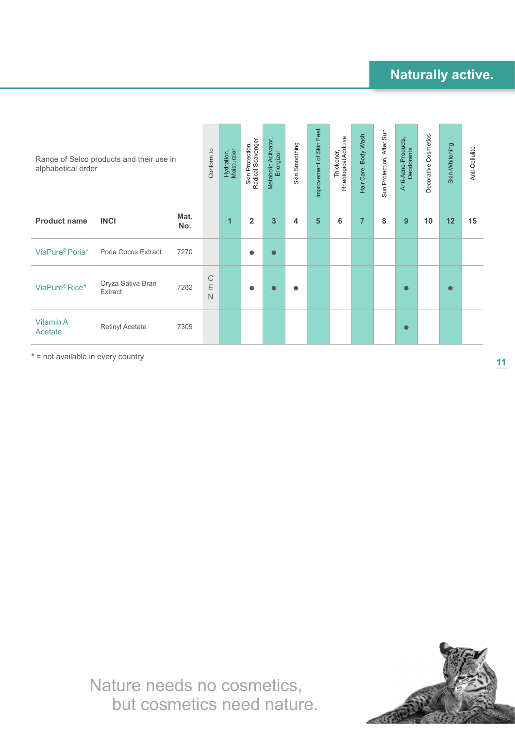## Naturally active.

| Range of Selco products and their use in alphabetical order | | | Conform to | Hydration, Moisturzier | Skin Protection, Radical Scavenger | Metabolic Acitvator, Energizer | Skin Smoothing | Improvement of Skin Feel | Thickener, Rheological Additive | Hair Care, Body Wash | Sun Protection, After Sun | Anti-Acne-Products, Deodorants | Decorative Cosmetics | Skin-Whitening | Anti-Cellulite |
|---|---|---|---|---|---|---|---|---|---|---|---|---|---|---|---|
| **Product name** | **INCI** | **Mat. No.** | | 1 | 2 | 3 | 4 | 5 | 6 | 7 | 8 | 9 | 10 | 12 | 15 |
| ViaPure® Poria* | Poria Cocos Extract | 7270 | | | ● | ● | | | | | | | | | |
| ViaPure® Rice* | Oryza Sativa Bran Extract | 7282 | CEN | | ● | ● | ● | | | | | ● | | ● | |
| Vitamin A Acetate | Retinyl Acetate | 7309 | | | | | | | | | | ● | | | |

* = not available in every country

Nature needs no cosmetics,
but cosmetics need nature.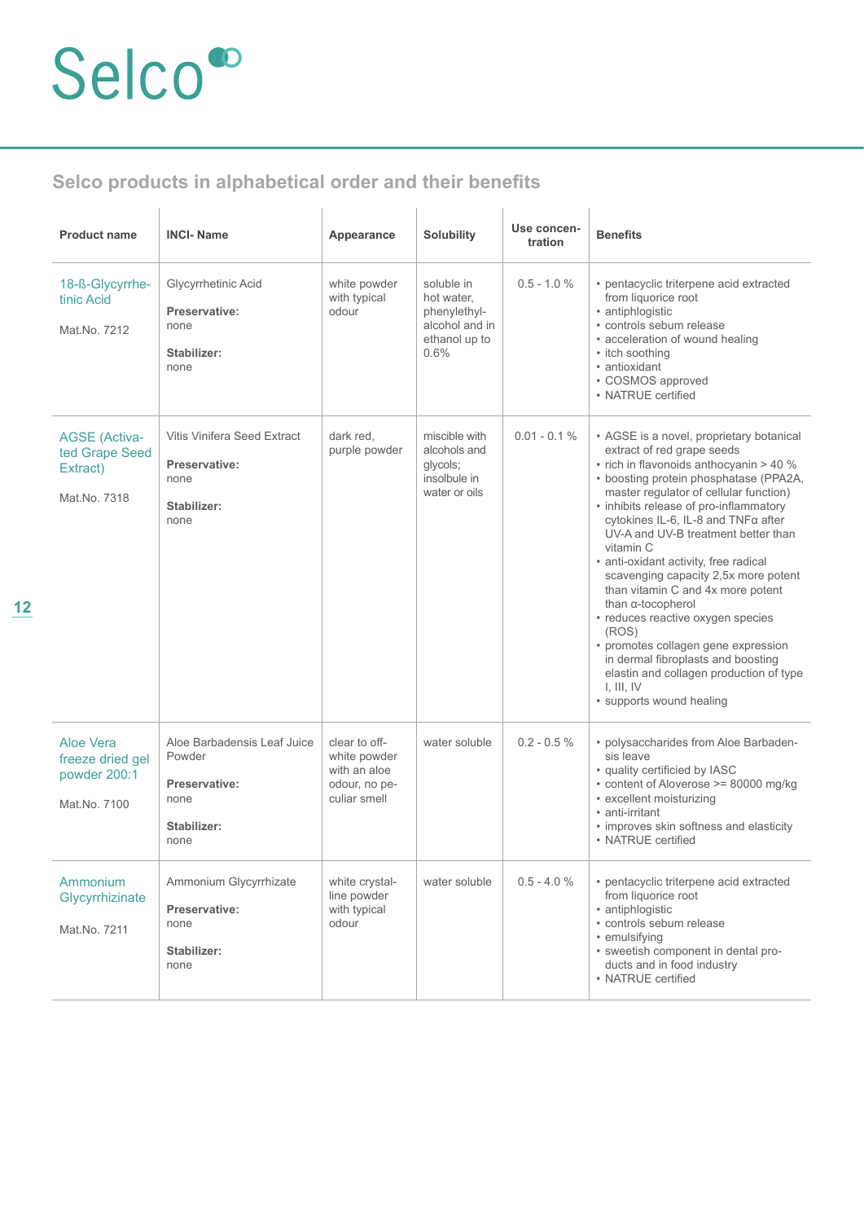Selco

## Selco products in alphabetical order and their benefits

| Product name | INCI- Name | Appearance | Solubility | Use concen-tration | Benefits |
|---|---|---|---|---|---|
| 18-ß-Glycyrrhe-tinic Acid<br><br>Mat.No. 7212 | Glycyrrhetinic Acid<br><br>**Preservative:**<br>none<br><br>**Stabilizer:**<br>none | white powder with typical odour | soluble in hot water, phenylethyl-alcohol and in ethanol up to 0.6% | 0.5 - 1.0 % | • pentacyclic triterpene acid extracted from liquorice root<br>• antiphlogistic<br>• controls sebum release<br>• acceleration of wound healing<br>• itch soothing<br>• antioxidant<br>• COSMOS approved<br>• NATRUE certified |
| AGSE (Activa-ted Grape Seed Extract)<br><br>Mat.No. 7318 | Vitis Vinifera Seed Extract<br><br>**Preservative:**<br>none<br><br>**Stabilizer:**<br>none | dark red, purple powder | miscible with alcohols and glycols; insolbule in water or oils | 0.01 - 0.1 % | • AGSE is a novel, proprietary botanical extract of red grape seeds<br>• rich in flavonoids anthocyanin > 40 %<br>• boosting protein phosphatase (PPA2A, master regulator of cellular function)<br>• inhibits release of pro-inflammatory cytokines IL-6, IL-8 and TNFα after UV-A and UV-B treatment better than vitamin C<br>• anti-oxidant activity, free radical scavenging capacity 2,5x more potent than vitamin C and 4x more potent than α-tocopherol<br>• reduces reactive oxygen species (ROS)<br>• promotes collagen gene expression in dermal fibroplasts and boosting elastin and collagen production of type I, III, IV<br>• supports wound healing |
| Aloe Vera freeze dried gel powder 200:1<br><br>Mat.No. 7100 | Aloe Barbadensis Leaf Juice Powder<br><br>**Preservative:**<br>none<br><br>**Stabilizer:**<br>none | clear to off-white powder with an aloe odour, no pe-culiar smell | water soluble | 0.2 - 0.5 % | • polysaccharides from Aloe Barbaden-sis leave<br>• quality certificied by IASC<br>• content of Aloverose >= 80000 mg/kg<br>• excellent moisturizing<br>• anti-irritant<br>• improves skin softness and elasticity<br>• NATRUE certified |
| Ammonium Glycyrrhizinate<br><br>Mat.No. 7211 | Ammonium Glycyrrhizate<br><br>**Preservative:**<br>none<br><br>**Stabilizer:**<br>none | white crystal-line powder with typical odour | water soluble | 0.5 - 4.0 % | • pentacyclic triterpene acid extracted from liquorice root<br>• antiphlogistic<br>• controls sebum release<br>• emulsifying<br>• sweetish component in dental pro-ducts and in food industry<br>• NATRUE certified |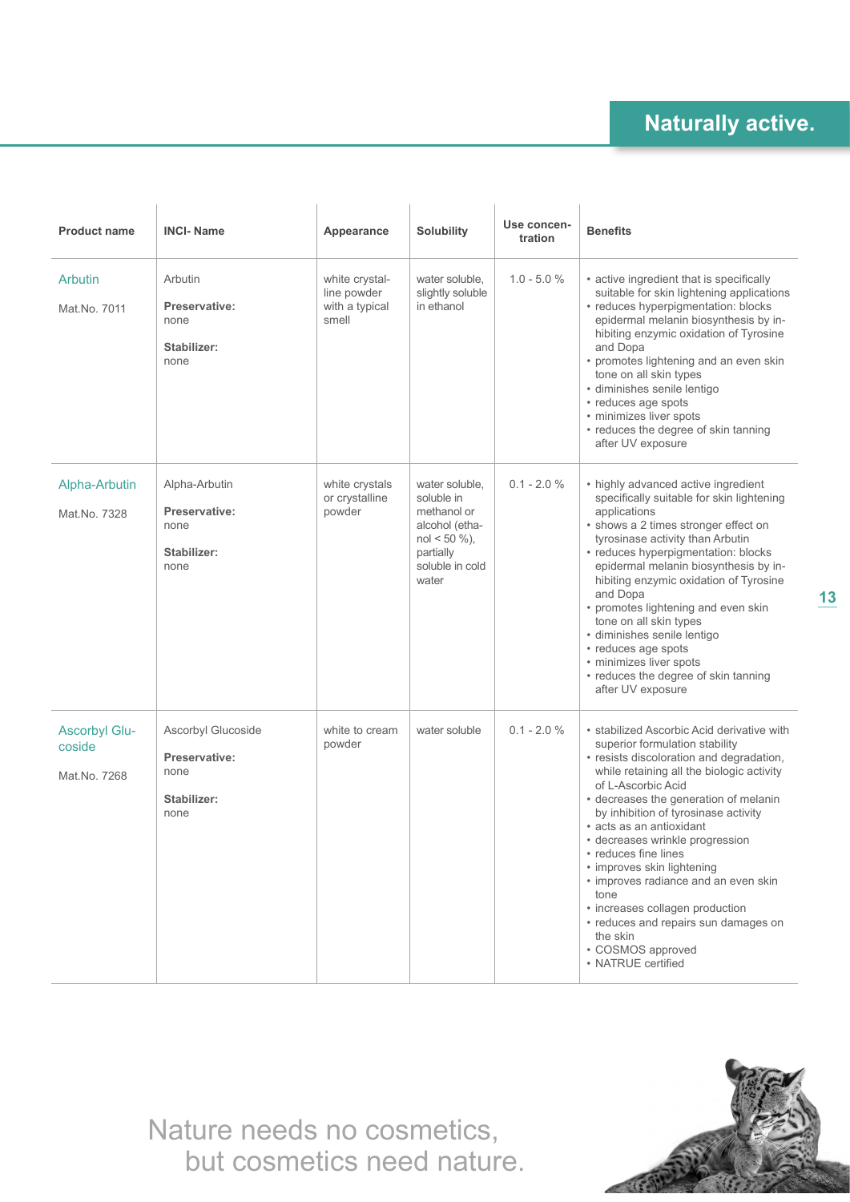## Naturally active.

| Product name | INCI- Name | Appearance | Solubility | Use concentration | Benefits |
|---|---|---|---|---|---|
| Arbutin<br><br>Mat.No. 7011 | Arbutin<br><br>**Preservative:**<br>none<br><br>**Stabilizer:**<br>none | white crystalline powder with a typical smell | water soluble, slightly soluble in ethanol | 1.0 - 5.0 % | • active ingredient that is specifically suitable for skin lightening applications<br>• reduces hyperpigmentation: blocks epidermal melanin biosynthesis by inhibiting enzymic oxidation of Tyrosine and Dopa<br>• promotes lightening and an even skin tone on all skin types<br>• diminishes senile lentigo<br>• reduces age spots<br>• minimizes liver spots<br>• reduces the degree of skin tanning after UV exposure |
| Alpha-Arbutin<br><br>Mat.No. 7328 | Alpha-Arbutin<br><br>**Preservative:**<br>none<br><br>**Stabilizer:**<br>none | white crystals or crystalline powder | water soluble, soluble in methanol or alcohol (ethanol < 50 %), partially soluble in cold water | 0.1 - 2.0 % | • highly advanced active ingredient specifically suitable for skin lightening applications<br>• shows a 2 times stronger effect on tyrosinase activity than Arbutin<br>• reduces hyperpigmentation: blocks epidermal melanin biosynthesis by inhibiting enzymic oxidation of Tyrosine and Dopa<br>• promotes lightening and even skin tone on all skin types<br>• diminishes senile lentigo<br>• reduces age spots<br>• minimizes liver spots<br>• reduces the degree of skin tanning after UV exposure |
| Ascorbyl Glucoside<br><br>Mat.No. 7268 | Ascorbyl Glucoside<br><br>**Preservative:**<br>none<br><br>**Stabilizer:**<br>none | white to cream powder | water soluble | 0.1 - 2.0 % | • stabilized Ascorbic Acid derivative with superior formulation stability<br>• resists discoloration and degradation, while retaining all the biologic activity of L-Ascorbic Acid<br>• decreases the generation of melanin by inhibition of tyrosinase activity<br>• acts as an antioxidant<br>• decreases wrinkle progression<br>• reduces fine lines<br>• improves skin lightening<br>• improves radiance and an even skin tone<br>• increases collagen production<br>• reduces and repairs sun damages on the skin<br>• COSMOS approved<br>• NATRUE certified |

Nature needs no cosmetics,
but cosmetics need nature.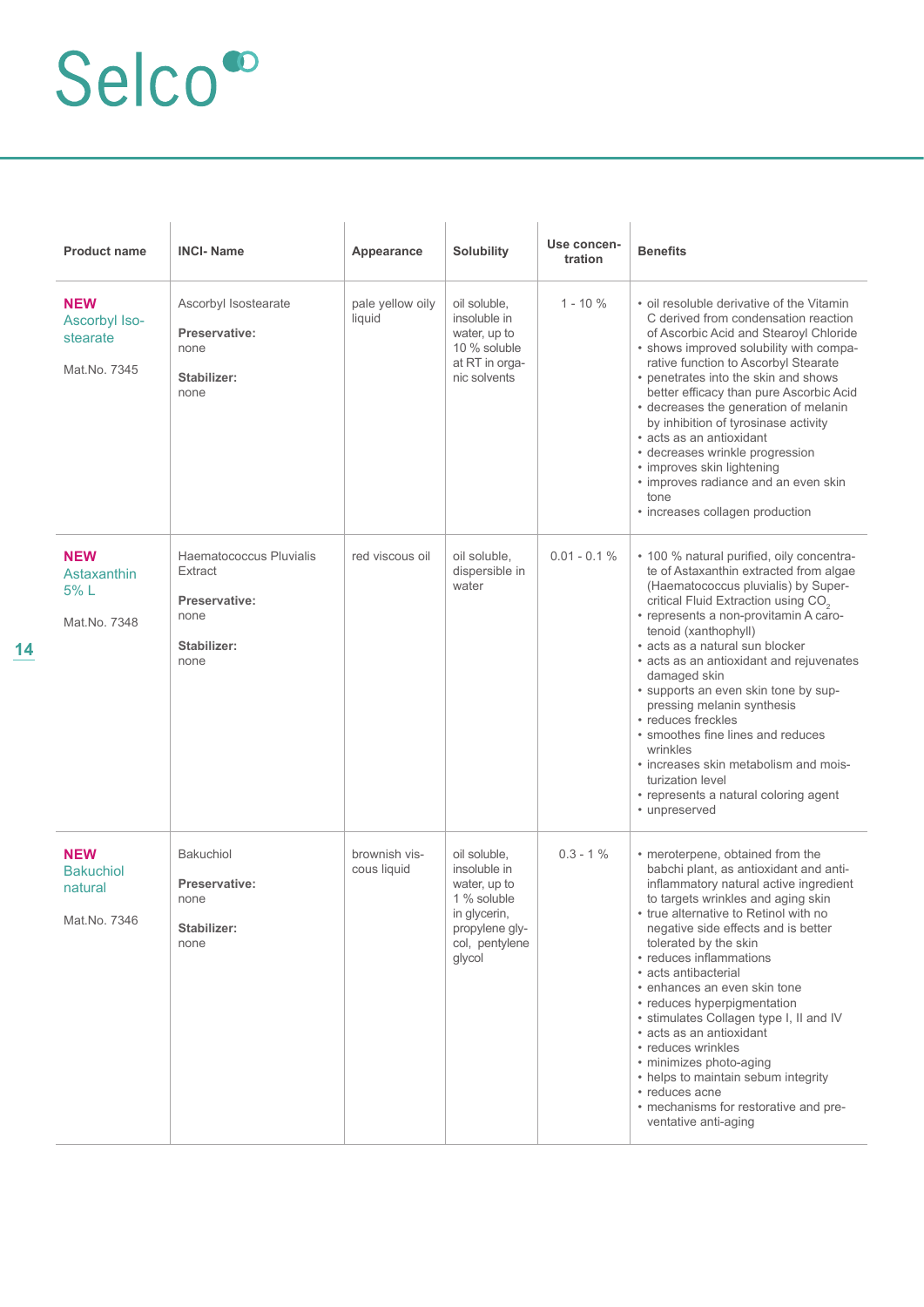# Selco

| Product name | INCI- Name | Appearance | Solubility | Use concentration | Benefits |
|---|---|---|---|---|---|
| **NEW** Ascorbyl Isostearate<br><br>Mat.No. 7345 | Ascorbyl Isostearate<br><br>**Preservative:** none<br><br>**Stabilizer:** none | pale yellow oily liquid | oil soluble, insoluble in water, up to 10 % soluble at RT in organic solvents | 1 - 10 % | • oil resoluble derivative of the Vitamin C derived from condensation reaction of Ascorbic Acid and Stearoyl Chloride<br>• shows improved solubility with comparative function to Ascorbyl Stearate<br>• penetrates into the skin and shows better efficacy than pure Ascorbic Acid<br>• decreases the generation of melanin by inhibition of tyrosinase activity<br>• acts as an antioxidant<br>• decreases wrinkle progression<br>• improves skin lightening<br>• improves radiance and an even skin tone<br>• increases collagen production |
| **NEW** Astaxanthin 5% L<br><br>Mat.No. 7348 | Haematococcus Pluvialis Extract<br><br>**Preservative:** none<br><br>**Stabilizer:** none | red viscous oil | oil soluble, dispersible in water | 0.01 - 0.1 % | • 100 % natural purified, oily concentrate of Astaxanthin extracted from algae (Haematococcus pluvialis) by Supercritical Fluid Extraction using $CO_2$<br>• represents a non-provitamin A carotenoid (xanthophyll)<br>• acts as a natural sun blocker<br>• acts as an antioxidant and rejuvenates damaged skin<br>• supports an even skin tone by suppressing melanin synthesis<br>• reduces freckles<br>• smoothes fine lines and reduces wrinkles<br>• increases skin metabolism and moisturization level<br>• represents a natural coloring agent<br>• unpreserved |
| **NEW** Bakuchiol natural<br><br>Mat.No. 7346 | Bakuchiol<br><br>**Preservative:** none<br><br>**Stabilizer:** none | brownish viscous liquid | oil soluble, insoluble in water, up to 1 % soluble in glycerin, propylene glycol, pentylene glycol | 0.3 - 1 % | • meroterpene, obtained from the babchi plant, as antioxidant and anti-inflammatory natural active ingredient to targets wrinkles and aging skin<br>• true alternative to Retinol with no negative side effects and is better tolerated by the skin<br>• reduces inflammations<br>• acts antibacterial<br>• enhances an even skin tone<br>• reduces hyperpigmentation<br>• stimulates Collagen type I, II and IV<br>• acts as an antioxidant<br>• reduces wrinkles<br>• minimizes photo-aging<br>• helps to maintain sebum integrity<br>• reduces acne<br>• mechanisms for restorative and preventative anti-aging |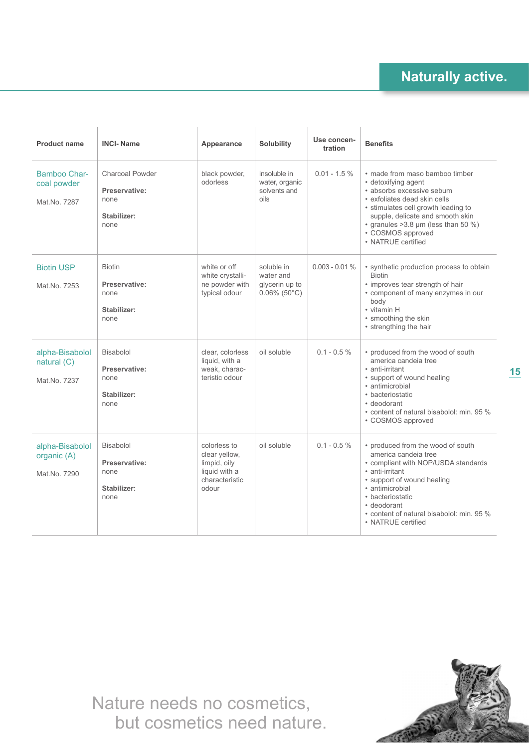## Naturally active.

| Product name | INCI- Name | Appearance | Solubility | Use concentration | Benefits |
|---|---|---|---|---|---|
| Bamboo Charcoal powder<br><br>Mat.No. 7287 | Charcoal Powder<br><br>**Preservative:**<br>none<br><br>**Stabilizer:**<br>none | black powder, odorless | insoluble in water, organic solvents and oils | 0.01 - 1.5 % | • made from maso bamboo timber<br>• detoxifying agent<br>• absorbs excessive sebum<br>• exfoliates dead skin cells<br>• stimulates cell growth leading to supple, delicate and smooth skin<br>• granules >3.8 µm (less than 50 %)<br>• COSMOS approved<br>• NATRUE certified |
| Biotin USP<br><br>Mat.No. 7253 | Biotin<br><br>**Preservative:**<br>none<br><br>**Stabilizer:**<br>none | white or off white crystalline powder with typical odour | soluble in water and glycerin up to 0.06% (50°C) | 0.003 - 0.01 % | • synthetic production process to obtain Biotin<br>• improves tear strength of hair<br>• component of many enzymes in our body<br>• vitamin H<br>• smoothing the skin<br>• strengthing the hair |
| alpha-Bisabolol natural (C)<br><br>Mat.No. 7237 | Bisabolol<br><br>**Preservative:**<br>none<br><br>**Stabilizer:**<br>none | clear, colorless liquid, with a weak, characteristic odour | oil soluble | 0.1 - 0.5 % | • produced from the wood of south america candeia tree<br>• anti-irritant<br>• support of wound healing<br>• antimicrobial<br>• bacteriostatic<br>• deodorant<br>• content of natural bisabolol: min. 95 %<br>• COSMOS approved |
| alpha-Bisabolol organic (A)<br><br>Mat.No. 7290 | Bisabolol<br><br>**Preservative:**<br>none<br><br>**Stabilizer:**<br>none | colorless to clear yellow, limpid, oily liquid with a characteristic odour | oil soluble | 0.1 - 0.5 % | • produced from the wood of south america candeia tree<br>• compliant with NOP/USDA standards<br>• anti-irritant<br>• support of wound healing<br>• antimicrobial<br>• bacteriostatic<br>• deodorant<br>• content of natural bisabolol: min. 95 %<br>• NATRUE certified |

Nature needs no cosmetics,
but cosmetics need nature.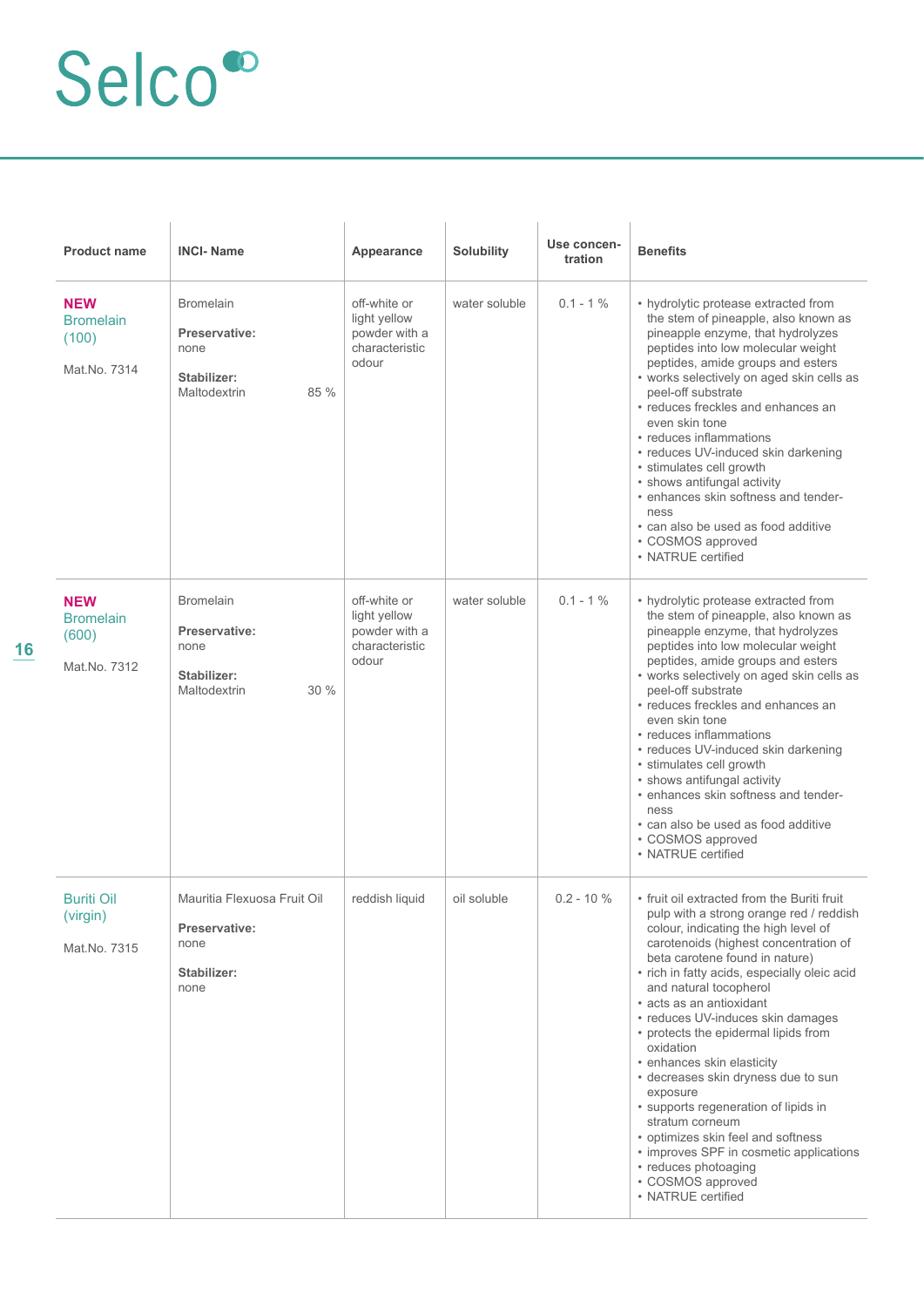# Selco

| Product name | INCI- Name | Appearance | Solubility | Use concen-tration | Benefits |
|---|---|---|---|---|---|
| **NEW** Bromelain (100)<br><br>Mat.No. 7314 | Bromelain<br><br>**Preservative:**<br>none<br><br>**Stabilizer:**<br>Maltodextrin 85 % | off-white or light yellow powder with a characteristic odour | water soluble | 0.1 - 1 % | • hydrolytic protease extracted from the stem of pineapple, also known as pineapple enzyme, that hydrolyzes peptides into low molecular weight peptides, amide groups and esters<br>• works selectively on aged skin cells as peel-off substrate<br>• reduces freckles and enhances an even skin tone<br>• reduces inflammations<br>• reduces UV-induced skin darkening<br>• stimulates cell growth<br>• shows antifungal activity<br>• enhances skin softness and tenderness<br>• can also be used as food additive<br>• COSMOS approved<br>• NATRUE certified |
| **NEW** Bromelain (600)<br><br>Mat.No. 7312 | Bromelain<br><br>**Preservative:**<br>none<br><br>**Stabilizer:**<br>Maltodextrin 30 % | off-white or light yellow powder with a characteristic odour | water soluble | 0.1 - 1 % | • hydrolytic protease extracted from the stem of pineapple, also known as pineapple enzyme, that hydrolyzes peptides into low molecular weight peptides, amide groups and esters<br>• works selectively on aged skin cells as peel-off substrate<br>• reduces freckles and enhances an even skin tone<br>• reduces inflammations<br>• reduces UV-induced skin darkening<br>• stimulates cell growth<br>• shows antifungal activity<br>• enhances skin softness and tenderness<br>• can also be used as food additive<br>• COSMOS approved<br>• NATRUE certified |
| Buriti Oil (virgin)<br><br>Mat.No. 7315 | Mauritia Flexuosa Fruit Oil<br><br>**Preservative:**<br>none<br><br>**Stabilizer:**<br>none | reddish liquid | oil soluble | 0.2 - 10 % | • fruit oil extracted from the Buriti fruit pulp with a strong orange red / reddish colour, indicating the high level of carotenoids (highest concentration of beta carotene found in nature)<br>• rich in fatty acids, especially oleic acid and natural tocopherol<br>• acts as an antioxidant<br>• reduces UV-induces skin damages<br>• protects the epidermal lipids from oxidation<br>• enhances skin elasticity<br>• decreases skin dryness due to sun exposure<br>• supports regeneration of lipids in stratum corneum<br>• optimizes skin feel and softness<br>• improves SPF in cosmetic applications<br>• reduces photoaging<br>• COSMOS approved<br>• NATRUE certified |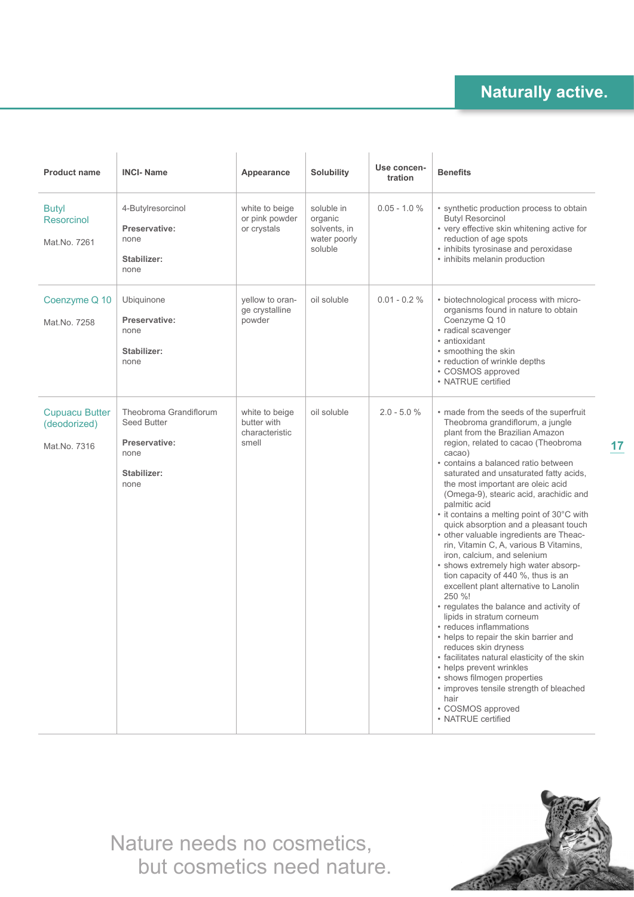## Naturally active.

| Product name | INCI- Name | Appearance | Solubility | Use concen-tration | Benefits |
|---|---|---|---|---|---|
| Butyl Resorcinol<br><br>Mat.No. 7261 | 4-Butylresorcinol<br><br>**Preservative:**<br>none<br><br>**Stabilizer:**<br>none | white to beige or pink powder or crystals | soluble in organic solvents, in water poorly soluble | 0.05 - 1.0 % | • synthetic production process to obtain Butyl Resorcinol<br>• very effective skin whitening active for reduction of age spots<br>• inhibits tyrosinase and peroxidase<br>• inhibits melanin production |
| Coenzyme Q 10<br><br>Mat.No. 7258 | Ubiquinone<br><br>**Preservative:**<br>none<br><br>**Stabilizer:**<br>none | yellow to orange crystalline powder | oil soluble | 0.01 - 0.2 % | • biotechnological process with micro-organisms found in nature to obtain Coenzyme Q 10<br>• radical scavenger<br>• antioxidant<br>• smoothing the skin<br>• reduction of wrinkle depths<br>• COSMOS approved<br>• NATRUE certified |
| Cupuacu Butter (deodorized)<br><br>Mat.No. 7316 | Theobroma Grandiflorum Seed Butter<br><br>**Preservative:**<br>none<br><br>**Stabilizer:**<br>none | white to beige butter with characteristic smell | oil soluble | 2.0 - 5.0 % | • made from the seeds of the superfruit Theobroma grandiflorum, a jungle plant from the Brazilian Amazon region, related to cacao (Theobroma cacao)<br>• contains a balanced ratio between saturated and unsaturated fatty acids, the most important are oleic acid (Omega-9), stearic acid, arachidic and palmitic acid<br>• it contains a melting point of 30°C with quick absorption and a pleasant touch<br>• other valuable ingredients are Theacrin, Vitamin C, A, various B Vitamins, iron, calcium, and selenium<br>• shows extremely high water absorption capacity of 440 %, thus is an excellent plant alternative to Lanolin 250 %!<br>• regulates the balance and activity of lipids in stratum corneum<br>• reduces inflammations<br>• helps to repair the skin barrier and reduces skin dryness<br>• facilitates natural elasticity of the skin<br>• helps prevent wrinkles<br>• shows filmogen properties<br>• improves tensile strength of bleached hair<br>• COSMOS approved<br>• NATRUE certified |

Nature needs no cosmetics, but cosmetics need nature.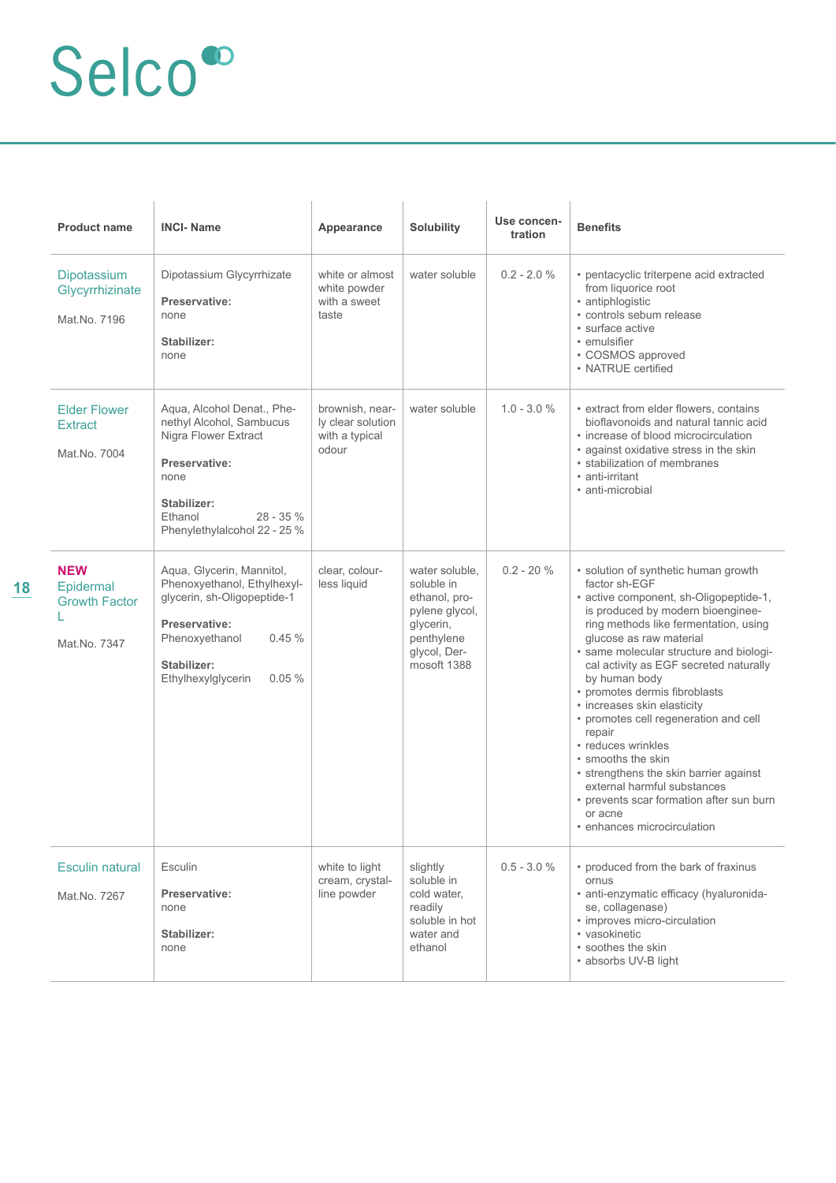# Selco

| Product name | INCI- Name | Appearance | Solubility | Use concen-tration | Benefits |
|---|---|---|---|---|---|
| Dipotassium Glycyrrhizinate<br><br>Mat.No. 7196 | Dipotassium Glycyrrhizate<br><br>**Preservative:**<br>none<br><br>**Stabilizer:**<br>none | white or almost white powder with a sweet taste | water soluble | 0.2 - 2.0 % | • pentacyclic triterpene acid extracted from liquorice root<br>• antiphlogistic<br>• controls sebum release<br>• surface active<br>• emulsifier<br>• COSMOS approved<br>• NATRUE certified |
| Elder Flower Extract<br><br>Mat.No. 7004 | Aqua, Alcohol Denat., Phenethyl Alcohol, Sambucus Nigra Flower Extract<br><br>**Preservative:**<br>none<br><br>**Stabilizer:**<br>Ethanol 28 - 35 %<br>Phenylethylalcohol 22 - 25 % | brownish, nearly clear solution with a typical odour | water soluble | 1.0 - 3.0 % | • extract from elder flowers, contains bioflavonoids and natural tannic acid<br>• increase of blood microcirculation<br>• against oxidative stress in the skin<br>• stabilization of membranes<br>• anti-irritant<br>• anti-microbial |
| **NEW**<br>Epidermal Growth Factor L<br><br>Mat.No. 7347 | Aqua, Glycerin, Mannitol, Phenoxyethanol, Ethylhexylglycerin, sh-Oligopeptide-1<br><br>**Preservative:**<br>Phenoxyethanol 0.45 %<br><br>**Stabilizer:**<br>Ethylhexylglycerin 0.05 % | clear, colourless liquid | water soluble, soluble in ethanol, propylene glycol, glycerin, penthylene glycol, Dermosoft 1388 | 0.2 - 20 % | • solution of synthetic human growth factor sh-EGF<br>• active component, sh-Oligopeptide-1, is produced by modern bioengineering methods like fermentation, using glucose as raw material<br>• same molecular structure and biological activity as EGF secreted naturally by human body<br>• promotes dermis fibroblasts<br>• increases skin elasticity<br>• promotes cell regeneration and cell repair<br>• reduces wrinkles<br>• smooths the skin<br>• strengthens the skin barrier against external harmful substances<br>• prevents scar formation after sun burn or acne<br>• enhances microcirculation |
| Esculin natural<br><br>Mat.No. 7267 | Esculin<br><br>**Preservative:**<br>none<br><br>**Stabilizer:**<br>none | white to light cream, crystalline powder | slightly soluble in cold water, readily soluble in hot water and ethanol | 0.5 - 3.0 % | • produced from the bark of fraxinus ornus<br>• anti-enzymatic efficacy (hyaluronidase, collagenase)<br>• improves micro-circulation<br>• vasokinetic<br>• soothes the skin<br>• absorbs UV-B light |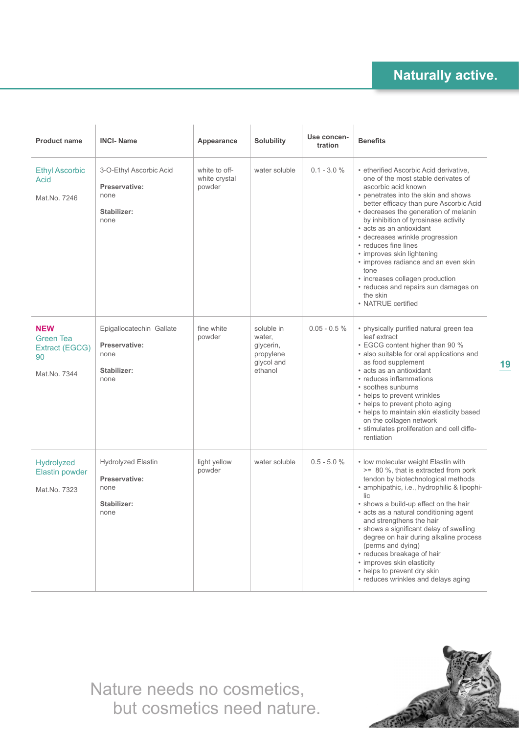## Naturally active.

| Product name | INCI- Name | Appearance | Solubility | Use concen-tration | Benefits |
|---|---|---|---|---|---|
| Ethyl Ascorbic Acid<br><br>Mat.No. 7246 | 3-O-Ethyl Ascorbic Acid<br><br>**Preservative:**<br>none<br><br>**Stabilizer:**<br>none | white to off-white crystal powder | water soluble | 0.1 - 3.0 % | • etherified Ascorbic Acid derivative, one of the most stable derivates of ascorbic acid known<br>• penetrates into the skin and shows better efficacy than pure Ascorbic Acid<br>• decreases the generation of melanin by inhibition of tyrosinase activity<br>• acts as an antioxidant<br>• decreases wrinkle progression<br>• reduces fine lines<br>• improves skin lightening<br>• improves radiance and an even skin tone<br>• increases collagen production<br>• reduces and repairs sun damages on the skin<br>• NATRUE certified |
| **NEW**<br>Green Tea Extract (EGCG) 90<br><br>Mat.No. 7344 | Epigallocatechin Gallate<br><br>**Preservative:**<br>none<br><br>**Stabilizer:**<br>none | fine white powder | soluble in water, glycerin, propylene glycol and ethanol | 0.05 - 0.5 % | • physically purified natural green tea leaf extract<br>• EGCG content higher than 90 %<br>• also suitable for oral applications and as food supplement<br>• acts as an antioxidant<br>• reduces inflammations<br>• soothes sunburns<br>• helps to prevent wrinkles<br>• helps to prevent photo aging<br>• helps to maintain skin elasticity based on the collagen network<br>• stimulates proliferation and cell diffe-rentiation |
| Hydrolyzed Elastin powder<br><br>Mat.No. 7323 | Hydrolyzed Elastin<br><br>**Preservative:**<br>none<br><br>**Stabilizer:**<br>none | light yellow powder | water soluble | 0.5 - 5.0 % | • low molecular weight Elastin with >= 80 %, that is extracted from pork tendon by biotechnological methods<br>• amphipathic, i.e., hydrophilic & lipophi-lic<br>• shows a build-up effect on the hair<br>• acts as a natural conditioning agent and strengthens the hair<br>• shows a significant delay of swelling degree on hair during alkaline process (perms and dying)<br>• reduces breakage of hair<br>• improves skin elasticity<br>• helps to prevent dry skin<br>• reduces wrinkles and delays aging |

Nature needs no cosmetics,
but cosmetics need nature.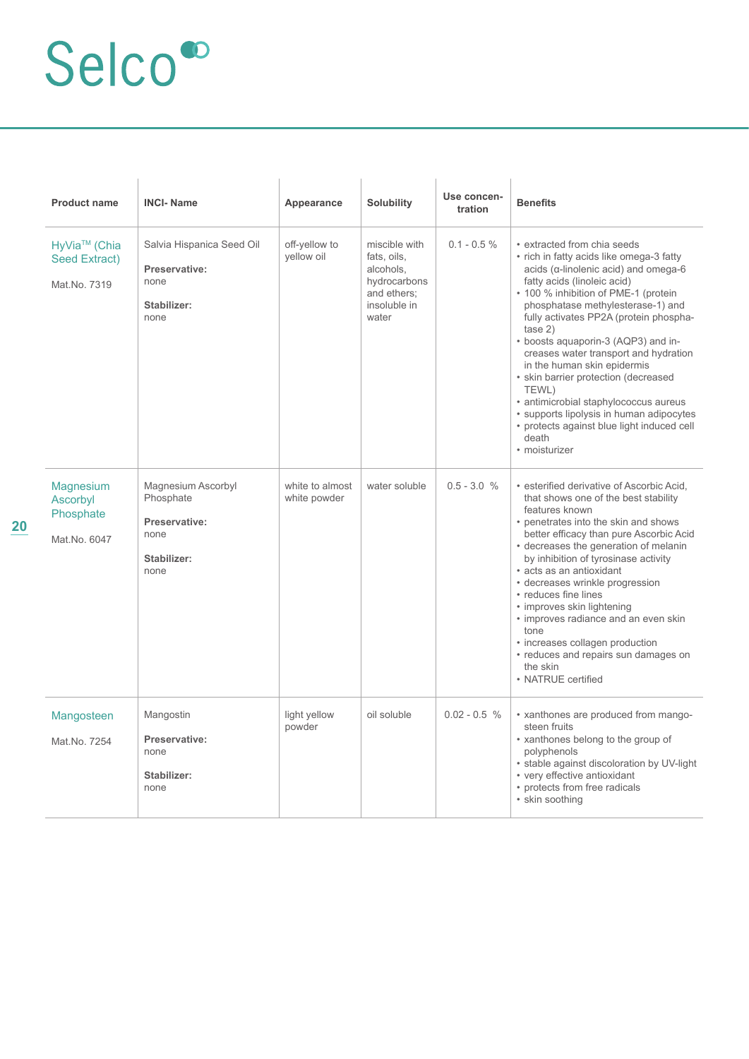| Product name | INCI- Name | Appearance | Solubility | Use concentration | Benefits |
|---|---|---|---|---|---|
| HyVia™ (Chia Seed Extract)<br><br>Mat.No. 7319 | Salvia Hispanica Seed Oil<br><br>**Preservative:**<br>none<br><br>**Stabilizer:**<br>none | off-yellow to yellow oil | miscible with fats, oils, alcohols, hydrocarbons and ethers; insoluble in water | 0.1 - 0.5 % | • extracted from chia seeds<br>• rich in fatty acids like omega-3 fatty acids (α-linolenic acid) and omega-6 fatty acids (linoleic acid)<br>• 100 % inhibition of PME-1 (protein phosphatase methylesterase-1) and fully activates PP2A (protein phosphatase 2)<br>• boosts aquaporin-3 (AQP3) and increases water transport and hydration in the human skin epidermis<br>• skin barrier protection (decreased TEWL)<br>• antimicrobial staphylococcus aureus<br>• supports lipolysis in human adipocytes<br>• protects against blue light induced cell death<br>• moisturizer |
| Magnesium Ascorbyl Phosphate<br><br>Mat.No. 6047 | Magnesium Ascorbyl Phosphate<br><br>**Preservative:**<br>none<br><br>**Stabilizer:**<br>none | white to almost white powder | water soluble | 0.5 - 3.0 % | • esterified derivative of Ascorbic Acid, that shows one of the best stability features known<br>• penetrates into the skin and shows better efficacy than pure Ascorbic Acid<br>• decreases the generation of melanin by inhibition of tyrosinase activity<br>• acts as an antioxidant<br>• decreases wrinkle progression<br>• reduces fine lines<br>• improves skin lightening<br>• improves radiance and an even skin tone<br>• increases collagen production<br>• reduces and repairs sun damages on the skin<br>• NATRUE certified |
| Mangosteen<br><br>Mat.No. 7254 | Mangostin<br><br>**Preservative:**<br>none<br><br>**Stabilizer:**<br>none | light yellow powder | oil soluble | 0.02 - 0.5 % | • xanthones are produced from mangosteen fruits<br>• xanthones belong to the group of polyphenols<br>• stable against discoloration by UV-light<br>• very effective antioxidant<br>• protects from free radicals<br>• skin soothing |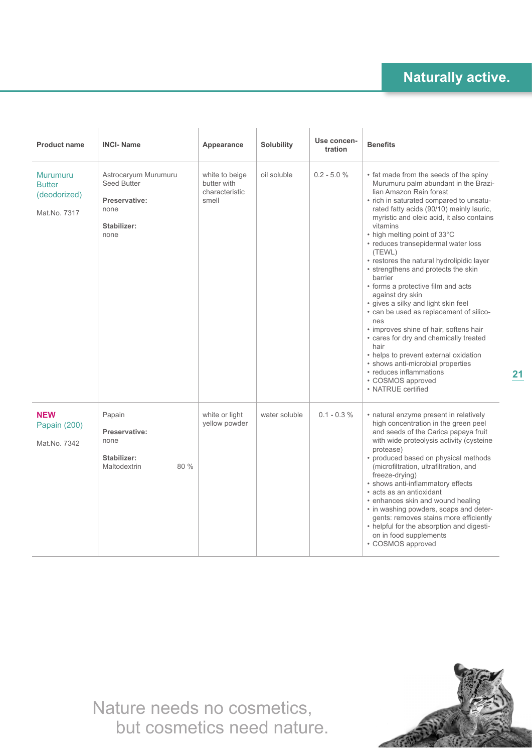| Product name | INCI- Name | Appearance | Solubility | Use concen-tration | Benefits |
|---|---|---|---|---|---|
| Murumuru Butter (deodorized)<br><br>Mat.No. 7317 | Astrocaryum Murumuru Seed Butter<br><br>**Preservative:**<br>none<br><br>**Stabilizer:**<br>none | white to beige butter with characteristic smell | oil soluble | 0.2 - 5.0 % | • fat made from the seeds of the spiny Murumuru palm abundant in the Brazilian Amazon Rain forest<br>• rich in saturated compared to unsaturated fatty acids (90/10) mainly lauric, myristic and oleic acid, it also contains vitamins<br>• high melting point of 33°C<br>• reduces transepidermal water loss (TEWL)<br>• restores the natural hydrolipidic layer<br>• strengthens and protects the skin barrier<br>• forms a protective film and acts against dry skin<br>• gives a silky and light skin feel<br>• can be used as replacement of silicones<br>• improves shine of hair, softens hair<br>• cares for dry and chemically treated hair<br>• helps to prevent external oxidation<br>• shows anti-microbial properties<br>• reduces inflammations<br>• COSMOS approved<br>• NATRUE certified |
| **NEW**<br>Papain (200)<br><br>Mat.No. 7342 | Papain<br><br>**Preservative:**<br>none<br><br>**Stabilizer:**<br>Maltodextrin 80 % | white or light yellow powder | water soluble | 0.1 - 0.3 % | • natural enzyme present in relatively high concentration in the green peel and seeds of the Carica papaya fruit with wide proteolysis activity (cysteine protease)<br>• produced based on physical methods (microfiltration, ultrafiltration, and freeze-drying)<br>• shows anti-inflammatory effects<br>• acts as an antioxidant<br>• enhances skin and wound healing<br>• in washing powders, soaps and detergents: removes stains more efficiently<br>• helpful for the absorption and digestion in food supplements<br>• COSMOS approved |

Nature needs no cosmetics,
but cosmetics need nature.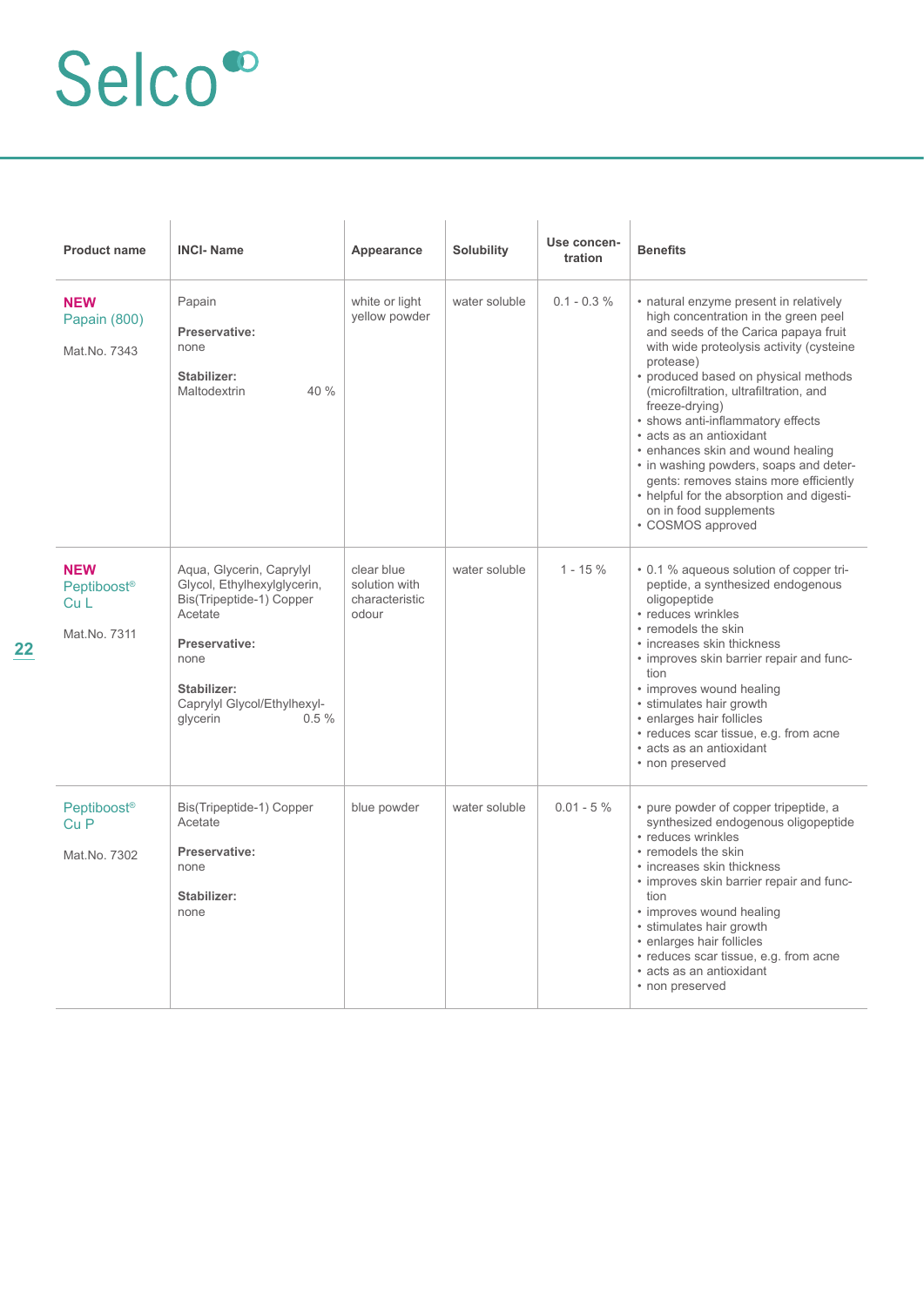# Selco

| Product name | INCI- Name | Appearance | Solubility | Use concen-tration | Benefits |
|---|---|---|---|---|---|
| **NEW** Papain (800) <br><br> Mat.No. 7343 | Papain <br><br> **Preservative:** none <br><br> **Stabilizer:** Maltodextrin 40 % | white or light yellow powder | water soluble | 0.1 - 0.3 % | • natural enzyme present in relatively high concentration in the green peel and seeds of the Carica papaya fruit with wide proteolysis activity (cysteine protease) <br> • produced based on physical methods (microfiltration, ultrafiltration, and freeze-drying) <br> • shows anti-inflammatory effects <br> • acts as an antioxidant <br> • enhances skin and wound healing <br> • in washing powders, soaps and detergents: removes stains more efficiently <br> • helpful for the absorption and digestion in food supplements <br> • COSMOS approved |
| **NEW** Peptiboost® Cu L <br><br> Mat.No. 7311 | Aqua, Glycerin, Caprylyl Glycol, Ethylhexylglycerin, Bis(Tripeptide-1) Copper Acetate <br><br> **Preservative:** none <br><br> **Stabilizer:** Caprylyl Glycol/Ethylhexylglycerin 0.5 % | clear blue solution with characteristic odour | water soluble | 1 - 15 % | • 0.1 % aqueous solution of copper tripeptide, a synthesized endogenous oligopeptide <br> • reduces wrinkles <br> • remodels the skin <br> • increases skin thickness <br> • improves skin barrier repair and function <br> • improves wound healing <br> • stimulates hair growth <br> • enlarges hair follicles <br> • reduces scar tissue, e.g. from acne <br> • acts as an antioxidant <br> • non preserved |
| Peptiboost® Cu P <br><br> Mat.No. 7302 | Bis(Tripeptide-1) Copper Acetate <br><br> **Preservative:** none <br><br> **Stabilizer:** none | blue powder | water soluble | 0.01 - 5 % | • pure powder of copper tripeptide, a synthesized endogenous oligopeptide <br> • reduces wrinkles <br> • remodels the skin <br> • increases skin thickness <br> • improves skin barrier repair and function <br> • improves wound healing <br> • stimulates hair growth <br> • enlarges hair follicles <br> • reduces scar tissue, e.g. from acne <br> • acts as an antioxidant <br> • non preserved |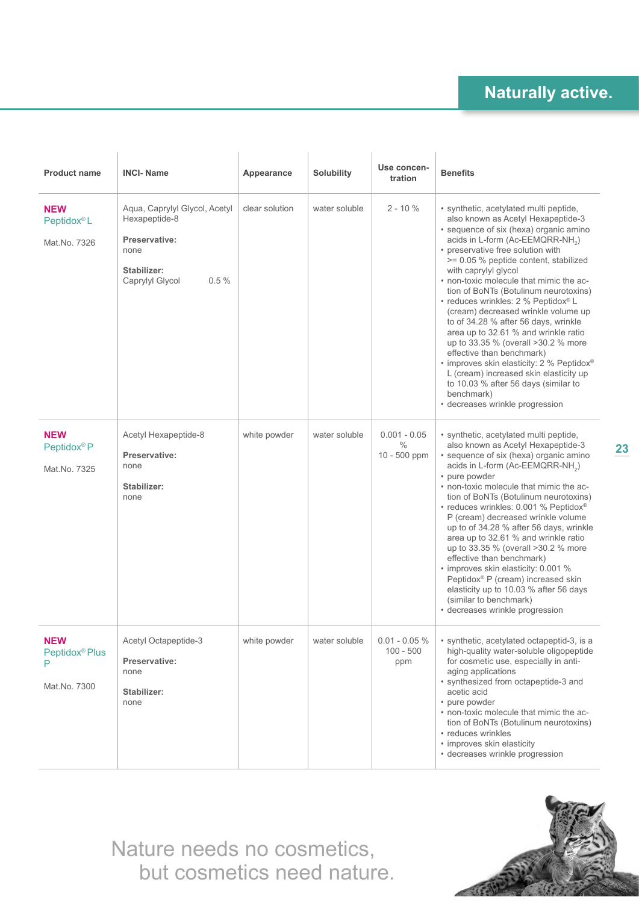## Naturally active.

| Product name | INCI- Name | Appearance | Solubility | Use concen-tration | Benefits |
|---|---|---|---|---|---|
| **NEW** Peptidox® L<br><br>Mat.No. 7326 | Aqua, Caprylyl Glycol, Acetyl Hexapeptide-8<br><br>**Preservative:**<br>none<br><br>**Stabilizer:**<br>Caprylyl Glycol 0.5 % | clear solution | water soluble | 2 - 10 % | • synthetic, acetylated multi peptide, also known as Acetyl Hexapeptide-3<br>• sequence of six (hexa) organic amino acids in L-form (Ac-EEMQRR-$NH_2$)<br>• preservative free solution with >= 0.05 % peptide content, stabilized with caprylyl glycol<br>• non-toxic molecule that mimic the action of BoNTs (Botulinum neurotoxins)<br>• reduces wrinkles: 2 % Peptidox® L (cream) decreased wrinkle volume up to of 34.28 % after 56 days, wrinkle area up to 32.61 % and wrinkle ratio up to 33.35 % (overall >30.2 % more effective than benchmark)<br>• improves skin elasticity: 2 % Peptidox® L (cream) increased skin elasticity up to 10.03 % after 56 days (similar to benchmark)<br>• decreases wrinkle progression |
| **NEW** Peptidox® P<br><br>Mat.No. 7325 | Acetyl Hexapeptide-8<br><br>**Preservative:**<br>none<br><br>**Stabilizer:**<br>none | white powder | water soluble | 0.001 - 0.05 %<br>10 - 500 ppm | • synthetic, acetylated multi peptide, also known as Acetyl Hexapeptide-3<br>• sequence of six (hexa) organic amino acids in L-form (Ac-EEMQRR-$NH_2$)<br>• pure powder<br>• non-toxic molecule that mimic the action of BoNTs (Botulinum neurotoxins)<br>• reduces wrinkles: 0.001 % Peptidox® P (cream) decreased wrinkle volume up to of 34.28 % after 56 days, wrinkle area up to 32.61 % and wrinkle ratio up to 33.35 % (overall >30.2 % more effective than benchmark)<br>• improves skin elasticity: 0.001 % Peptidox® P (cream) increased skin elasticity up to 10.03 % after 56 days (similar to benchmark)<br>• decreases wrinkle progression |
| **NEW** Peptidox® Plus P<br><br>Mat.No. 7300 | Acetyl Octapeptide-3<br><br>**Preservative:**<br>none<br><br>**Stabilizer:**<br>none | white powder | water soluble | 0.01 - 0.05 %<br>100 - 500 ppm | • synthetic, acetylated octapeptid-3, is a high-quality water-soluble oligopeptide for cosmetic use, especially in anti-aging applications<br>• synthesized from octapeptide-3 and acetic acid<br>• pure powder<br>• non-toxic molecule that mimic the action of BoNTs (Botulinum neurotoxins)<br>• reduces wrinkles<br>• improves skin elasticity<br>• decreases wrinkle progression |

Nature needs no cosmetics,
but cosmetics need nature.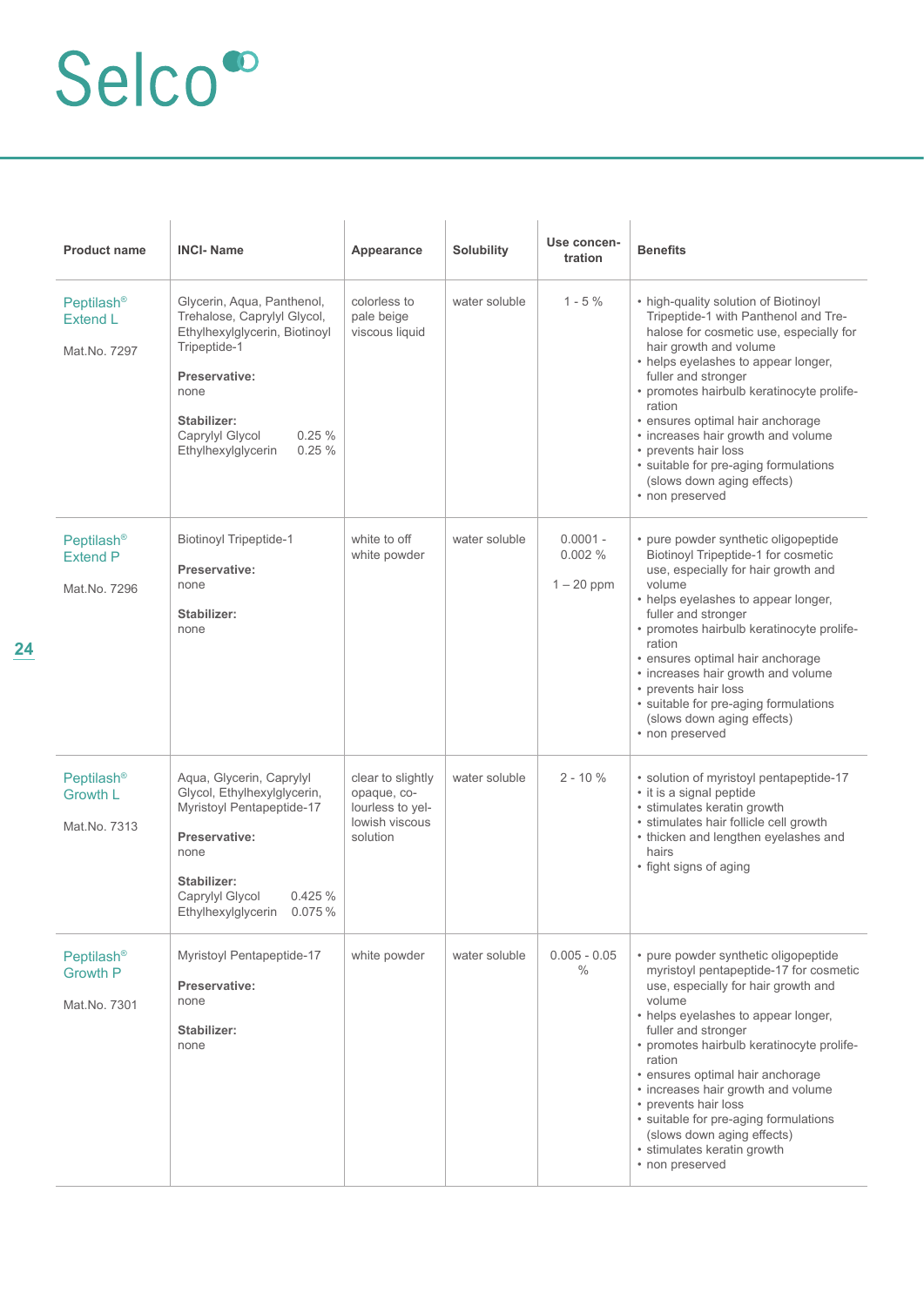# Selco

| Product name | INCI- Name | Appearance | Solubility | Use concentration | Benefits |
|---|---|---|---|---|---|
| Peptilash® Extend L<br><br>Mat.No. 7297 | Glycerin, Aqua, Panthenol, Trehalose, Caprylyl Glycol, Ethylhexylglycerin, Biotinoyl Tripeptide-1<br><br>**Preservative:**<br>none<br><br>**Stabilizer:**<br>Caprylyl Glycol 0.25 %<br>Ethylhexylglycerin 0.25 % | colorless to pale beige viscous liquid | water soluble | 1 - 5 % | • high-quality solution of Biotinoyl Tripeptide-1 with Panthenol and Trehalose for cosmetic use, especially for hair growth and volume<br>• helps eyelashes to appear longer, fuller and stronger<br>• promotes hairbulb keratinocyte proliferation<br>• ensures optimal hair anchorage<br>• increases hair growth and volume<br>• prevents hair loss<br>• suitable for pre-aging formulations (slows down aging effects)<br>• non preserved |
| Peptilash® Extend P<br><br>Mat.No. 7296 | Biotinoyl Tripeptide-1<br><br>**Preservative:**<br>none<br><br>**Stabilizer:**<br>none | white to off white powder | water soluble | 0.0001 - 0.002 %<br><br>1 – 20 ppm | • pure powder synthetic oligopeptide Biotinoyl Tripeptide-1 for cosmetic use, especially for hair growth and volume<br>• helps eyelashes to appear longer, fuller and stronger<br>• promotes hairbulb keratinocyte proliferation<br>• ensures optimal hair anchorage<br>• increases hair growth and volume<br>• prevents hair loss<br>• suitable for pre-aging formulations (slows down aging effects)<br>• non preserved |
| Peptilash® Growth L<br><br>Mat.No. 7313 | Aqua, Glycerin, Caprylyl Glycol, Ethylhexylglycerin, Myristoyl Pentapeptide-17<br><br>**Preservative:**<br>none<br><br>**Stabilizer:**<br>Caprylyl Glycol 0.425 %<br>Ethylhexylglycerin 0.075 % | clear to slightly opaque, colourless to yellowish viscous solution | water soluble | 2 - 10 % | • solution of myristoyl pentapeptide-17<br>• it is a signal peptide<br>• stimulates keratin growth<br>• stimulates hair follicle cell growth<br>• thicken and lengthen eyelashes and hairs<br>• fight signs of aging |
| Peptilash® Growth P<br><br>Mat.No. 7301 | Myristoyl Pentapeptide-17<br><br>**Preservative:**<br>none<br><br>**Stabilizer:**<br>none | white powder | water soluble | 0.005 - 0.05 % | • pure powder synthetic oligopeptide myristoyl pentapeptide-17 for cosmetic use, especially for hair growth and volume<br>• helps eyelashes to appear longer, fuller and stronger<br>• promotes hairbulb keratinocyte proliferation<br>• ensures optimal hair anchorage<br>• increases hair growth and volume<br>• prevents hair loss<br>• suitable for pre-aging formulations (slows down aging effects)<br>• stimulates keratin growth<br>• non preserved |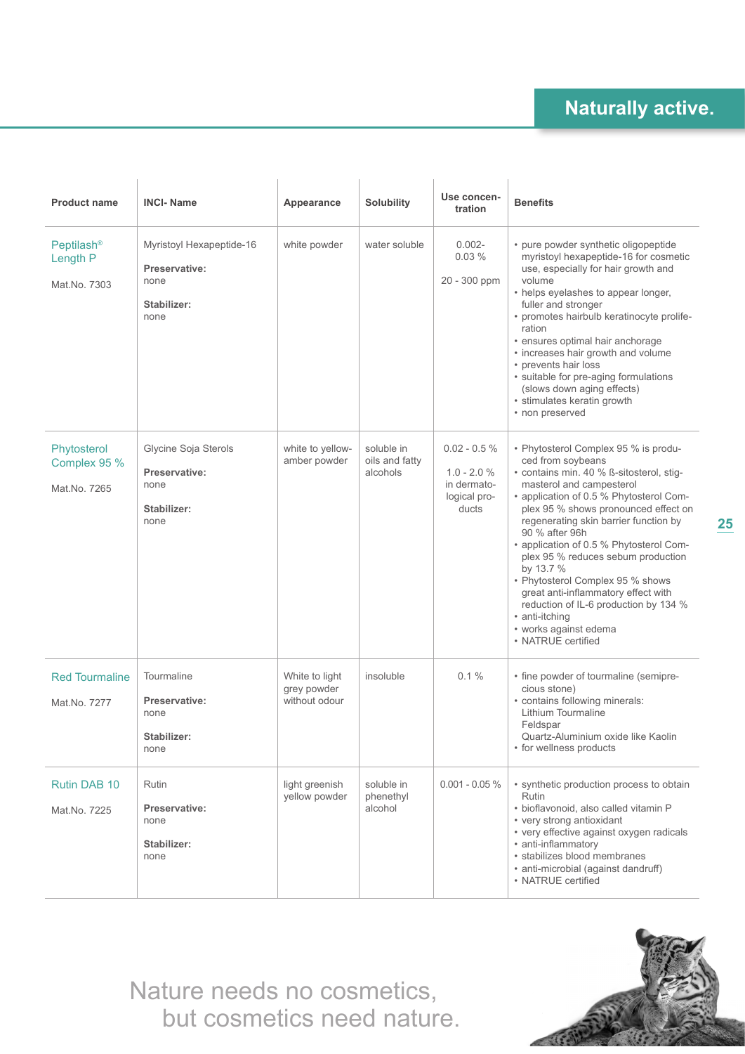| Product name | INCI- Name | Appearance | Solubility | Use concen-tration | Benefits |
|---|---|---|---|---|---|
| Peptilash® Length P<br><br>Mat.No. 7303 | Myristoyl Hexapeptide-16<br><br>**Preservative:** none<br><br>**Stabilizer:** none | white powder | water soluble | 0.002-0.03 %<br><br>20 - 300 ppm | • pure powder synthetic oligopeptide myristoyl hexapeptide-16 for cosmetic use, especially for hair growth and volume<br>• helps eyelashes to appear longer, fuller and stronger<br>• promotes hairbulb keratinocyte proliferation<br>• ensures optimal hair anchorage<br>• increases hair growth and volume<br>• prevents hair loss<br>• suitable for pre-aging formulations (slows down aging effects)<br>• stimulates keratin growth<br>• non preserved |
| Phytosterol Complex 95 %<br><br>Mat.No. 7265 | Glycine Soja Sterols<br><br>**Preservative:** none<br><br>**Stabilizer:** none | white to yellow-amber powder | soluble in oils and fatty alcohols | 0.02 - 0.5 %<br><br>1.0 - 2.0 % in dermatological products | • Phytosterol Complex 95 % is produced from soybeans<br>• contains min. 40 % ß-sitosterol, stigmasterol and campesterol<br>• application of 0.5 % Phytosterol Complex 95 % shows pronounced effect on regenerating skin barrier function by 90 % after 96h<br>• application of 0.5 % Phytosterol Complex 95 % reduces sebum production by 13.7 %<br>• Phytosterol Complex 95 % shows great anti-inflammatory effect with reduction of IL-6 production by 134 %<br>• anti-itching<br>• works against edema<br>• NATRUE certified |
| Red Tourmaline<br><br>Mat.No. 7277 | Tourmaline<br><br>**Preservative:** none<br><br>**Stabilizer:** none | White to light grey powder without odour | insoluble | 0.1 % | • fine powder of tourmaline (semiprecious stone)<br>• contains following minerals:<br>Lithium Tourmaline<br>Feldspar<br>Quartz-Aluminium oxide like Kaolin<br>• for wellness products |
| Rutin DAB 10<br><br>Mat.No. 7225 | Rutin<br><br>**Preservative:** none<br><br>**Stabilizer:** none | light greenish yellow powder | soluble in phenethyl alcohol | 0.001 - 0.05 % | • synthetic production process to obtain Rutin<br>• bioflavonoid, also called vitamin P<br>• very strong antioxidant<br>• very effective against oxygen radicals<br>• anti-inflammatory<br>• stabilizes blood membranes<br>• anti-microbial (against dandruff)<br>• NATRUE certified |

Nature needs no cosmetics,
but cosmetics need nature.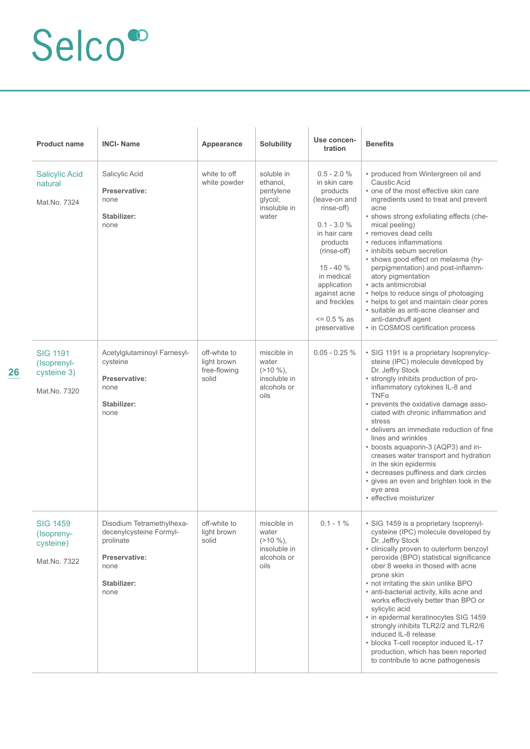# Selco

| Product name | INCI- Name | Appearance | Solubility | Use concen-tration | Benefits |
|---|---|---|---|---|---|
| Salicylic Acid natural<br><br>Mat.No. 7324 | Salicylic Acid<br><br>**Preservative:**<br>none<br><br>**Stabilizer:**<br>none | white to off white powder | soluble in ethanol, pentylene glycol; insoluble in water | 0.5 - 2.0 % in skin care products (leave-on and rinse-off)<br><br>0.1 - 3.0 % in hair care products (rinse-off)<br><br>15 - 40 % in medical application against acne and freckles<br><br><= 0.5 % as preservative | • produced from Wintergreen oil and Caustic Acid<br>• one of the most effective skin care ingredients used to treat and prevent acne<br>• shows strong exfoliating effects (chemical peeling)<br>• removes dead cells<br>• reduces inflammations<br>• inhibits sebum secretion<br>• shows good effect on melasma (hyperpigmentation) and post-inflammatory pigmentation<br>• acts antimicrobial<br>• helps to reduce sings of photoaging<br>• helps to get and maintain clear pores<br>• suitable as anti-acne cleanser and anti-dandruff agent<br>• in COSMOS certification process |
| SIG 1191 (Isoprenyl-cysteine 3)<br><br>Mat.No. 7320 | Acetylglutaminoyl Farnesyl-cysteine<br><br>**Preservative:**<br>none<br><br>**Stabilizer:**<br>none | off-white to light brown free-flowing solid | miscible in water (>10 %), insoluble in alcohols or oils | 0.05 - 0.25 % | • SIG 1191 is a proprietary Isoprenylcysteine (IPC) molecule developed by Dr. Jeffry Stock<br>• strongly inhibits production of pro-inflammatory cytokines IL-8 and TNFα<br>• prevents the oxidative damage associated with chronic inflammation and stress<br>• delivers an immediate reduction of fine lines and wrinkles<br>• boosts aquaporin-3 (AQP3) and increases water transport and hydration in the skin epidermis<br>• decreases puffiness and dark circles<br>• gives an even and brighten look in the eye area<br>• effective moisturizer |
| SIG 1459 (Isopreny-cysteine)<br><br>Mat.No. 7322 | Disodium Tetramethylhexadecenylcysteine Formylprolinate<br><br>**Preservative:**<br>none<br><br>**Stabilizer:**<br>none | off-white to light brown solid | miscible in water (>10 %), insoluble in alcohols or oils | 0.1 - 1 % | • SIG 1459 is a proprietary Isoprenylcysteine (IPC) molecule developed by Dr. Jeffry Stock<br>• clinically proven to outerform benzoyl peroxide (BPO) statistical significance ober 8 weeks in thosed with acne prone skin<br>• not irritating the skin unlike BPO<br>• anti-bacterial activity, kills acne and works effectively better than BPO or sylicylic acid<br>• in epidermal keratinocytes SIG 1459 strongly inhibits TLR2/2 and TLR2/6 induced IL-8 release<br>• blocks T-cell receptor induced IL-17 production, which has been reported to contribute to acne pathogenesis |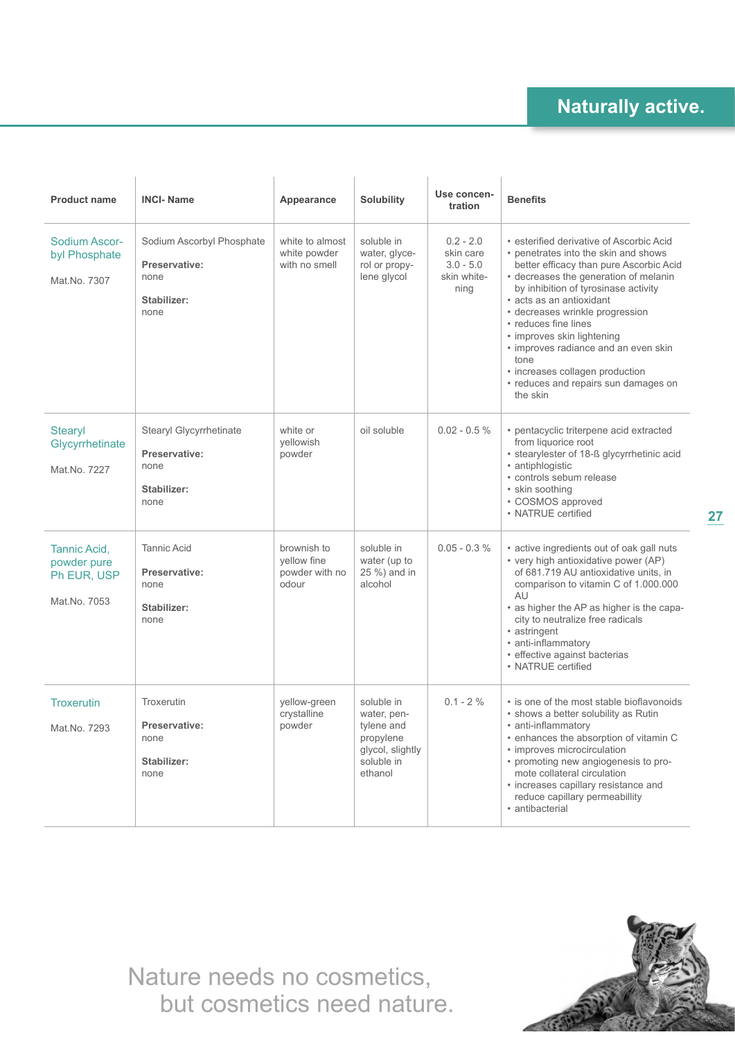| Product name | INCI- Name | Appearance | Solubility | Use concen-tration | Benefits |
|---|---|---|---|---|---|
| Sodium Ascorbyl Phosphate<br><br>Mat.No. 7307 | Sodium Ascorbyl Phosphate<br><br>**Preservative:**<br>none<br><br>**Stabilizer:**<br>none | white to almost white powder with no smell | soluble in water, glycerol or propylene glycol | 0.2 - 2.0 skin care<br>3.0 - 5.0 skin whitening | • esterified derivative of Ascorbic Acid<br>• penetrates into the skin and shows better efficacy than pure Ascorbic Acid<br>• decreases the generation of melanin by inhibition of tyrosinase activity<br>• acts as an antioxidant<br>• decreases wrinkle progression<br>• reduces fine lines<br>• improves skin lightening<br>• improves radiance and an even skin tone<br>• increases collagen production<br>• reduces and repairs sun damages on the skin |
| Stearyl Glycyrrhetinate<br><br>Mat.No. 7227 | Stearyl Glycyrrhetinate<br><br>**Preservative:**<br>none<br><br>**Stabilizer:**<br>none | white or yellowish powder | oil soluble | 0.02 - 0.5 % | • pentacyclic triterpene acid extracted from liquorice root<br>• stearylester of 18-ß glycyrrhetinic acid<br>• antiphlogistic<br>• controls sebum release<br>• skin soothing<br>• COSMOS approved<br>• NATRUE certified |
| Tannic Acid, powder pure Ph EUR, USP<br><br>Mat.No. 7053 | Tannic Acid<br><br>**Preservative:**<br>none<br><br>**Stabilizer:**<br>none | brownish to yellow fine powder with no odour | soluble in water (up to 25 %) and in alcohol | 0.05 - 0.3 % | • active ingredients out of oak gall nuts<br>• very high antioxidative power (AP) of 681.719 AU antioxidative units, in comparison to vitamin C of 1.000.000 AU<br>• as higher the AP as higher is the capacity to neutralize free radicals<br>• astringent<br>• anti-inflammatory<br>• effective against bacterias<br>• NATRUE certified |
| Troxerutin<br><br>Mat.No. 7293 | Troxerutin<br><br>**Preservative:**<br>none<br><br>**Stabilizer:**<br>none | yellow-green crystalline powder | soluble in water, pentylene and propylene glycol, slightly soluble in ethanol | 0.1 - 2 % | • is one of the most stable bioflavonoids<br>• shows a better solubility as Rutin<br>• anti-inflammatory<br>• enhances the absorption of vitamin C<br>• improves microcirculation<br>• promoting new angiogenesis to promote collateral circulation<br>• increases capillary resistance and reduce capillary permeabillity<br>• antibacterial |

Nature needs no cosmetics,
but cosmetics need nature.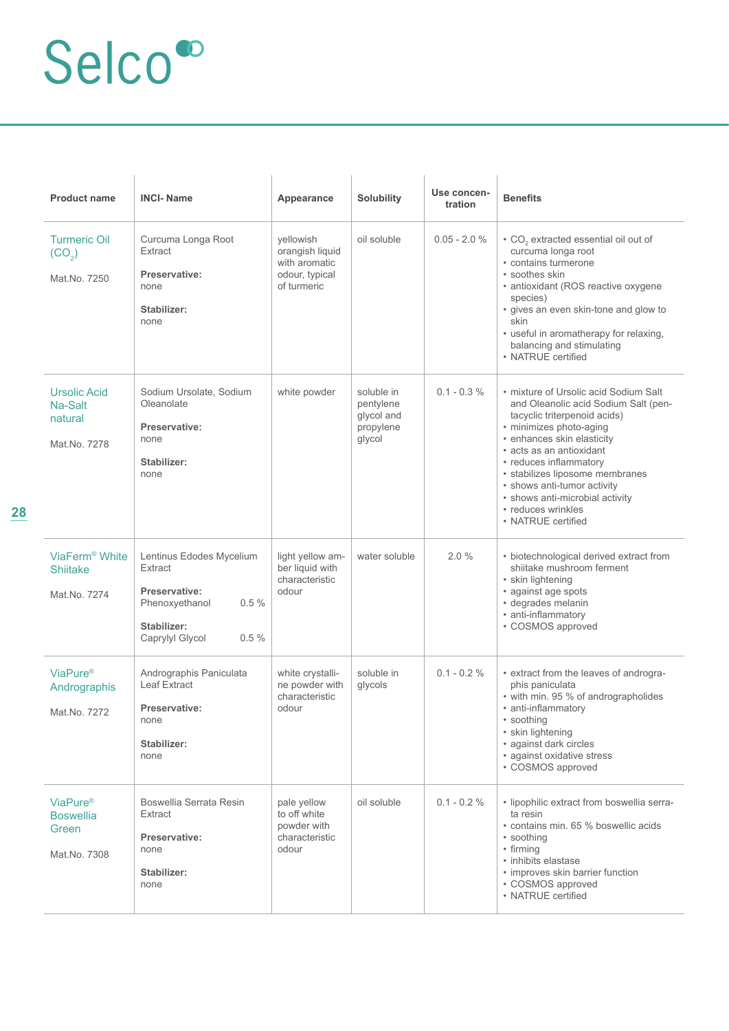# Selco

| Product name | INCI- Name | Appearance | Solubility | Use concentration | Benefits |
|---|---|---|---|---|---|
| Turmeric Oil ($CO_2$)<br><br>Mat.No. 7250 | Curcuma Longa Root Extract<br><br>**Preservative:**<br>none<br><br>**Stabilizer:**<br>none | yellowish orangish liquid with aromatic odour, typical of turmeric | oil soluble | 0.05 - 2.0 % | • $CO_2$ extracted essential oil out of curcuma longa root<br>• contains turmerone<br>• soothes skin<br>• antioxidant (ROS reactive oxygene species)<br>• gives an even skin-tone and glow to skin<br>• useful in aromatherapy for relaxing, balancing and stimulating<br>• NATRUE certified |
| Ursolic Acid Na-Salt natural<br><br>Mat.No. 7278 | Sodium Ursolate, Sodium Oleanolate<br><br>**Preservative:**<br>none<br><br>**Stabilizer:**<br>none | white powder | soluble in pentylene glycol and propylene glycol | 0.1 - 0.3 % | • mixture of Ursolic acid Sodium Salt and Oleanolic acid Sodium Salt (pentacyclic triterpenoid acids)<br>• minimizes photo-aging<br>• enhances skin elasticity<br>• acts as an antioxidant<br>• reduces inflammatory<br>• stabilizes liposome membranes<br>• shows anti-tumor activity<br>• shows anti-microbial activity<br>• reduces wrinkles<br>• NATRUE certified |
| ViaFerm® White Shiitake<br><br>Mat.No. 7274 | Lentinus Edodes Mycelium Extract<br><br>**Preservative:**<br>Phenoxyethanol 0.5 %<br><br>**Stabilizer:**<br>Caprylyl Glycol 0.5 % | light yellow amber liquid with characteristic odour | water soluble | 2.0 % | • biotechnological derived extract from shiitake mushroom ferment<br>• skin lightening<br>• against age spots<br>• degrades melanin<br>• anti-inflammatory<br>• COSMOS approved |
| ViaPure® Andrographis<br><br>Mat.No. 7272 | Andrographis Paniculata Leaf Extract<br><br>**Preservative:**<br>none<br><br>**Stabilizer:**<br>none | white crystalline powder with characteristic odour | soluble in glycols | 0.1 - 0.2 % | • extract from the leaves of andrographis paniculata<br>• with min. 95 % of andrographolides<br>• anti-inflammatory<br>• soothing<br>• skin lightening<br>• against dark circles<br>• against oxidative stress<br>• COSMOS approved |
| ViaPure® Boswellia Green<br><br>Mat.No. 7308 | Boswellia Serrata Resin Extract<br><br>**Preservative:**<br>none<br><br>**Stabilizer:**<br>none | pale yellow to off white powder with characteristic odour | oil soluble | 0.1 - 0.2 % | • lipophilic extract from boswellia serrata resin<br>• contains min. 65 % boswellic acids<br>• soothing<br>• firming<br>• inhibits elastase<br>• improves skin barrier function<br>• COSMOS approved<br>• NATRUE certified |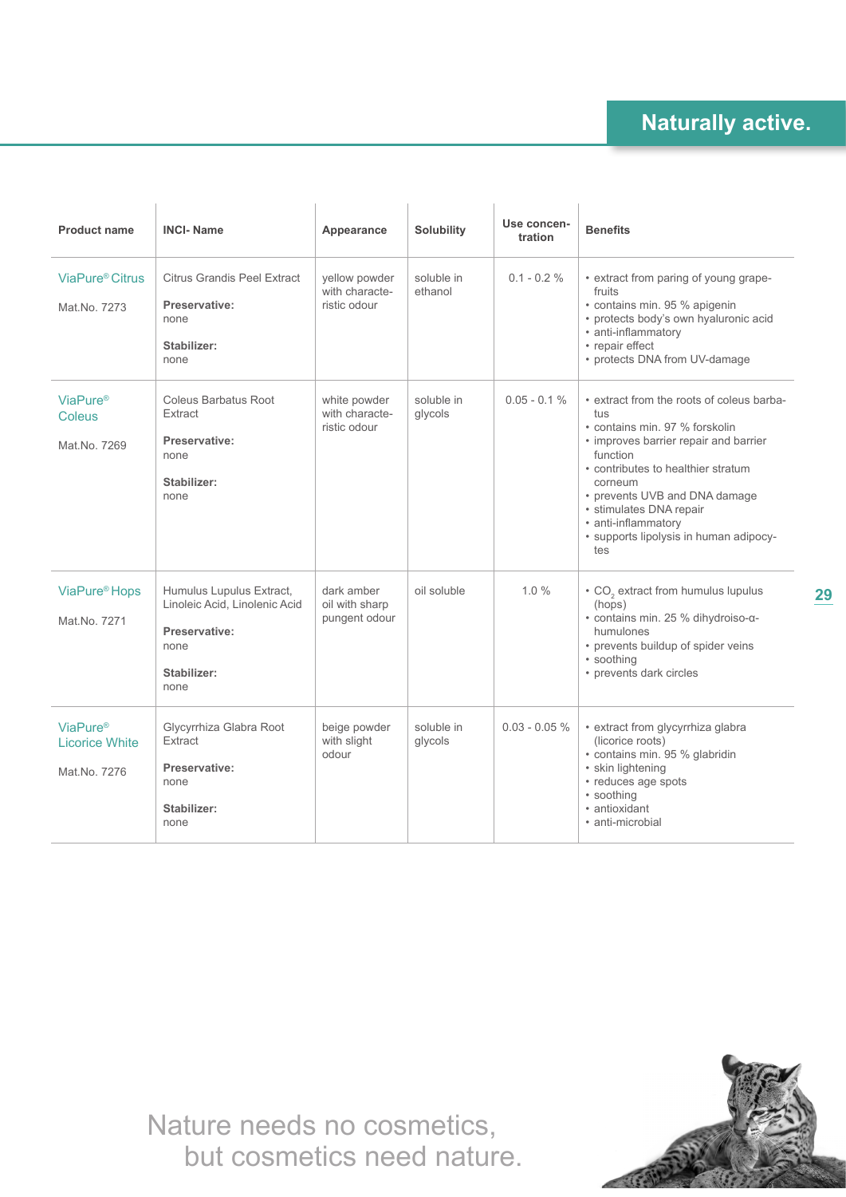## Naturally active.

| Product name | INCI- Name | Appearance | Solubility | Use concen-tration | Benefits |
|---|---|---|---|---|---|
| ViaPure® Citrus<br><br>Mat.No. 7273 | Citrus Grandis Peel Extract<br><br>**Preservative:**<br>none<br><br>**Stabilizer:**<br>none | yellow powder with characte-ristic odour | soluble in ethanol | 0.1 - 0.2 % | • extract from paring of young grape-fruits<br>• contains min. 95 % apigenin<br>• protects body's own hyaluronic acid<br>• anti-inflammatory<br>• repair effect<br>• protects DNA from UV-damage |
| ViaPure® Coleus<br><br>Mat.No. 7269 | Coleus Barbatus Root Extract<br><br>**Preservative:**<br>none<br><br>**Stabilizer:**<br>none | white powder with characte-ristic odour | soluble in glycols | 0.05 - 0.1 % | • extract from the roots of coleus barba-tus<br>• contains min. 97 % forskolin<br>• improves barrier repair and barrier function<br>• contributes to healthier stratum corneum<br>• prevents UVB and DNA damage<br>• stimulates DNA repair<br>• anti-inflammatory<br>• supports lipolysis in human adipocy-tes |
| ViaPure® Hops<br><br>Mat.No. 7271 | Humulus Lupulus Extract, Linoleic Acid, Linolenic Acid<br><br>**Preservative:**<br>none<br><br>**Stabilizer:**<br>none | dark amber oil with sharp pungent odour | oil soluble | 1.0 % | • $CO_2$ extract from humulus lupulus (hops)<br>• contains min. 25 % dihydroiso-α-humulones<br>• prevents buildup of spider veins<br>• soothing<br>• prevents dark circles |
| ViaPure® Licorice White<br><br>Mat.No. 7276 | Glycyrrhiza Glabra Root Extract<br><br>**Preservative:**<br>none<br><br>**Stabilizer:**<br>none | beige powder with slight odour | soluble in glycols | 0.03 - 0.05 % | • extract from glycyrrhiza glabra (licorice roots)<br>• contains min. 95 % glabridin<br>• skin lightening<br>• reduces age spots<br>• soothing<br>• antioxidant<br>• anti-microbial |

Nature needs no cosmetics,
but cosmetics need nature.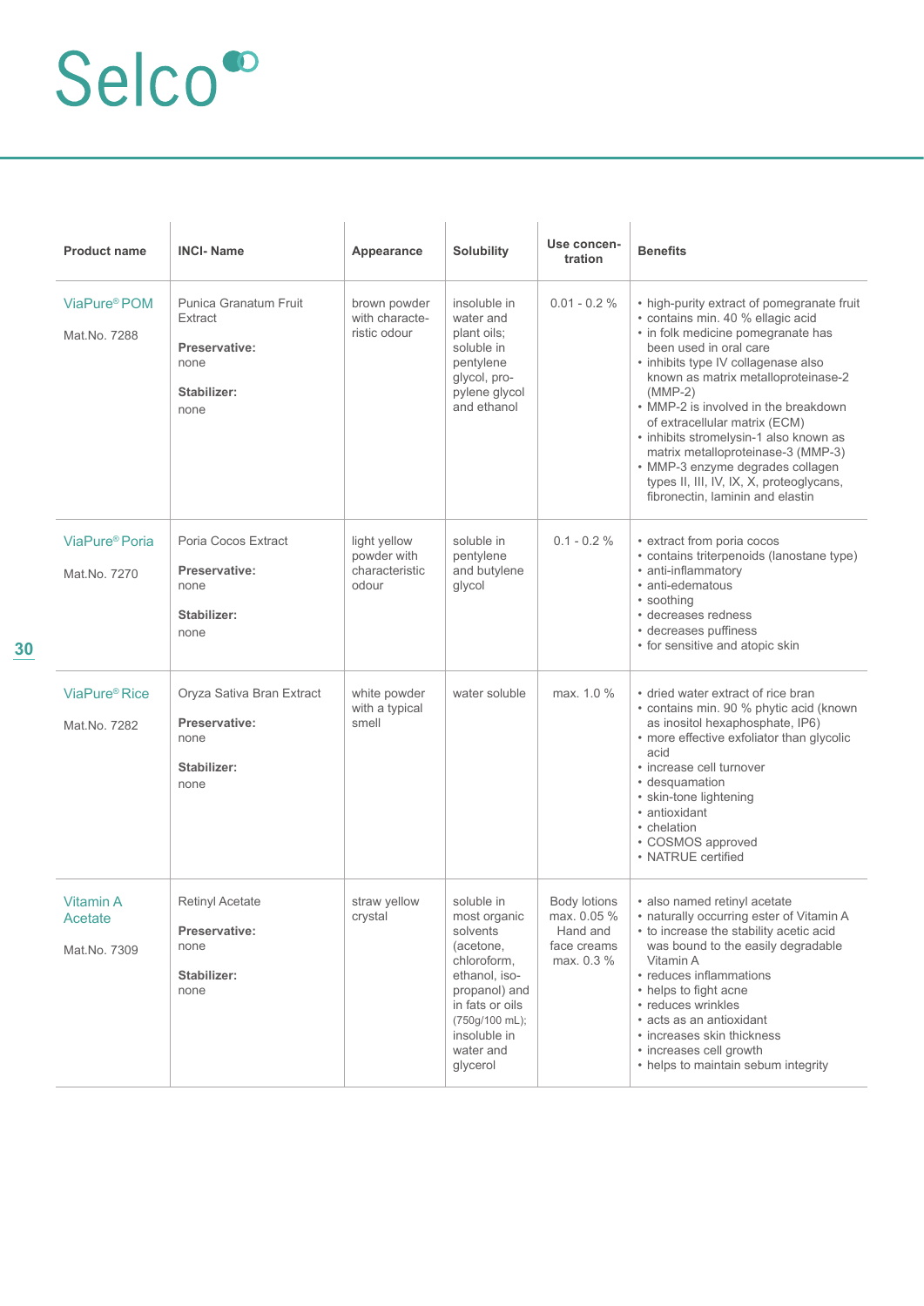# Selco

| Product name | INCI- Name | Appearance | Solubility | Use concen-tration | Benefits |
|---|---|---|---|---|---|
| ViaPure® POM<br><br>Mat.No. 7288 | Punica Granatum Fruit Extract<br><br>**Preservative:**<br>none<br><br>**Stabilizer:**<br>none | brown powder with characte-ristic odour | insoluble in water and plant oils; soluble in pentylene glycol, pro-pylene glycol and ethanol | 0.01 - 0.2 % | • high-purity extract of pomegranate fruit<br>• contains min. 40 % ellagic acid<br>• in folk medicine pomegranate has been used in oral care<br>• inhibits type IV collagenase also known as matrix metalloproteinase-2 (MMP-2)<br>• MMP-2 is involved in the breakdown of extracellular matrix (ECM)<br>• inhibits stromelysin-1 also known as matrix metalloproteinase-3 (MMP-3)<br>• MMP-3 enzyme degrades collagen types II, III, IV, IX, X, proteoglycans, fibronectin, laminin and elastin |
| ViaPure® Poria<br><br>Mat.No. 7270 | Poria Cocos Extract<br><br>**Preservative:**<br>none<br><br>**Stabilizer:**<br>none | light yellow powder with characteristic odour | soluble in pentylene and butylene glycol | 0.1 - 0.2 % | • extract from poria cocos<br>• contains triterpenoids (lanostane type)<br>• anti-inflammatory<br>• anti-edematous<br>• soothing<br>• decreases redness<br>• decreases puffiness<br>• for sensitive and atopic skin |
| ViaPure® Rice<br><br>Mat.No. 7282 | Oryza Sativa Bran Extract<br><br>**Preservative:**<br>none<br><br>**Stabilizer:**<br>none | white powder with a typical smell | water soluble | max. 1.0 % | • dried water extract of rice bran<br>• contains min. 90 % phytic acid (known as inositol hexaphosphate, IP6)<br>• more effective exfoliator than glycolic acid<br>• increase cell turnover<br>• desquamation<br>• skin-tone lightening<br>• antioxidant<br>• chelation<br>• COSMOS approved<br>• NATRUE certified |
| Vitamin A Acetate<br><br>Mat.No. 7309 | Retinyl Acetate<br><br>**Preservative:**<br>none<br><br>**Stabilizer:**<br>none | straw yellow crystal | soluble in most organic solvents (acetone, chloroform, ethanol, iso-propanol) and in fats or oils (750g/100 mL); insoluble in water and glycerol | Body lotions max. 0.05 %<br>Hand and face creams max. 0.3 % | • also named retinyl acetate<br>• naturally occurring ester of Vitamin A<br>• to increase the stability acetic acid was bound to the easily degradable Vitamin A<br>• reduces inflammations<br>• helps to fight acne<br>• reduces wrinkles<br>• acts as an antioxidant<br>• increases skin thickness<br>• increases cell growth<br>• helps to maintain sebum integrity |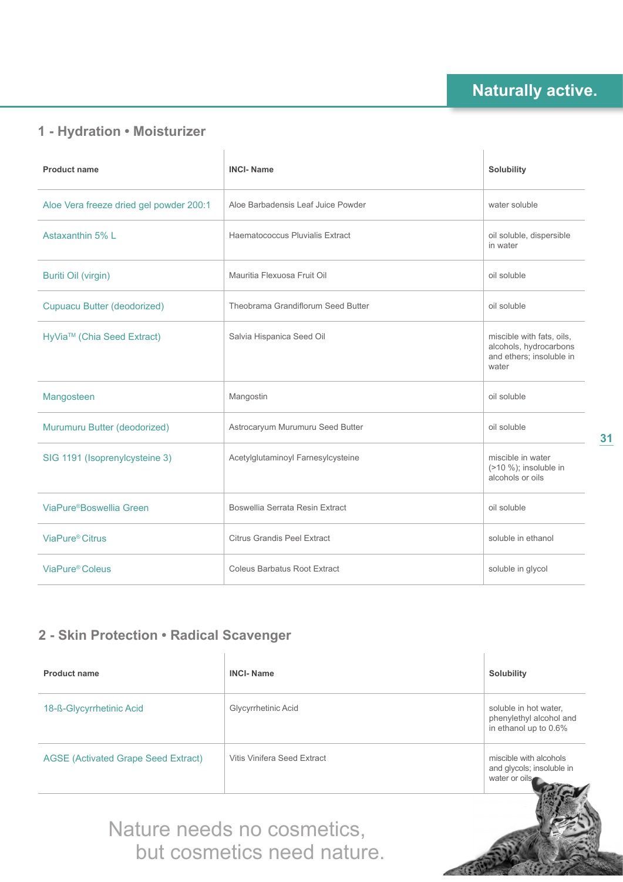Naturally active.

## 1 - Hydration • Moisturizer

| Product name | INCI- Name | Solubility |
|---|---|---|
| Aloe Vera freeze dried gel powder 200:1 | Aloe Barbadensis Leaf Juice Powder | water soluble |
| Astaxanthin 5% L | Haematococcus Pluvialis Extract | oil soluble, dispersible in water |
| Buriti Oil (virgin) | Mauritia Flexuosa Fruit Oil | oil soluble |
| Cupuacu Butter (deodorized) | Theobrama Grandiflorum Seed Butter | oil soluble |
| HyVia™ (Chia Seed Extract) | Salvia Hispanica Seed Oil | miscible with fats, oils, alcohols, hydrocarbons and ethers; insoluble in water |
| Mangosteen | Mangostin | oil soluble |
| Murumuru Butter (deodorized) | Astrocaryum Murumuru Seed Butter | oil soluble |
| SIG 1191 (Isoprenylcysteine 3) | Acetylglutaminoyl Farnesylcysteine | miscible in water (>10 %); insoluble in alcohols or oils |
| ViaPure® Boswellia Green | Boswellia Serrata Resin Extract | oil soluble |
| ViaPure® Citrus | Citrus Grandis Peel Extract | soluble in ethanol |
| ViaPure® Coleus | Coleus Barbatus Root Extract | soluble in glycol |

## 2 - Skin Protection • Radical Scavenger

| Product name | INCI- Name | Solubility |
|---|---|---|
| 18-ß-Glycyrrhetinic Acid | Glycyrrhetinic Acid | soluble in hot water, phenylethyl alcohol and in ethanol up to 0.6% |
| AGSE (Activated Grape Seed Extract) | Vitis Vinifera Seed Extract | miscible with alcohols and glycols; insoluble in water or oils |

Nature needs no cosmetics,
but cosmetics need nature.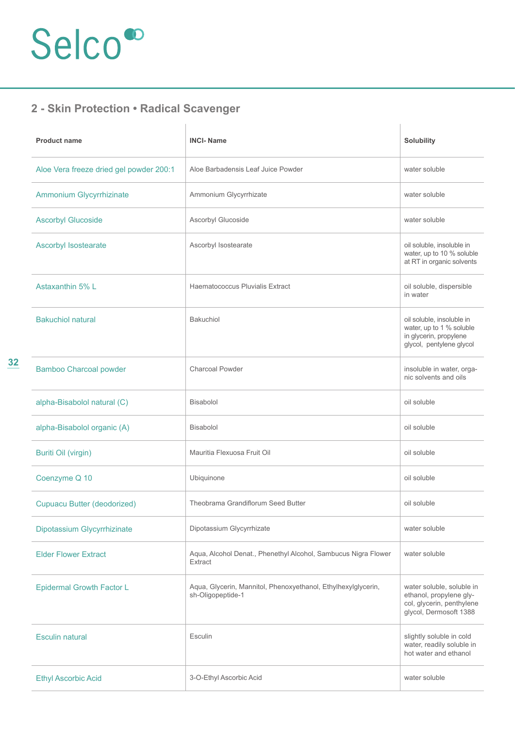## 2 - Skin Protection • Radical Scavenger

| Product name | INCI- Name | Solubility |
|---|---|---|
| Aloe Vera freeze dried gel powder 200:1 | Aloe Barbadensis Leaf Juice Powder | water soluble |
| Ammonium Glycyrrhizinate | Ammonium Glycyrrhizate | water soluble |
| Ascorbyl Glucoside | Ascorbyl Glucoside | water soluble |
| Ascorbyl Isostearate | Ascorbyl Isostearate | oil soluble, insoluble in water, up to 10 % soluble at RT in organic solvents |
| Astaxanthin 5% L | Haematococcus Pluvialis Extract | oil soluble, dispersible in water |
| Bakuchiol natural | Bakuchiol | oil soluble, insoluble in water, up to 1 % soluble in glycerin, propylene glycol, pentylene glycol |
| Bamboo Charcoal powder | Charcoal Powder | insoluble in water, organic solvents and oils |
| alpha-Bisabolol natural (C) | Bisabolol | oil soluble |
| alpha-Bisabolol organic (A) | Bisabolol | oil soluble |
| Buriti Oil (virgin) | Mauritia Flexuosa Fruit Oil | oil soluble |
| Coenzyme Q 10 | Ubiquinone | oil soluble |
| Cupuacu Butter (deodorized) | Theobrama Grandiflorum Seed Butter | oil soluble |
| Dipotassium Glycyrrhizinate | Dipotassium Glycyrrhizate | water soluble |
| Elder Flower Extract | Aqua, Alcohol Denat., Phenethyl Alcohol, Sambucus Nigra Flower Extract | water soluble |
| Epidermal Growth Factor L | Aqua, Glycerin, Mannitol, Phenoxyethanol, Ethylhexylglycerin, sh-Oligopeptide-1 | water soluble, soluble in ethanol, propylene glycol, glycerin, penthylene glycol, Dermosoft 1388 |
| Esculin natural | Esculin | slightly soluble in cold water, readily soluble in hot water and ethanol |
| Ethyl Ascorbic Acid | 3-O-Ethyl Ascorbic Acid | water soluble |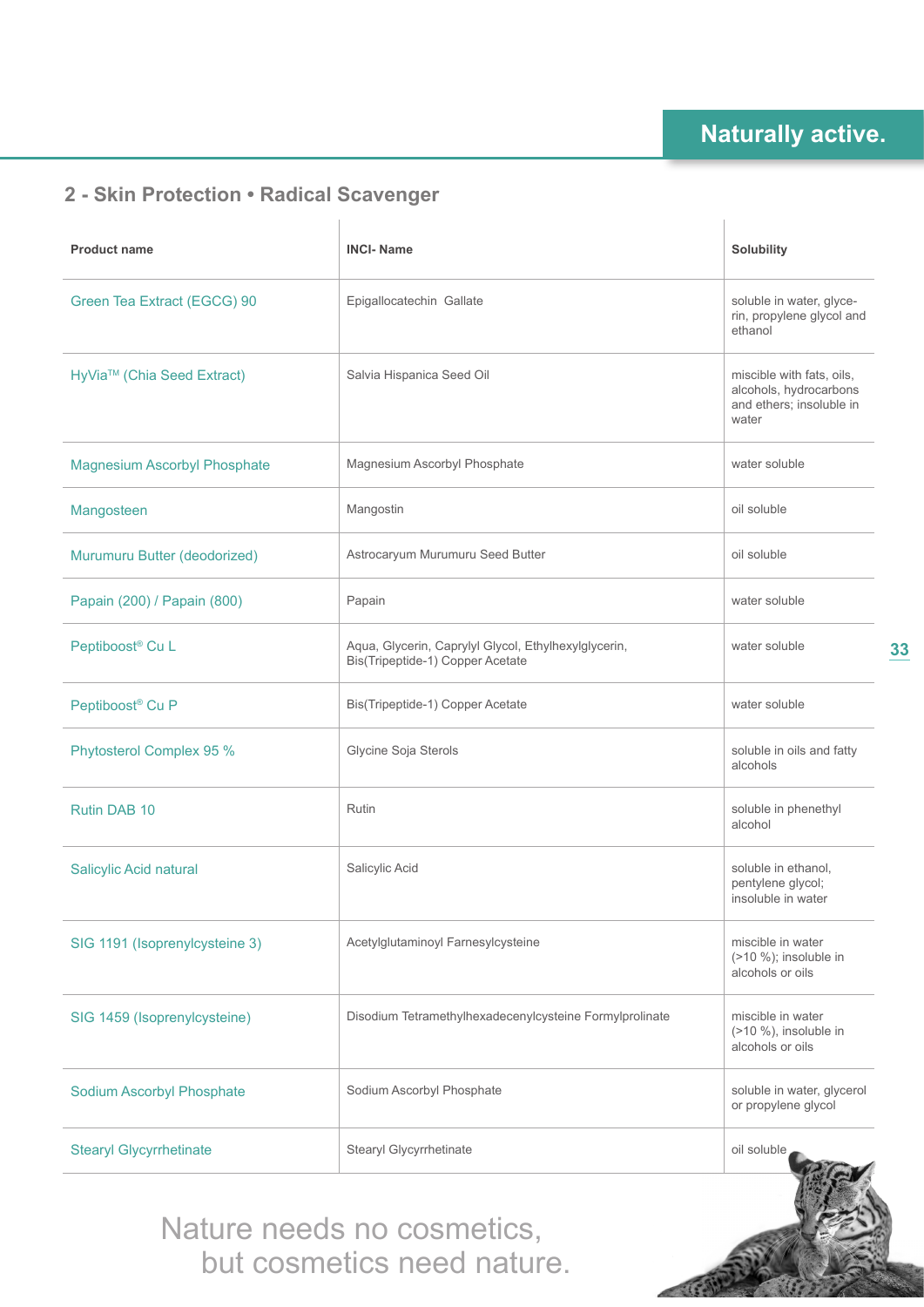## 2 - Skin Protection • Radical Scavenger

| Product name | INCI- Name | Solubility |
|---|---|---|
| Green Tea Extract (EGCG) 90 | Epigallocatechin Gallate | soluble in water, glycerin, propylene glycol and ethanol |
| HyVia™ (Chia Seed Extract) | Salvia Hispanica Seed Oil | miscible with fats, oils, alcohols, hydrocarbons and ethers; insoluble in water |
| Magnesium Ascorbyl Phosphate | Magnesium Ascorbyl Phosphate | water soluble |
| Mangosteen | Mangostin | oil soluble |
| Murumuru Butter (deodorized) | Astrocaryum Murumuru Seed Butter | oil soluble |
| Papain (200) / Papain (800) | Papain | water soluble |
| Peptiboost® Cu L | Aqua, Glycerin, Caprylyl Glycol, Ethylhexylglycerin, Bis(Tripeptide-1) Copper Acetate | water soluble |
| Peptiboost® Cu P | Bis(Tripeptide-1) Copper Acetate | water soluble |
| Phytosterol Complex 95 % | Glycine Soja Sterols | soluble in oils and fatty alcohols |
| Rutin DAB 10 | Rutin | soluble in phenethyl alcohol |
| Salicylic Acid natural | Salicylic Acid | soluble in ethanol, pentylene glycol; insoluble in water |
| SIG 1191 (Isoprenylcysteine 3) | Acetylglutaminoyl Farnesylcysteine | miscible in water (>10 %); insoluble in alcohols or oils |
| SIG 1459 (Isoprenylcysteine) | Disodium Tetramethylhexadecenylcysteine Formylprolinate | miscible in water (>10 %), insoluble in alcohols or oils |
| Sodium Ascorbyl Phosphate | Sodium Ascorbyl Phosphate | soluble in water, glycerol or propylene glycol |
| Stearyl Glycyrrhetinate | Stearyl Glycyrrhetinate | oil soluble |

Nature needs no cosmetics,
but cosmetics need nature.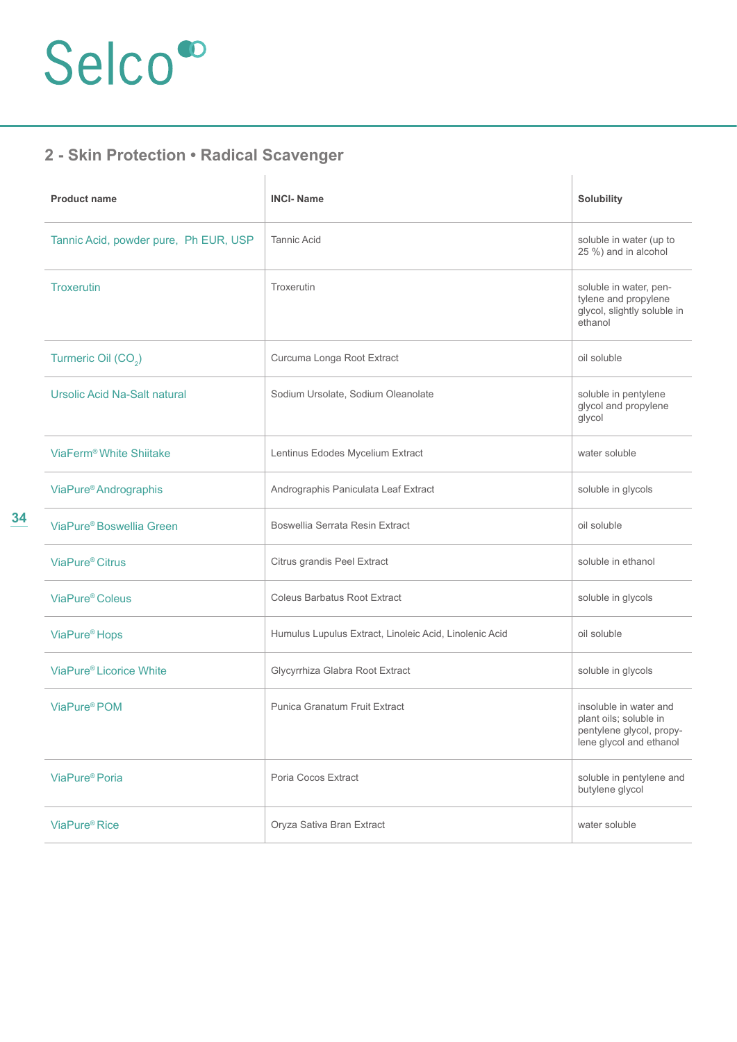## 2 - Skin Protection • Radical Scavenger

| Product name | INCI- Name | Solubility |
|---|---|---|
| Tannic Acid, powder pure, Ph EUR, USP | Tannic Acid | soluble in water (up to 25 %) and in alcohol |
| Troxerutin | Troxerutin | soluble in water, pentylene and propylene glycol, slightly soluble in ethanol |
| Turmeric Oil ($CO_2$) | Curcuma Longa Root Extract | oil soluble |
| Ursolic Acid Na-Salt natural | Sodium Ursolate, Sodium Oleanolate | soluble in pentylene glycol and propylene glycol |
| ViaFerm® White Shiitake | Lentinus Edodes Mycelium Extract | water soluble |
| ViaPure® Andrographis | Andrographis Paniculata Leaf Extract | soluble in glycols |
| ViaPure® Boswellia Green | Boswellia Serrata Resin Extract | oil soluble |
| ViaPure® Citrus | Citrus grandis Peel Extract | soluble in ethanol |
| ViaPure® Coleus | Coleus Barbatus Root Extract | soluble in glycols |
| ViaPure® Hops | Humulus Lupulus Extract, Linoleic Acid, Linolenic Acid | oil soluble |
| ViaPure® Licorice White | Glycyrrhiza Glabra Root Extract | soluble in glycols |
| ViaPure® POM | Punica Granatum Fruit Extract | insoluble in water and plant oils; soluble in pentylene glycol, propylene glycol and ethanol |
| ViaPure® Poria | Poria Cocos Extract | soluble in pentylene and butylene glycol |
| ViaPure® Rice | Oryza Sativa Bran Extract | water soluble |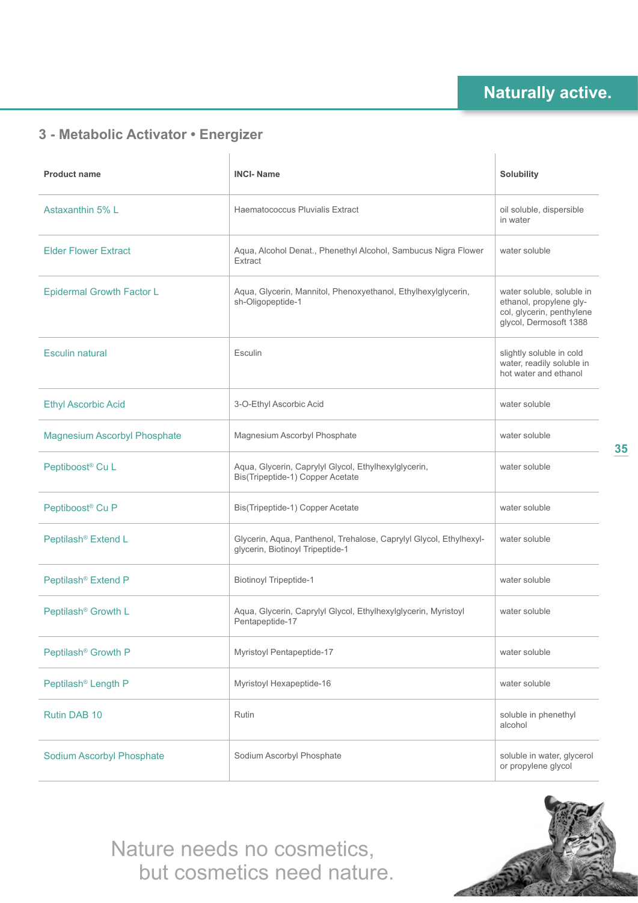## 3 - Metabolic Activator • Energizer

| Product name | INCI- Name | Solubility |
|---|---|---|
| Astaxanthin 5% L | Haematococcus Pluvialis Extract | oil soluble, dispersible in water |
| Elder Flower Extract | Aqua, Alcohol Denat., Phenethyl Alcohol, Sambucus Nigra Flower Extract | water soluble |
| Epidermal Growth Factor L | Aqua, Glycerin, Mannitol, Phenoxyethanol, Ethylhexylglycerin, sh-Oligopeptide-1 | water soluble, soluble in ethanol, propylene glycol, glycerin, penthylene glycol, Dermosoft 1388 |
| Esculin natural | Esculin | slightly soluble in cold water, readily soluble in hot water and ethanol |
| Ethyl Ascorbic Acid | 3-O-Ethyl Ascorbic Acid | water soluble |
| Magnesium Ascorbyl Phosphate | Magnesium Ascorbyl Phosphate | water soluble |
| Peptiboost® Cu L | Aqua, Glycerin, Caprylyl Glycol, Ethylhexylglycerin, Bis(Tripeptide-1) Copper Acetate | water soluble |
| Peptiboost® Cu P | Bis(Tripeptide-1) Copper Acetate | water soluble |
| Peptilash® Extend L | Glycerin, Aqua, Panthenol, Trehalose, Caprylyl Glycol, Ethylhexylglycerin, Biotinoyl Tripeptide-1 | water soluble |
| Peptilash® Extend P | Biotinoyl Tripeptide-1 | water soluble |
| Peptilash® Growth L | Aqua, Glycerin, Caprylyl Glycol, Ethylhexylglycerin, Myristoyl Pentapeptide-17 | water soluble |
| Peptilash® Growth P | Myristoyl Pentapeptide-17 | water soluble |
| Peptilash® Length P | Myristoyl Hexapeptide-16 | water soluble |
| Rutin DAB 10 | Rutin | soluble in phenethyl alcohol |
| Sodium Ascorbyl Phosphate | Sodium Ascorbyl Phosphate | soluble in water, glycerol or propylene glycol |

Nature needs no cosmetics,
but cosmetics need nature.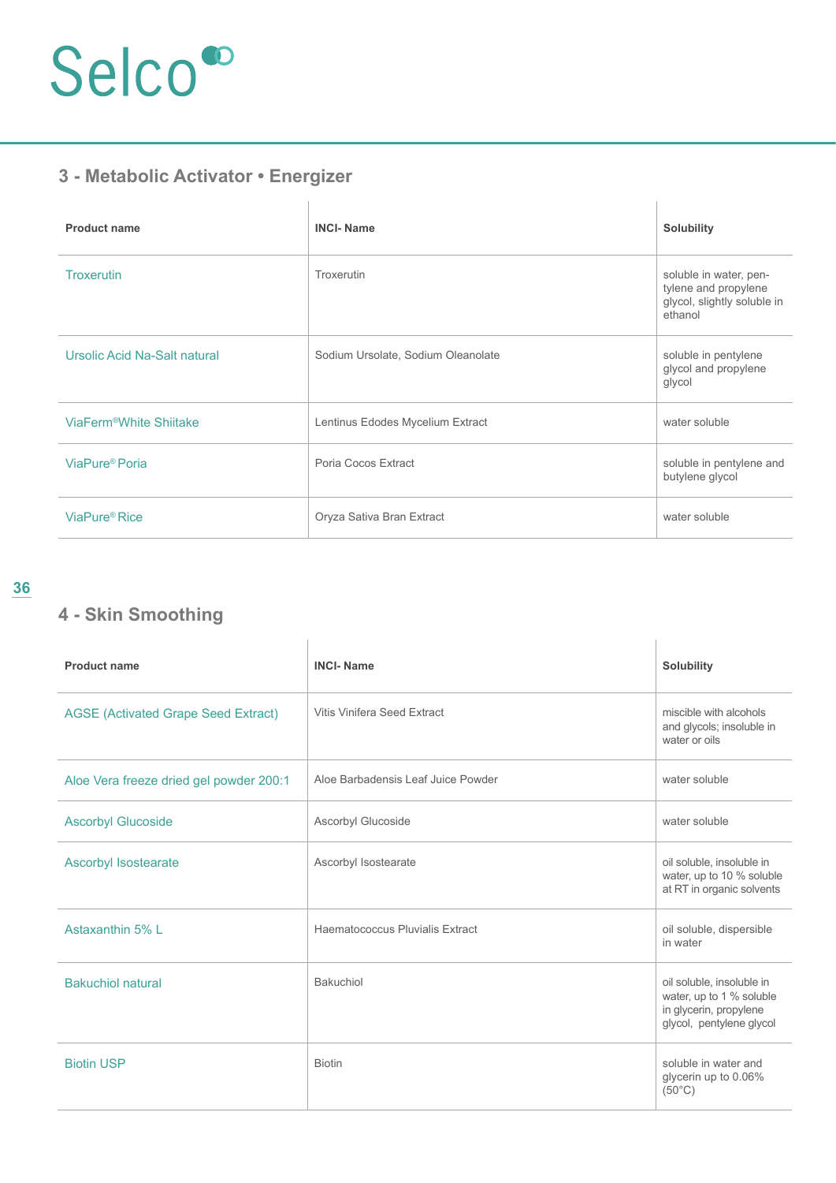## 3 - Metabolic Activator • Energizer

| Product name | INCI- Name | Solubility |
| --- | --- | --- |
| Troxerutin | Troxerutin | soluble in water, pentylene and propylene glycol, slightly soluble in ethanol |
| Ursolic Acid Na-Salt natural | Sodium Ursolate, Sodium Oleanolate | soluble in pentylene glycol and propylene glycol |
| ViaFerm®White Shiitake | Lentinus Edodes Mycelium Extract | water soluble |
| ViaPure® Poria | Poria Cocos Extract | soluble in pentylene and butylene glycol |
| ViaPure® Rice | Oryza Sativa Bran Extract | water soluble |

## 4 - Skin Smoothing

| Product name | INCI- Name | Solubility |
| --- | --- | --- |
| AGSE (Activated Grape Seed Extract) | Vitis Vinifera Seed Extract | miscible with alcohols and glycols; insoluble in water or oils |
| Aloe Vera freeze dried gel powder 200:1 | Aloe Barbadensis Leaf Juice Powder | water soluble |
| Ascorbyl Glucoside | Ascorbyl Glucoside | water soluble |
| Ascorbyl Isostearate | Ascorbyl Isostearate | oil soluble, insoluble in water, up to 10 % soluble at RT in organic solvents |
| Astaxanthin 5% L | Haematococcus Pluvialis Extract | oil soluble, dispersible in water |
| Bakuchiol natural | Bakuchiol | oil soluble, insoluble in water, up to 1 % soluble in glycerin, propylene glycol, pentylene glycol |
| Biotin USP | Biotin | soluble in water and glycerin up to 0.06% (50°C) |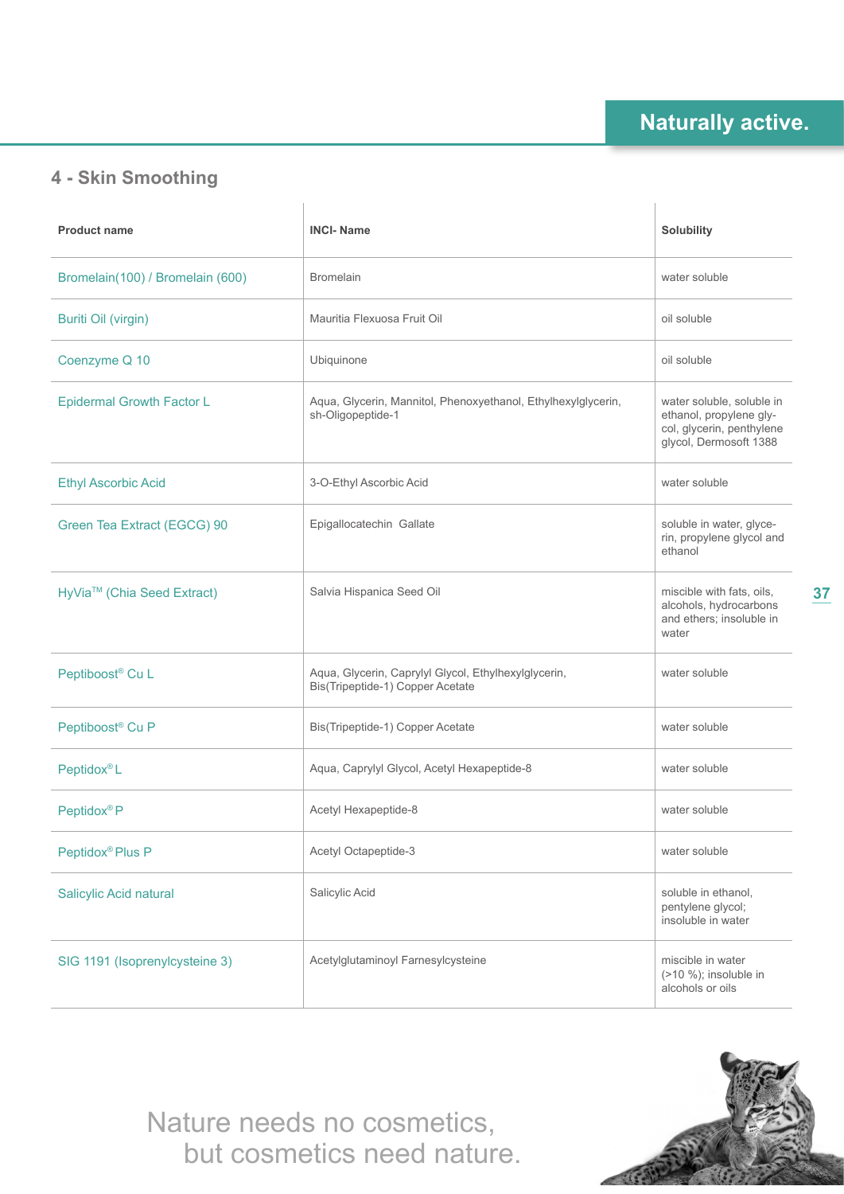## 4 - Skin Smoothing

| Product name | INCI- Name | Solubility |
|---|---|---|
| Bromelain(100) / Bromelain (600) | Bromelain | water soluble |
| Buriti Oil (virgin) | Mauritia Flexuosa Fruit Oil | oil soluble |
| Coenzyme Q 10 | Ubiquinone | oil soluble |
| Epidermal Growth Factor L | Aqua, Glycerin, Mannitol, Phenoxyethanol, Ethylhexylglycerin, sh-Oligopeptide-1 | water soluble, soluble in ethanol, propylene glycol, glycerin, penthylene glycol, Dermosoft 1388 |
| Ethyl Ascorbic Acid | 3-O-Ethyl Ascorbic Acid | water soluble |
| Green Tea Extract (EGCG) 90 | Epigallocatechin Gallate | soluble in water, glycerin, propylene glycol and ethanol |
| HyVia™ (Chia Seed Extract) | Salvia Hispanica Seed Oil | miscible with fats, oils, alcohols, hydrocarbons and ethers; insoluble in water |
| Peptiboost® Cu L | Aqua, Glycerin, Caprylyl Glycol, Ethylhexylglycerin, Bis(Tripeptide-1) Copper Acetate | water soluble |
| Peptiboost® Cu P | Bis(Tripeptide-1) Copper Acetate | water soluble |
| Peptidox® L | Aqua, Caprylyl Glycol, Acetyl Hexapeptide-8 | water soluble |
| Peptidox® P | Acetyl Hexapeptide-8 | water soluble |
| Peptidox® Plus P | Acetyl Octapeptide-3 | water soluble |
| Salicylic Acid natural | Salicylic Acid | soluble in ethanol, pentylene glycol; insoluble in water |
| SIG 1191 (Isoprenylcysteine 3) | Acetylglutaminoyl Farnesylcysteine | miscible in water (>10 %); insoluble in alcohols or oils |

Nature needs no cosmetics,
but cosmetics need nature.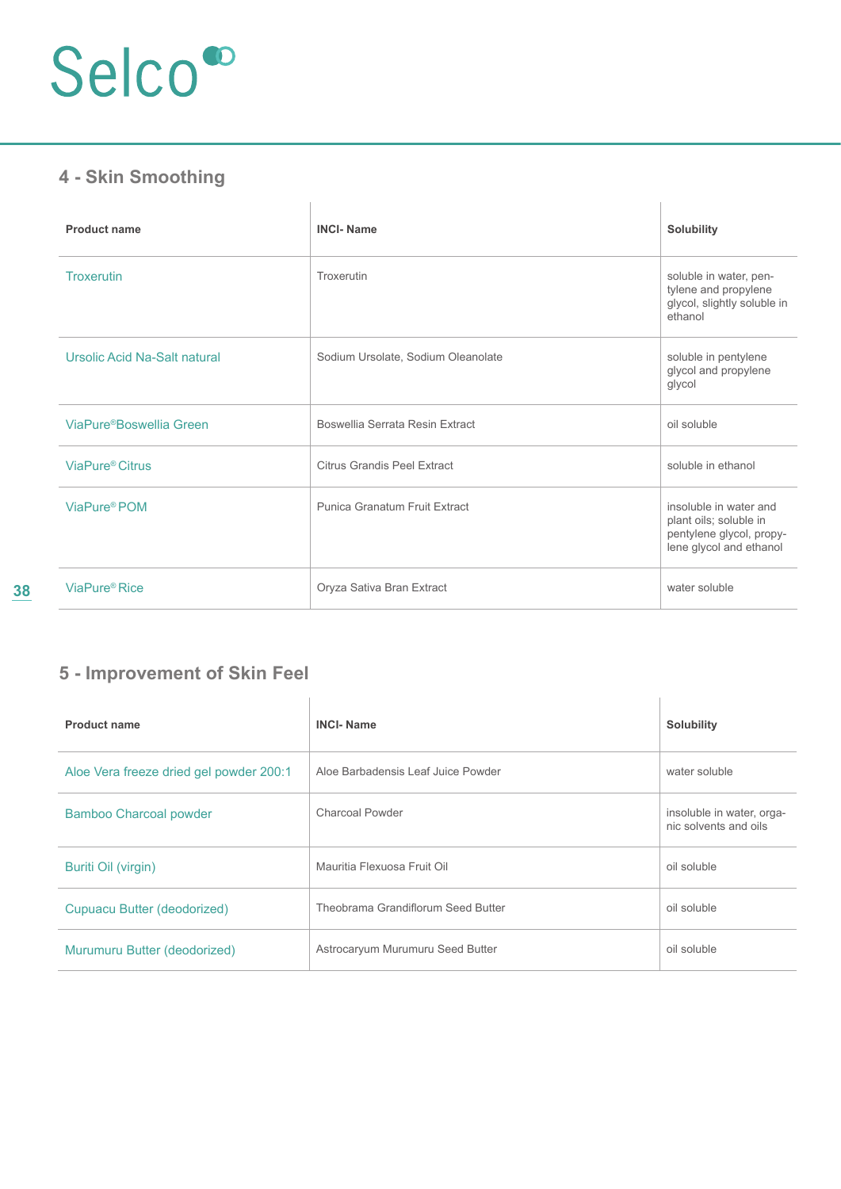## 4 - Skin Smoothing

| Product name | INCI- Name | Solubility |
|---|---|---|
| Troxerutin | Troxerutin | soluble in water, pentylene and propylene glycol, slightly soluble in ethanol |
| Ursolic Acid Na-Salt natural | Sodium Ursolate, Sodium Oleanolate | soluble in pentylene glycol and propylene glycol |
| ViaPure®Boswellia Green | Boswellia Serrata Resin Extract | oil soluble |
| ViaPure® Citrus | Citrus Grandis Peel Extract | soluble in ethanol |
| ViaPure® POM | Punica Granatum Fruit Extract | insoluble in water and plant oils; soluble in pentylene glycol, propylene glycol and ethanol |
| ViaPure® Rice | Oryza Sativa Bran Extract | water soluble |

## 5 - Improvement of Skin Feel

| Product name | INCI- Name | Solubility |
|---|---|---|
| Aloe Vera freeze dried gel powder 200:1 | Aloe Barbadensis Leaf Juice Powder | water soluble |
| Bamboo Charcoal powder | Charcoal Powder | insoluble in water, organic solvents and oils |
| Buriti Oil (virgin) | Mauritia Flexuosa Fruit Oil | oil soluble |
| Cupuacu Butter (deodorized) | Theobrama Grandiflorum Seed Butter | oil soluble |
| Murumuru Butter (deodorized) | Astrocaryum Murumuru Seed Butter | oil soluble |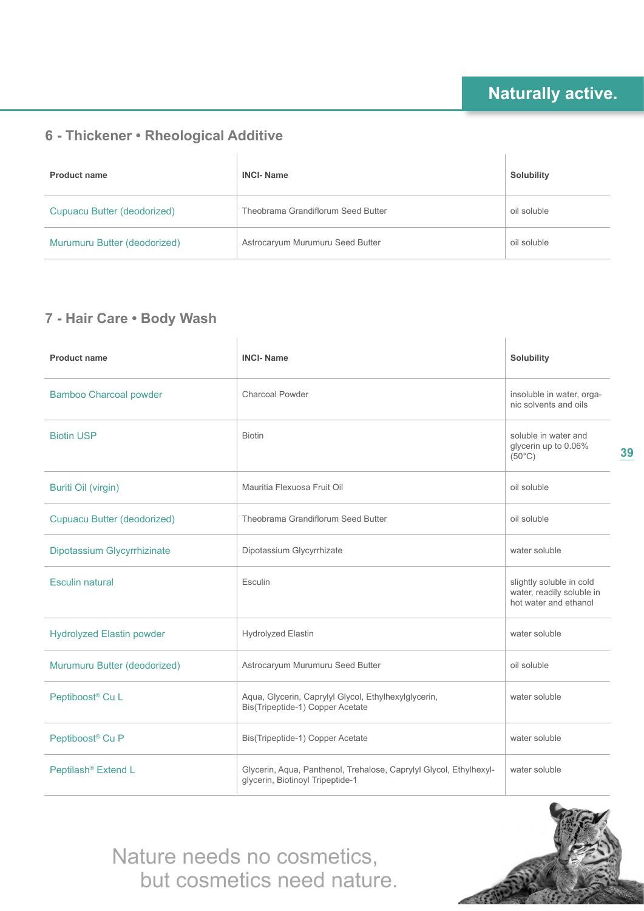## 6 - Thickener • Rheological Additive

| Product name | INCI- Name | Solubility |
|---|---|---|
| Cupuacu Butter (deodorized) | Theobrama Grandiflorum Seed Butter | oil soluble |
| Murumuru Butter (deodorized) | Astrocaryum Murumuru Seed Butter | oil soluble |

## 7 - Hair Care • Body Wash

| Product name | INCI- Name | Solubility |
|---|---|---|
| Bamboo Charcoal powder | Charcoal Powder | insoluble in water, organic solvents and oils |
| Biotin USP | Biotin | soluble in water and glycerin up to 0.06% (50°C) |
| Buriti Oil (virgin) | Mauritia Flexuosa Fruit Oil | oil soluble |
| Cupuacu Butter (deodorized) | Theobrama Grandiflorum Seed Butter | oil soluble |
| Dipotassium Glycyrrhizinate | Dipotassium Glycyrrhizate | water soluble |
| Esculin natural | Esculin | slightly soluble in cold water, readily soluble in hot water and ethanol |
| Hydrolyzed Elastin powder | Hydrolyzed Elastin | water soluble |
| Murumuru Butter (deodorized) | Astrocaryum Murumuru Seed Butter | oil soluble |
| Peptiboost® Cu L | Aqua, Glycerin, Caprylyl Glycol, Ethylhexylglycerin, Bis(Tripeptide-1) Copper Acetate | water soluble |
| Peptiboost® Cu P | Bis(Tripeptide-1) Copper Acetate | water soluble |
| Peptilash® Extend L | Glycerin, Aqua, Panthenol, Trehalose, Caprylyl Glycol, Ethylhexylglycerin, Biotinoyl Tripeptide-1 | water soluble |

Nature needs no cosmetics,
but cosmetics need nature.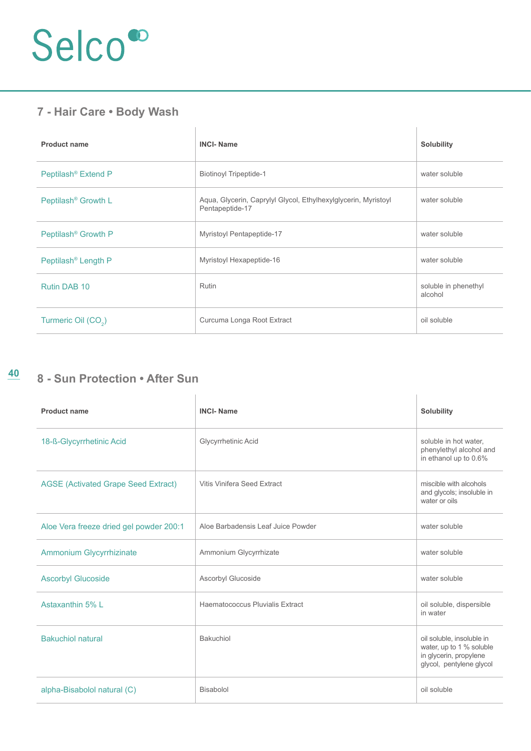## 7 - Hair Care • Body Wash

| Product name | INCI- Name | Solubility |
|---|---|---|
| Peptilash® Extend P | Biotinoyl Tripeptide-1 | water soluble |
| Peptilash® Growth L | Aqua, Glycerin, Caprylyl Glycol, Ethylhexylglycerin, Myristoyl Pentapeptide-17 | water soluble |
| Peptilash® Growth P | Myristoyl Pentapeptide-17 | water soluble |
| Peptilash® Length P | Myristoyl Hexapeptide-16 | water soluble |
| Rutin DAB 10 | Rutin | soluble in phenethyl alcohol |
| Turmeric Oil ($CO_2$) | Curcuma Longa Root Extract | oil soluble |

## 8 - Sun Protection • After Sun

| Product name | INCI- Name | Solubility |
|---|---|---|
| 18-ß-Glycyrrhetinic Acid | Glycyrrhetinic Acid | soluble in hot water, phenylethyl alcohol and in ethanol up to 0.6% |
| AGSE (Activated Grape Seed Extract) | Vitis Vinifera Seed Extract | miscible with alcohols and glycols; insoluble in water or oils |
| Aloe Vera freeze dried gel powder 200:1 | Aloe Barbadensis Leaf Juice Powder | water soluble |
| Ammonium Glycyrrhizinate | Ammonium Glycyrrhizate | water soluble |
| Ascorbyl Glucoside | Ascorbyl Glucoside | water soluble |
| Astaxanthin 5% L | Haematococcus Pluvialis Extract | oil soluble, dispersible in water |
| Bakuchiol natural | Bakuchiol | oil soluble, insoluble in water, up to 1 % soluble in glycerin, propylene glycol, pentylene glycol |
| alpha-Bisabolol natural (C) | Bisabolol | oil soluble |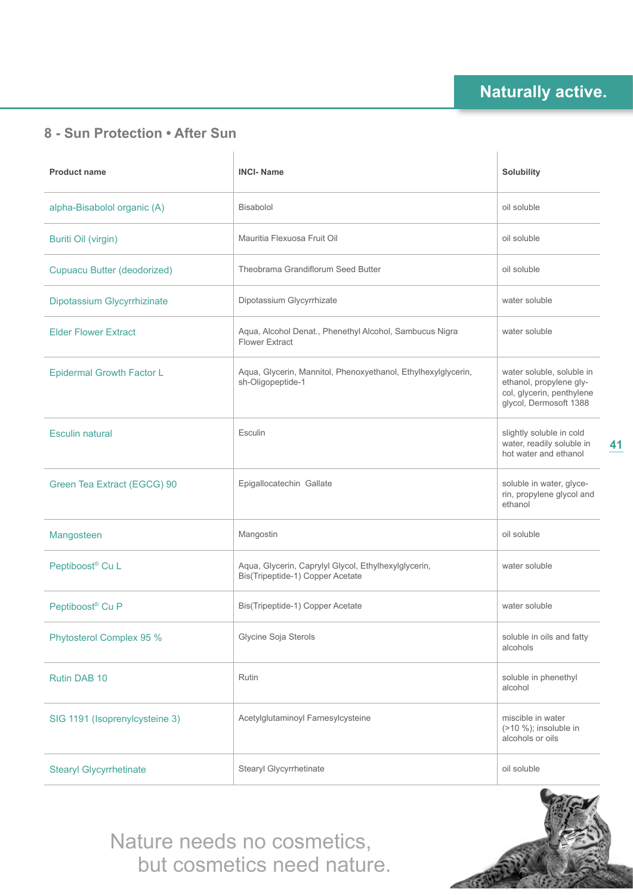## 8 - Sun Protection • After Sun

| Product name | INCI- Name | Solubility |
|---|---|---|
| alpha-Bisabolol organic (A) | Bisabolol | oil soluble |
| Buriti Oil (virgin) | Mauritia Flexuosa Fruit Oil | oil soluble |
| Cupuacu Butter (deodorized) | Theobrama Grandiflorum Seed Butter | oil soluble |
| Dipotassium Glycyrrhizinate | Dipotassium Glycyrrhizate | water soluble |
| Elder Flower Extract | Aqua, Alcohol Denat., Phenethyl Alcohol, Sambucus Nigra Flower Extract | water soluble |
| Epidermal Growth Factor L | Aqua, Glycerin, Mannitol, Phenoxyethanol, Ethylhexylglycerin, sh-Oligopeptide-1 | water soluble, soluble in ethanol, propylene glycol, glycerin, penthylene glycol, Dermosoft 1388 |
| Esculin natural | Esculin | slightly soluble in cold water, readily soluble in hot water and ethanol |
| Green Tea Extract (EGCG) 90 | Epigallocatechin Gallate | soluble in water, glycerin, propylene glycol and ethanol |
| Mangosteen | Mangostin | oil soluble |
| Peptiboost® Cu L | Aqua, Glycerin, Caprylyl Glycol, Ethylhexylglycerin, Bis(Tripeptide-1) Copper Acetate | water soluble |
| Peptiboost® Cu P | Bis(Tripeptide-1) Copper Acetate | water soluble |
| Phytosterol Complex 95 % | Glycine Soja Sterols | soluble in oils and fatty alcohols |
| Rutin DAB 10 | Rutin | soluble in phenethyl alcohol |
| SIG 1191 (Isoprenylcysteine 3) | Acetylglutaminoyl Farnesylcysteine | miscible in water (>10 %); insoluble in alcohols or oils |
| Stearyl Glycyrrhetinate | Stearyl Glycyrrhetinate | oil soluble |

Nature needs no cosmetics,
but cosmetics need nature.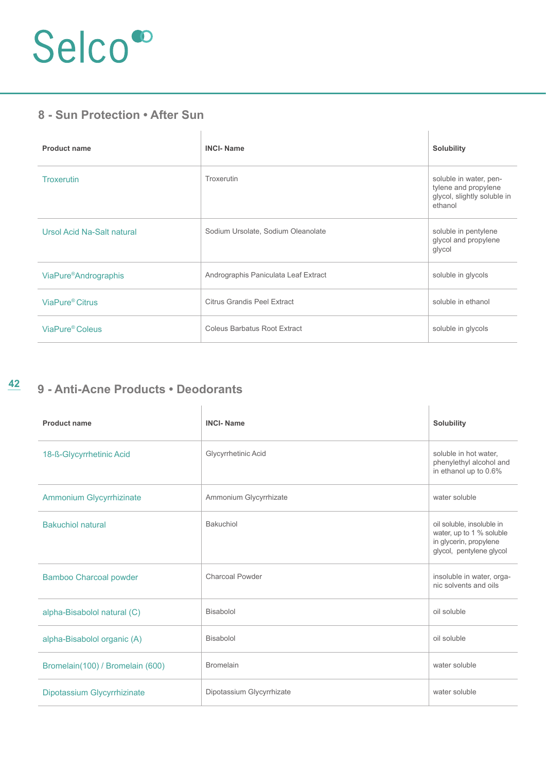## 8 - Sun Protection • After Sun

| Product name | INCI- Name | Solubility |
|---|---|---|
| Troxerutin | Troxerutin | soluble in water, pentylene and propylene glycol, slightly soluble in ethanol |
| Ursol Acid Na-Salt natural | Sodium Ursolate, Sodium Oleanolate | soluble in pentylene glycol and propylene glycol |
| ViaPure®Andrographis | Andrographis Paniculata Leaf Extract | soluble in glycols |
| ViaPure® Citrus | Citrus Grandis Peel Extract | soluble in ethanol |
| ViaPure® Coleus | Coleus Barbatus Root Extract | soluble in glycols |

## 9 - Anti-Acne Products • Deodorants

| Product name | INCI- Name | Solubility |
|---|---|---|
| 18-ß-Glycyrrhetinic Acid | Glycyrrhetinic Acid | soluble in hot water, phenylethyl alcohol and in ethanol up to 0.6% |
| Ammonium Glycyrrhizinate | Ammonium Glycyrrhizate | water soluble |
| Bakuchiol natural | Bakuchiol | oil soluble, insoluble in water, up to 1 % soluble in glycerin, propylene glycol, pentylene glycol |
| Bamboo Charcoal powder | Charcoal Powder | insoluble in water, organic solvents and oils |
| alpha-Bisabolol natural (C) | Bisabolol | oil soluble |
| alpha-Bisabolol organic (A) | Bisabolol | oil soluble |
| Bromelain(100) / Bromelain (600) | Bromelain | water soluble |
| Dipotassium Glycyrrhizinate | Dipotassium Glycyrrhizate | water soluble |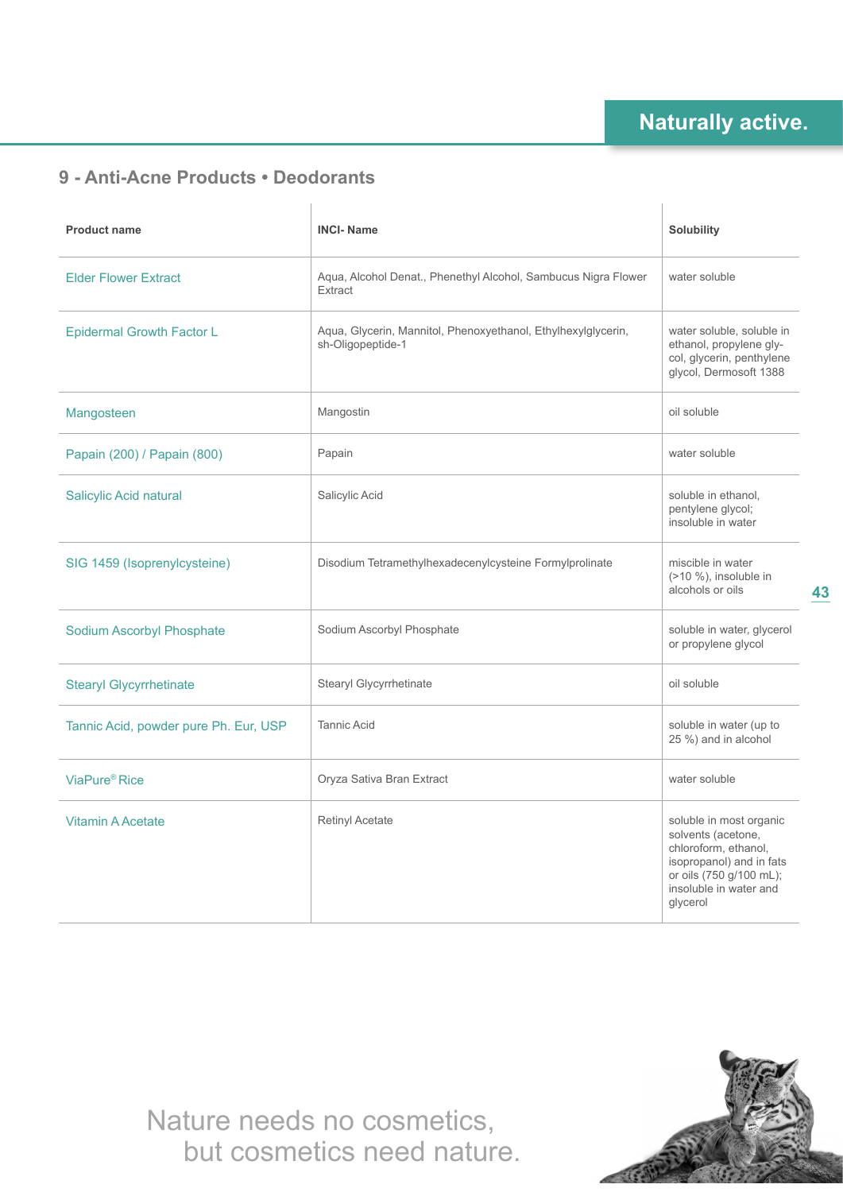## 9 - Anti-Acne Products • Deodorants

| Product name | INCI- Name | Solubility |
|---|---|---|
| Elder Flower Extract | Aqua, Alcohol Denat., Phenethyl Alcohol, Sambucus Nigra Flower Extract | water soluble |
| Epidermal Growth Factor L | Aqua, Glycerin, Mannitol, Phenoxyethanol, Ethylhexylglycerin, sh-Oligopeptide-1 | water soluble, soluble in ethanol, propylene gly-col, glycerin, penthylene glycol, Dermosoft 1388 |
| Mangosteen | Mangostin | oil soluble |
| Papain (200) / Papain (800) | Papain | water soluble |
| Salicylic Acid natural | Salicylic Acid | soluble in ethanol, pentylene glycol; insoluble in water |
| SIG 1459 (Isoprenylcysteine) | Disodium Tetramethylhexadecenylcysteine Formylprolinate | miscible in water (>10 %), insoluble in alcohols or oils |
| Sodium Ascorbyl Phosphate | Sodium Ascorbyl Phosphate | soluble in water, glycerol or propylene glycol |
| Stearyl Glycyrrhetinate | Stearyl Glycyrrhetinate | oil soluble |
| Tannic Acid, powder pure Ph. Eur, USP | Tannic Acid | soluble in water (up to 25 %) and in alcohol |
| ViaPure® Rice | Oryza Sativa Bran Extract | water soluble |
| Vitamin A Acetate | Retinyl Acetate | soluble in most organic solvents (acetone, chloroform, ethanol, isopropanol) and in fats or oils (750 g/100 mL); insoluble in water and glycerol |

Nature needs no cosmetics,
but cosmetics need nature.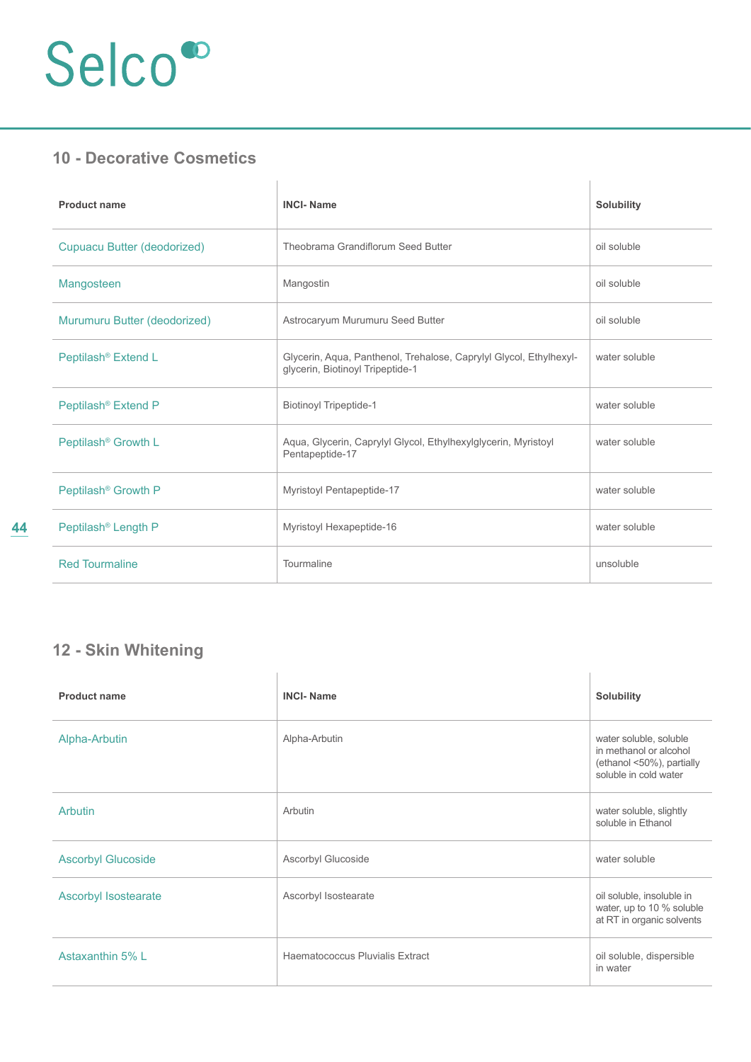Selco

## 10 - Decorative Cosmetics

| Product name | INCI- Name | Solubility |
|---|---|---|
| Cupuacu Butter (deodorized) | Theobrama Grandiflorum Seed Butter | oil soluble |
| Mangosteen | Mangostin | oil soluble |
| Murumuru Butter (deodorized) | Astrocaryum Murumuru Seed Butter | oil soluble |
| Peptilash® Extend L | Glycerin, Aqua, Panthenol, Trehalose, Caprylyl Glycol, Ethylhexyl-glycerin, Biotinoyl Tripeptide-1 | water soluble |
| Peptilash® Extend P | Biotinoyl Tripeptide-1 | water soluble |
| Peptilash® Growth L | Aqua, Glycerin, Caprylyl Glycol, Ethylhexylglycerin, Myristoyl Pentapeptide-17 | water soluble |
| Peptilash® Growth P | Myristoyl Pentapeptide-17 | water soluble |
| Peptilash® Length P | Myristoyl Hexapeptide-16 | water soluble |
| Red Tourmaline | Tourmaline | unsoluble |

## 12 - Skin Whitening

| Product name | INCI- Name | Solubility |
|---|---|---|
| Alpha-Arbutin | Alpha-Arbutin | water soluble, soluble in methanol or alcohol (ethanol <50%), partially soluble in cold water |
| Arbutin | Arbutin | water soluble, slightly soluble in Ethanol |
| Ascorbyl Glucoside | Ascorbyl Glucoside | water soluble |
| Ascorbyl Isostearate | Ascorbyl Isostearate | oil soluble, insoluble in water, up to 10 % soluble at RT in organic solvents |
| Astaxanthin 5% L | Haematococcus Pluvialis Extract | oil soluble, dispersible in water |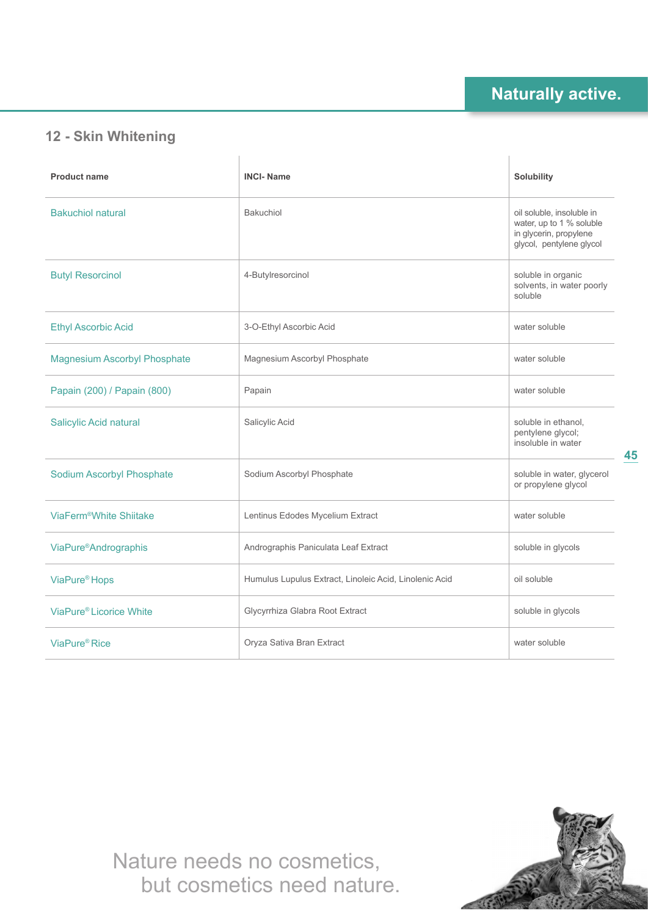## 12 - Skin Whitening

| Product name | INCI- Name | Solubility |
|---|---|---|
| Bakuchiol natural | Bakuchiol | oil soluble, insoluble in water, up to 1 % soluble in glycerin, propylene glycol, pentylene glycol |
| Butyl Resorcinol | 4-Butylresorcinol | soluble in organic solvents, in water poorly soluble |
| Ethyl Ascorbic Acid | 3-O-Ethyl Ascorbic Acid | water soluble |
| Magnesium Ascorbyl Phosphate | Magnesium Ascorbyl Phosphate | water soluble |
| Papain (200) / Papain (800) | Papain | water soluble |
| Salicylic Acid natural | Salicylic Acid | soluble in ethanol, pentylene glycol; insoluble in water |
| Sodium Ascorbyl Phosphate | Sodium Ascorbyl Phosphate | soluble in water, glycerol or propylene glycol |
| ViaFerm®White Shiitake | Lentinus Edodes Mycelium Extract | water soluble |
| ViaPure®Andrographis | Andrographis Paniculata Leaf Extract | soluble in glycols |
| ViaPure® Hops | Humulus Lupulus Extract, Linoleic Acid, Linolenic Acid | oil soluble |
| ViaPure® Licorice White | Glycyrrhiza Glabra Root Extract | soluble in glycols |
| ViaPure® Rice | Oryza Sativa Bran Extract | water soluble |

Nature needs no cosmetics,
but cosmetics need nature.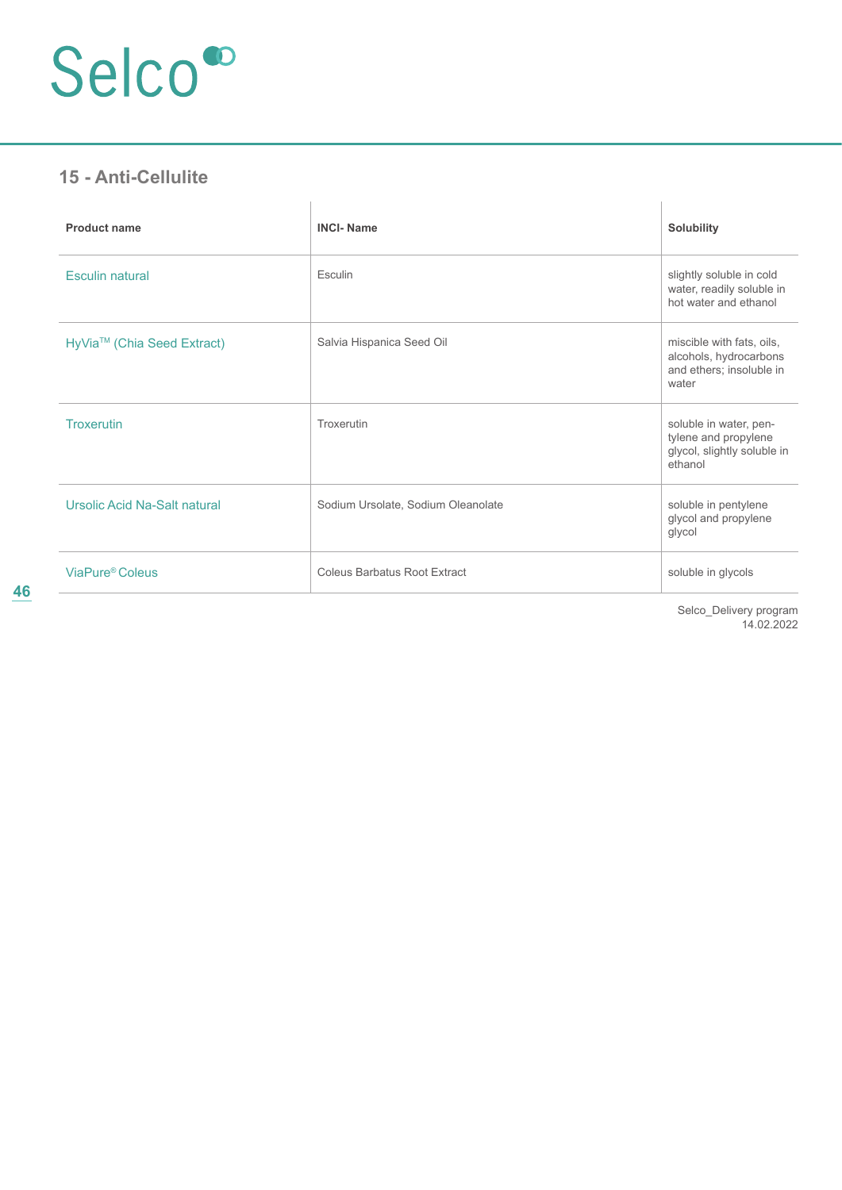## 15 - Anti-Cellulite

| Product name | INCI- Name | Solubility |
|---|---|---|
| Esculin natural | Esculin | slightly soluble in cold water, readily soluble in hot water and ethanol |
| HyVia™ (Chia Seed Extract) | Salvia Hispanica Seed Oil | miscible with fats, oils, alcohols, hydrocarbons and ethers; insoluble in water |
| Troxerutin | Troxerutin | soluble in water, pentylene and propylene glycol, slightly soluble in ethanol |
| Ursolic Acid Na-Salt natural | Sodium Ursolate, Sodium Oleanolate | soluble in pentylene glycol and propylene glycol |
| ViaPure® Coleus | Coleus Barbatus Root Extract | soluble in glycols |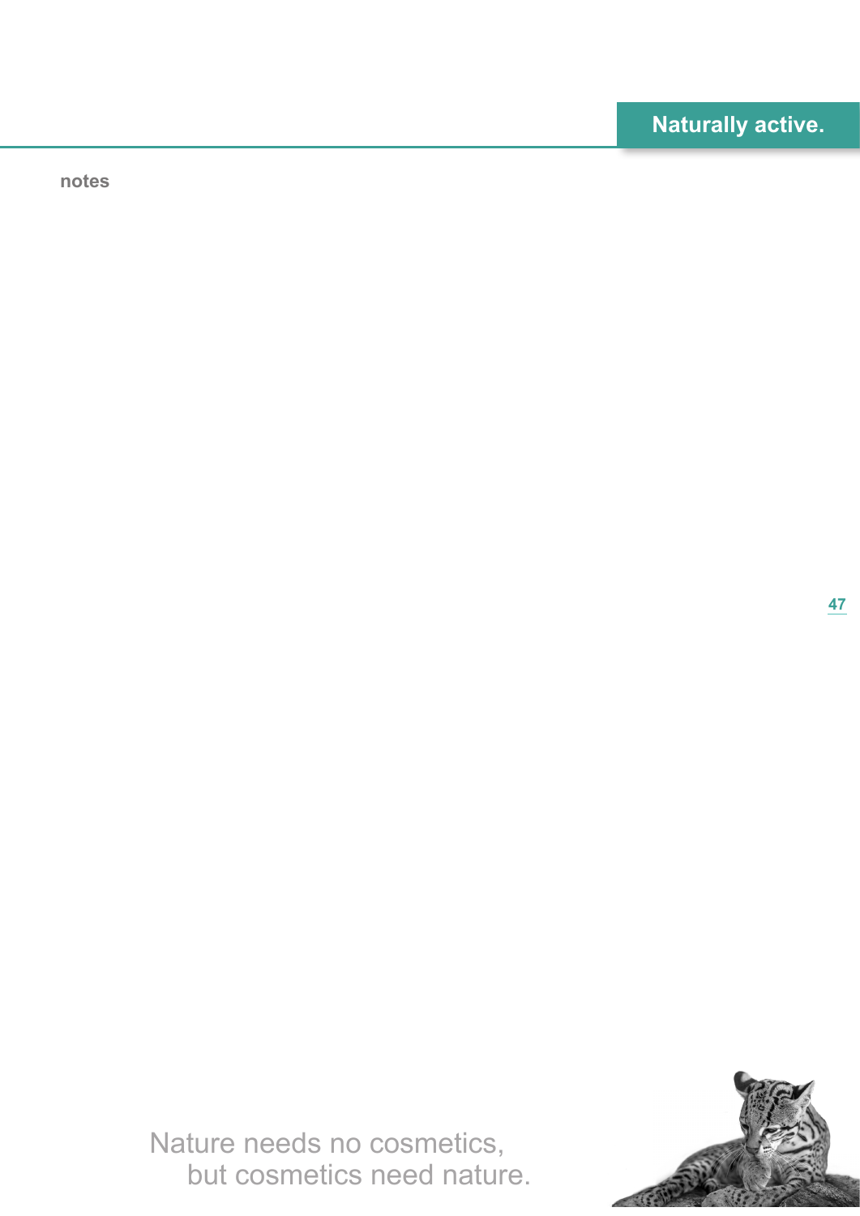**notes**

Nature needs no cosmetics,
but cosmetics need nature.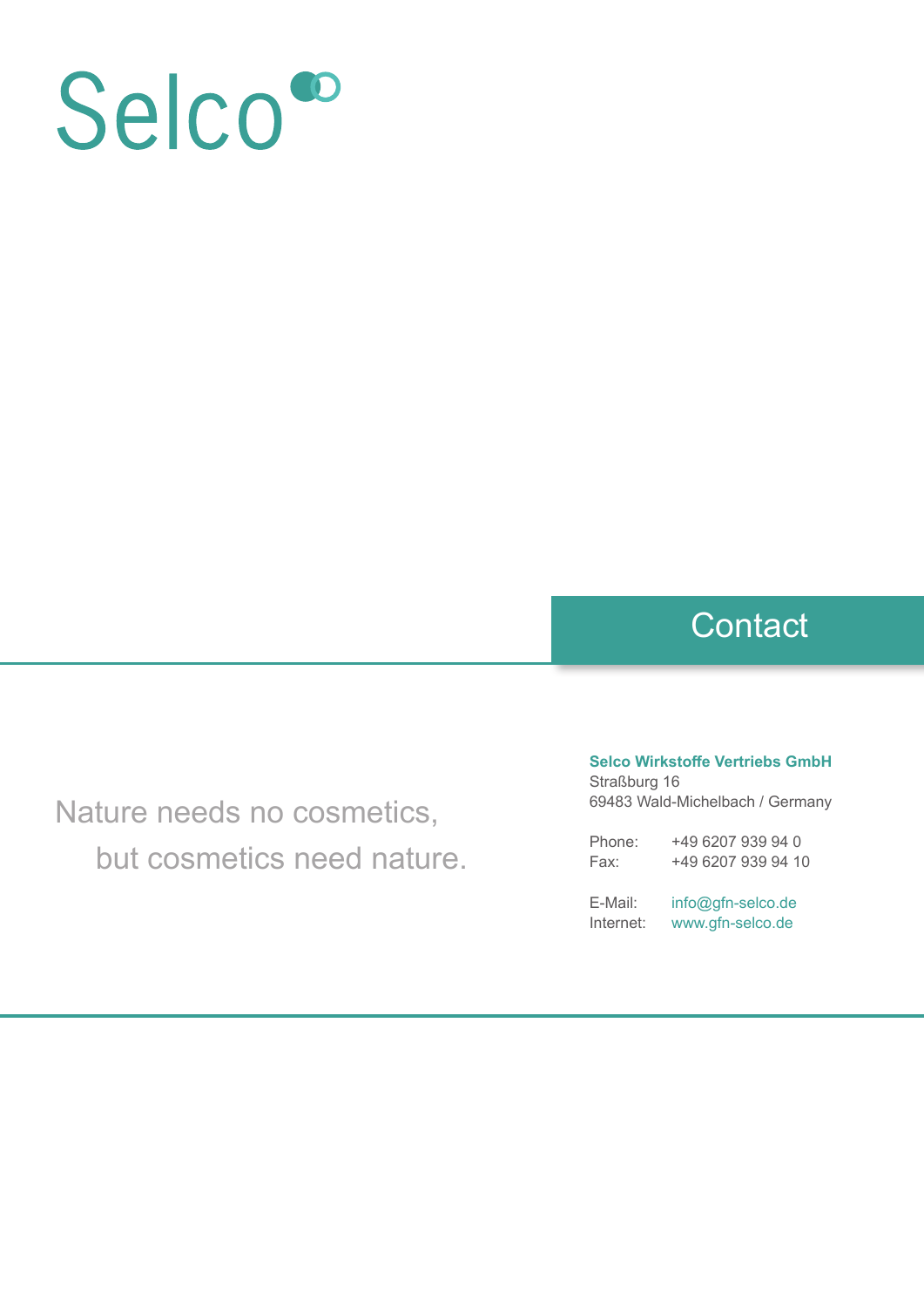# Selco

## Contact

Nature needs no cosmetics,
but cosmetics need nature.

**Selco Wirkstoffe Vertriebs GmbH**
Straßburg 16
69483 Wald-Michelbach / Germany

Phone: +49 6207 939 94 0
Fax: +49 6207 939 94 10

E-Mail: info@gfn-selco.de
Internet: www.gfn-selco.de